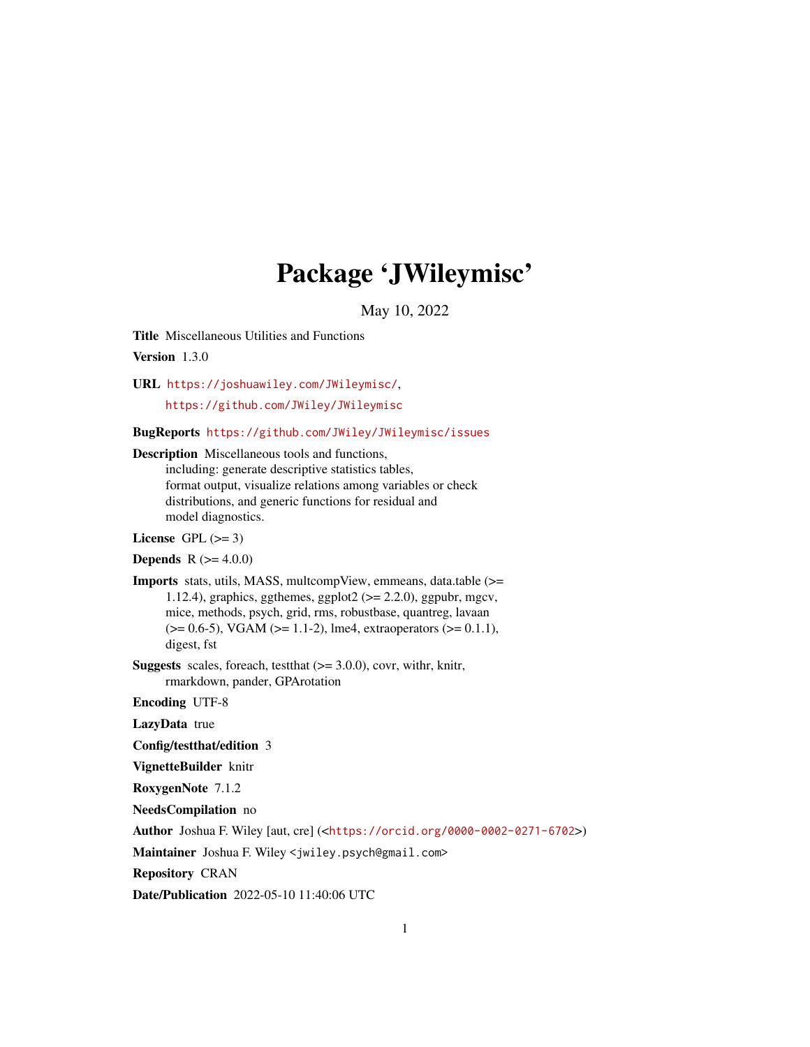# Package 'JWileymisc'

May 10, 2022

**Title** Miscellaneous Utilities and Functions

**Version** 1.3.0

**URL** https://joshuawiley.com/JWileymisc/,
https://github.com/JWiley/JWileymisc

**BugReports** https://github.com/JWiley/JWileymisc/issues

**Description** Miscellaneous tools and functions,
including: generate descriptive statistics tables,
format output, visualize relations among variables or check
distributions, and generic functions for residual and
model diagnostics.

**License** GPL (>= 3)

**Depends** R (>= 4.0.0)

**Imports** stats, utils, MASS, multcompView, emmeans, data.table (>=
1.12.4), graphics, ggthemes, ggplot2 (>= 2.2.0), ggpubr, mgcv,
mice, methods, psych, grid, rms, robustbase, quantreg, lavaan
(>= 0.6-5), VGAM (>= 1.1-2), lme4, extraoperators (>= 0.1.1),
digest, fst

**Suggests** scales, foreach, testthat (>= 3.0.0), covr, withr, knitr,
rmarkdown, pander, GPArotation

**Encoding** UTF-8

**LazyData** true

**Config/testthat/edition** 3

**VignetteBuilder** knitr

**RoxygenNote** 7.1.2

**NeedsCompilation** no

**Author** Joshua F. Wiley [aut, cre] (<https://orcid.org/0000-0002-0271-6702>)

**Maintainer** Joshua F. Wiley <jwiley.psych@gmail.com>

**Repository** CRAN

**Date/Publication** 2022-05-10 11:40:06 UTC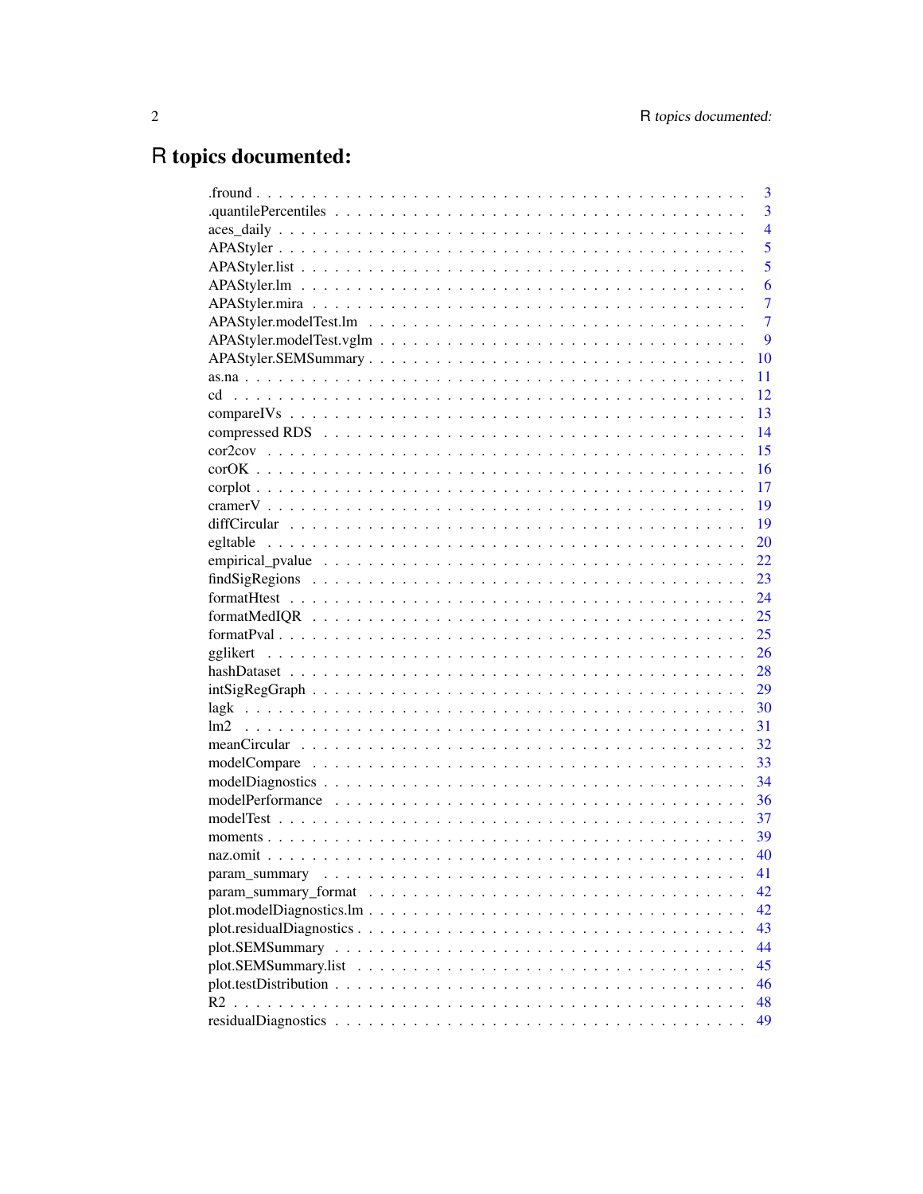# R topics documented:

| | |
|---|---|
| .fround | 3 |
| .quantilePercentiles | 3 |
| aces_daily | 4 |
| APAStyler | 5 |
| APAStyler.list | 5 |
| APAStyler.lm | 6 |
| APAStyler.mira | 7 |
| APAStyler.modelTest.lm | 7 |
| APAStyler.modelTest.vglm | 9 |
| APAStyler.SEMSummary | 10 |
| as.na | 11 |
| cd | 12 |
| compareIVs | 13 |
| compressed RDS | 14 |
| cor2cov | 15 |
| corOK | 16 |
| corplot | 17 |
| cramerV | 19 |
| diffCircular | 19 |
| egltable | 20 |
| empirical_pvalue | 22 |
| findSigRegions | 23 |
| formatHtest | 24 |
| formatMedIQR | 25 |
| formatPval | 25 |
| gglikert | 26 |
| hashDataset | 28 |
| intSigRegGraph | 29 |
| lagk | 30 |
| lm2 | 31 |
| meanCircular | 32 |
| modelCompare | 33 |
| modelDiagnostics | 34 |
| modelPerformance | 36 |
| modelTest | 37 |
| moments | 39 |
| naz.omit | 40 |
| param_summary | 41 |
| param_summary_format | 42 |
| plot.modelDiagnostics.lm | 42 |
| plot.residualDiagnostics | 43 |
| plot.SEMSummary | 44 |
| plot.SEMSummary.list | 45 |
| plot.testDistribution | 46 |
| R2 | 48 |
| residualDiagnostics | 49 |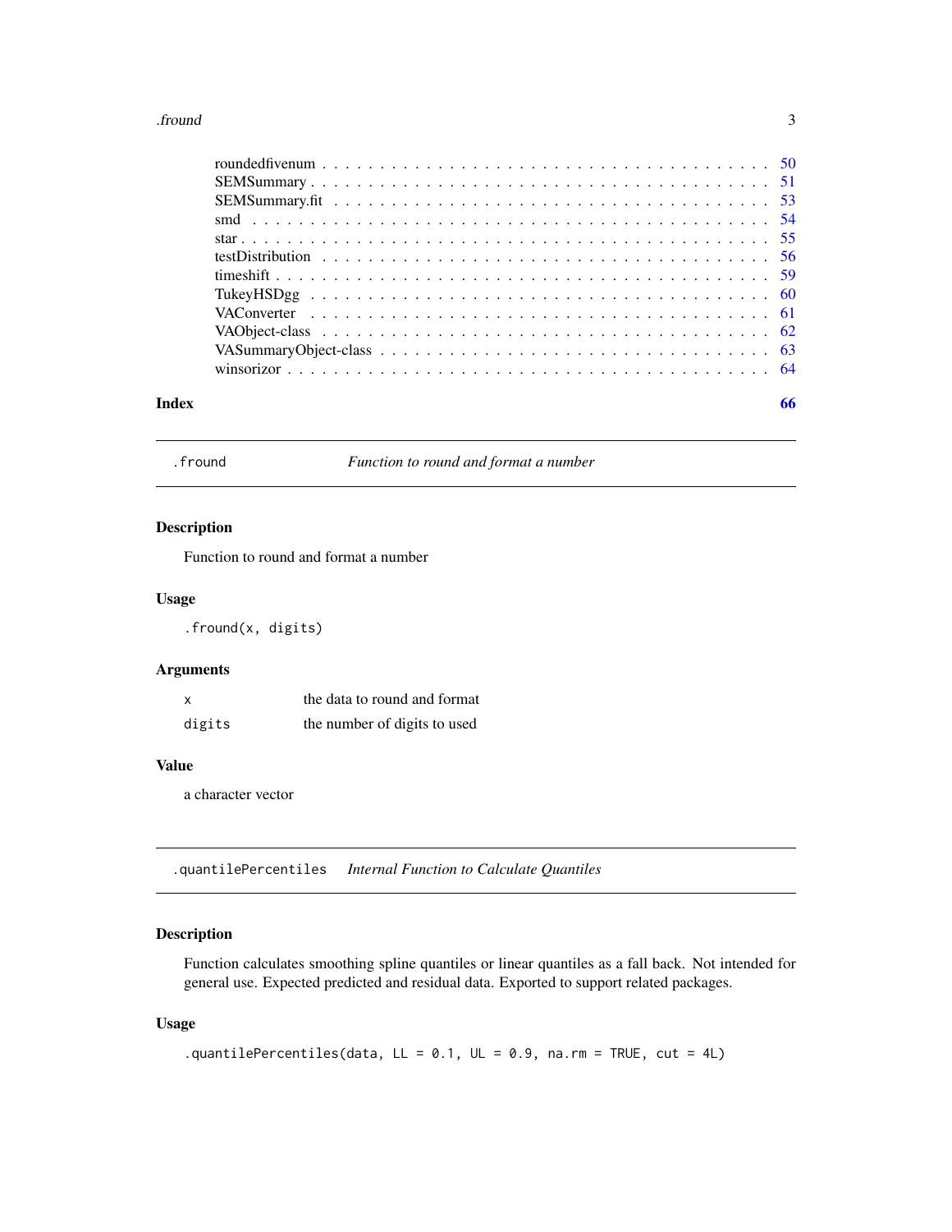roundedfivenum . . . . . . . . . . . . . . . . . . . . . . . . . . . . . . . . . . . . 50
SEMSummary . . . . . . . . . . . . . . . . . . . . . . . . . . . . . . . . . . . . . . 51
SEMSummary.fit . . . . . . . . . . . . . . . . . . . . . . . . . . . . . . . . . . . . 53
smd . . . . . . . . . . . . . . . . . . . . . . . . . . . . . . . . . . . . . . . . . . 54
star . . . . . . . . . . . . . . . . . . . . . . . . . . . . . . . . . . . . . . . . . 55
testDistribution . . . . . . . . . . . . . . . . . . . . . . . . . . . . . . . . . . . 56
timeshift . . . . . . . . . . . . . . . . . . . . . . . . . . . . . . . . . . . . . . . 59
TukeyHSDgg . . . . . . . . . . . . . . . . . . . . . . . . . . . . . . . . . . . . . . 60
VAConverter . . . . . . . . . . . . . . . . . . . . . . . . . . . . . . . . . . . . . . 61
VAObject-class . . . . . . . . . . . . . . . . . . . . . . . . . . . . . . . . . . . . . 62
VASummaryObject-class . . . . . . . . . . . . . . . . . . . . . . . . . . . . . . . . . 63
winsorizor . . . . . . . . . . . . . . . . . . . . . . . . . . . . . . . . . . . . . . . 64

**Index** **66**

---

`.fround` *Function to round and format a number*

---

### Description

Function to round and format a number

### Usage

```
.fround(x, digits)
```

### Arguments

| | |
|---|---|
| `x` | the data to round and format |
| `digits` | the number of digits to used |

### Value

a character vector

---

`.quantilePercentiles` *Internal Function to Calculate Quantiles*

---

### Description

Function calculates smoothing spline quantiles or linear quantiles as a fall back. Not intended for general use. Expected predicted and residual data. Exported to support related packages.

### Usage

```
.quantilePercentiles(data, LL = 0.1, UL = 0.9, na.rm = TRUE, cut = 4L)
```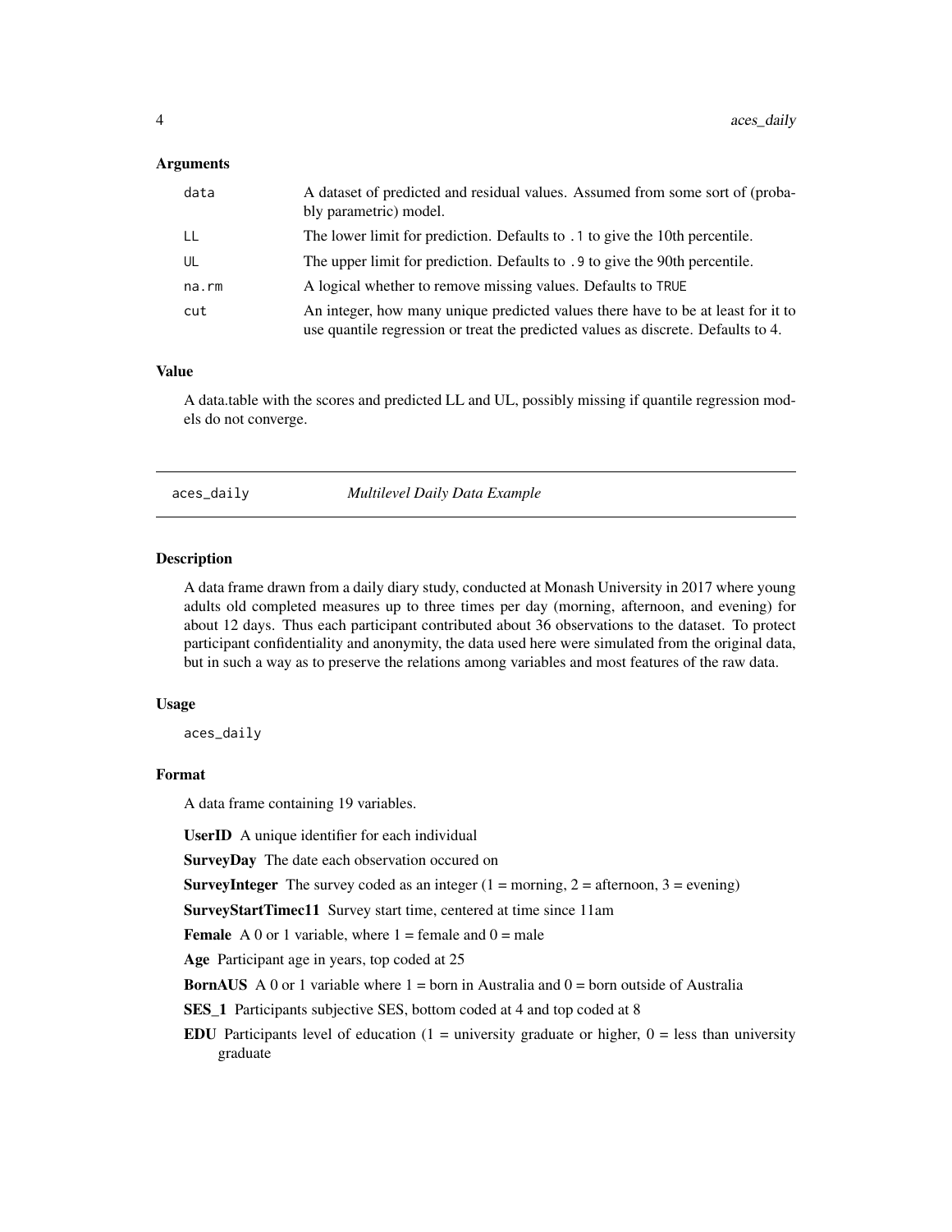### Arguments

| | |
|---|---|
| data | A dataset of predicted and residual values. Assumed from some sort of (probably parametric) model. |
| LL | The lower limit for prediction. Defaults to `.1` to give the 10th percentile. |
| UL | The upper limit for prediction. Defaults to `.9` to give the 90th percentile. |
| na.rm | A logical whether to remove missing values. Defaults to `TRUE` |
| cut | An integer, how many unique predicted values there have to be at least for it to use quantile regression or treat the predicted values as discrete. Defaults to 4. |

### Value

A data.table with the scores and predicted LL and UL, possibly missing if quantile regression models do not converge.

---

## aces_daily — *Multilevel Daily Data Example*

### Description

A data frame drawn from a daily diary study, conducted at Monash University in 2017 where young adults old completed measures up to three times per day (morning, afternoon, and evening) for about 12 days. Thus each participant contributed about 36 observations to the dataset. To protect participant confidentiality and anonymity, the data used here were simulated from the original data, but in such a way as to preserve the relations among variables and most features of the raw data.

### Usage

```
aces_daily
```

### Format

A data frame containing 19 variables.

**UserID** A unique identifier for each individual

**SurveyDay** The date each observation occured on

**SurveyInteger** The survey coded as an integer (1 = morning, 2 = afternoon, 3 = evening)

**SurveyStartTimec11** Survey start time, centered at time since 11am

**Female** A 0 or 1 variable, where 1 = female and 0 = male

**Age** Participant age in years, top coded at 25

**BornAUS** A 0 or 1 variable where 1 = born in Australia and 0 = born outside of Australia

**SES_1** Participants subjective SES, bottom coded at 4 and top coded at 8

**EDU** Participants level of education (1 = university graduate or higher, 0 = less than university graduate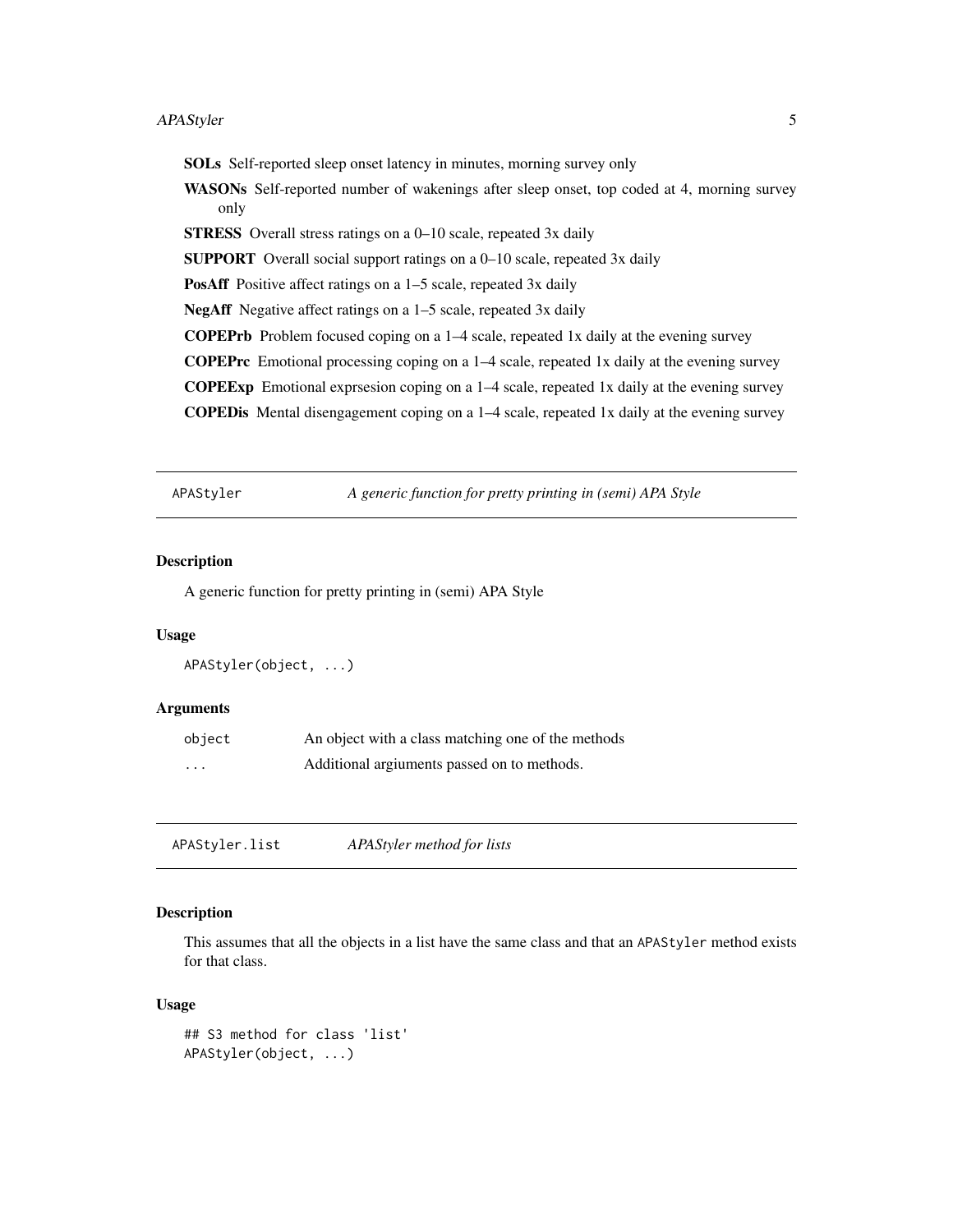**SOLs** Self-reported sleep onset latency in minutes, morning survey only

**WASONs** Self-reported number of wakenings after sleep onset, top coded at 4, morning survey only

**STRESS** Overall stress ratings on a 0–10 scale, repeated 3x daily

**SUPPORT** Overall social support ratings on a 0–10 scale, repeated 3x daily

**PosAff** Positive affect ratings on a 1–5 scale, repeated 3x daily

**NegAff** Negative affect ratings on a 1–5 scale, repeated 3x daily

**COPEPrb** Problem focused coping on a 1–4 scale, repeated 1x daily at the evening survey

**COPEPrc** Emotional processing coping on a 1–4 scale, repeated 1x daily at the evening survey

**COPEExp** Emotional exprsesion coping on a 1–4 scale, repeated 1x daily at the evening survey

**COPEDis** Mental disengagement coping on a 1–4 scale, repeated 1x daily at the evening survey

---

## `APAStyler` — *A generic function for pretty printing in (semi) APA Style*

### Description

A generic function for pretty printing in (semi) APA Style

### Usage

```
APAStyler(object, ...)
```

### Arguments

| | |
|---|---|
| `object` | An object with a class matching one of the methods |
| `...` | Additional argiuments passed on to methods. |

---

## `APAStyler.list` — *APAStyler method for lists*

### Description

This assumes that all the objects in a list have the same class and that an `APAStyler` method exists for that class.

### Usage

```
## S3 method for class 'list'
APAStyler(object, ...)
```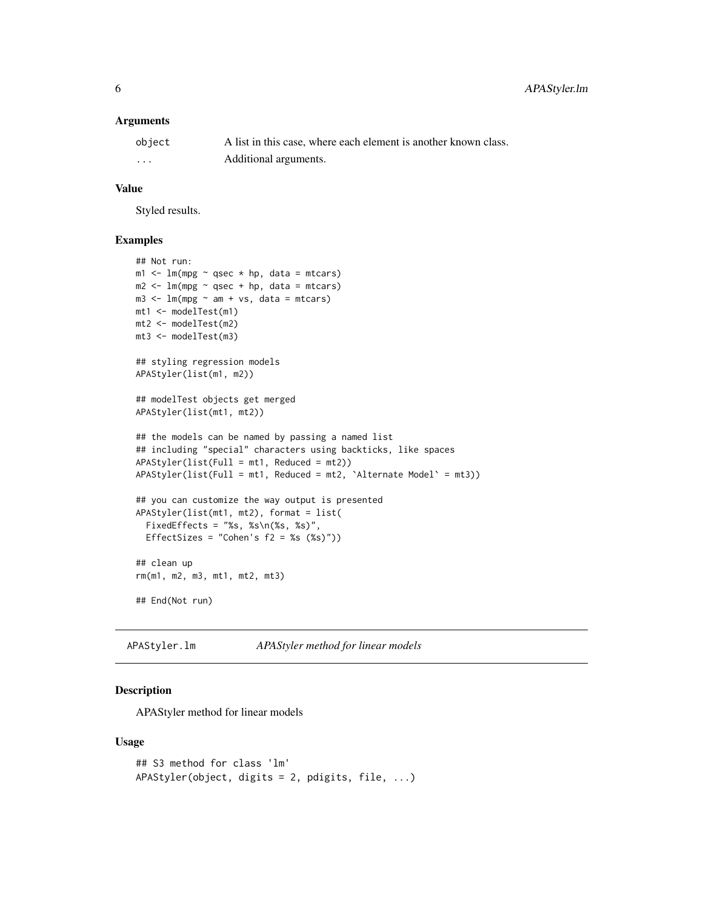### Arguments

| | |
|---|---|
| `object` | A list in this case, where each element is another known class. |
| `...` | Additional arguments. |

### Value

Styled results.

### Examples

```
## Not run:
m1 <- lm(mpg ~ qsec * hp, data = mtcars)
m2 <- lm(mpg ~ qsec + hp, data = mtcars)
m3 <- lm(mpg ~ am + vs, data = mtcars)
mt1 <- modelTest(m1)
mt2 <- modelTest(m2)
mt3 <- modelTest(m3)

## styling regression models
APAStyler(list(m1, m2))

## modelTest objects get merged
APAStyler(list(mt1, mt2))

## the models can be named by passing a named list
## including "special" characters using backticks, like spaces
APAStyler(list(Full = mt1, Reduced = mt2))
APAStyler(list(Full = mt1, Reduced = mt2, `Alternate Model` = mt3))

## you can customize the way output is presented
APAStyler(list(mt1, mt2), format = list(
  FixedEffects = "%s, %s\n(%s, %s)",
  EffectSizes = "Cohen's f2 = %s (%s)"))

## clean up
rm(m1, m2, m3, mt1, mt2, mt3)

## End(Not run)
```

---

## `APAStyler.lm` *APAStyler method for linear models*

### Description

APAStyler method for linear models

### Usage

```
## S3 method for class 'lm'
APAStyler(object, digits = 2, pdigits, file, ...)
```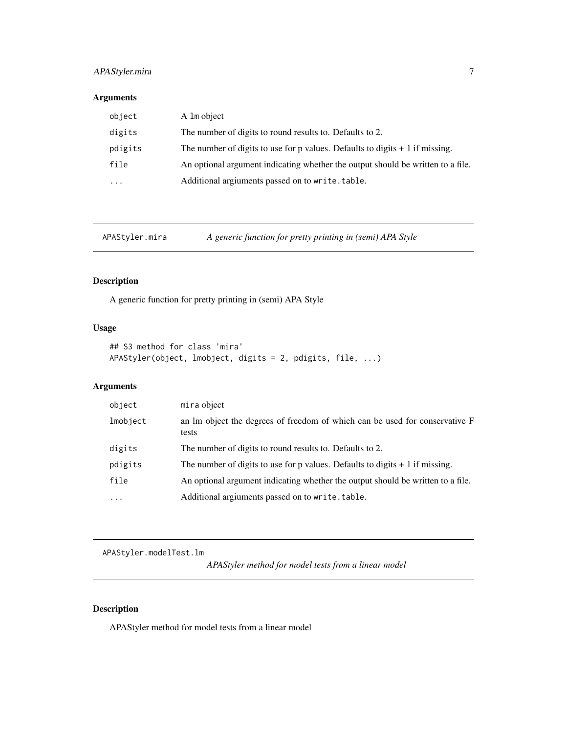## Arguments

| | |
|---|---|
| object | A lm object |
| digits | The number of digits to round results to. Defaults to 2. |
| pdigits | The number of digits to use for p values. Defaults to digits + 1 if missing. |
| file | An optional argument indicating whether the output should be written to a file. |
| ... | Additional argiuments passed on to `write.table`. |

---

# APAStyler.mira — *A generic function for pretty printing in (semi) APA Style*

## Description

A generic function for pretty printing in (semi) APA Style

## Usage

```
## S3 method for class 'mira'
APAStyler(object, lmobject, digits = 2, pdigits, file, ...)
```

## Arguments

| | |
|---|---|
| object | `mira` object |
| lmobject | an lm object the degrees of freedom of which can be used for conservative F tests |
| digits | The number of digits to round results to. Defaults to 2. |
| pdigits | The number of digits to use for p values. Defaults to digits + 1 if missing. |
| file | An optional argument indicating whether the output should be written to a file. |
| ... | Additional argiuments passed on to `write.table`. |

---

# APAStyler.modelTest.lm — *APAStyler method for model tests from a linear model*

## Description

APAStyler method for model tests from a linear model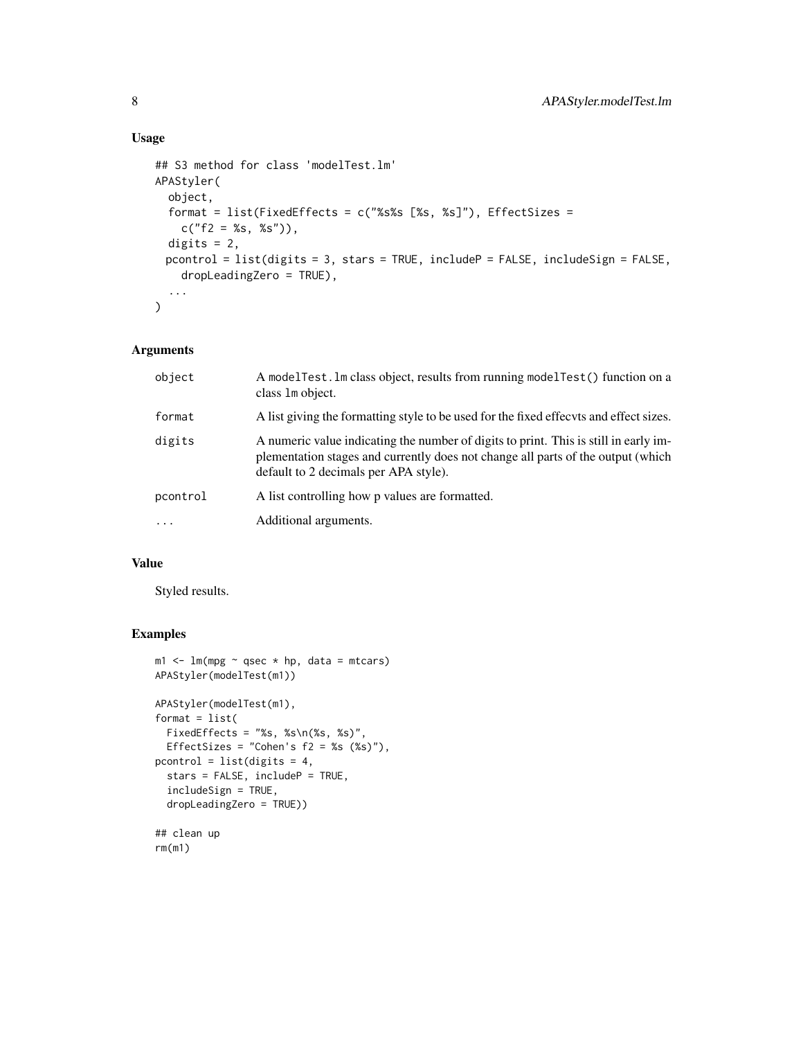## Usage

```
## S3 method for class 'modelTest.lm'
APAStyler(
  object,
  format = list(FixedEffects = c("%s%s [%s, %s]"), EffectSizes =
    c("f2 = %s, %s")),
  digits = 2,
  pcontrol = list(digits = 3, stars = TRUE, includeP = FALSE, includeSign = FALSE,
    dropLeadingZero = TRUE),
  ...
)
```

## Arguments

| | |
|---|---|
| `object` | A `modelTest.lm` class object, results from running `modelTest()` function on a class `lm` object. |
| `format` | A list giving the formatting style to be used for the fixed effecvts and effect sizes. |
| `digits` | A numeric value indicating the number of digits to print. This is still in early implementation stages and currently does not change all parts of the output (which default to 2 decimals per APA style). |
| `pcontrol` | A list controlling how p values are formatted. |
| `...` | Additional arguments. |

## Value

Styled results.

## Examples

```
m1 <- lm(mpg ~ qsec * hp, data = mtcars)
APAStyler(modelTest(m1))

APAStyler(modelTest(m1),
format = list(
  FixedEffects = "%s, %s\n(%s, %s)",
  EffectSizes = "Cohen's f2 = %s (%s)"),
pcontrol = list(digits = 4,
  stars = FALSE, includeP = TRUE,
  includeSign = TRUE,
  dropLeadingZero = TRUE))

## clean up
rm(m1)
```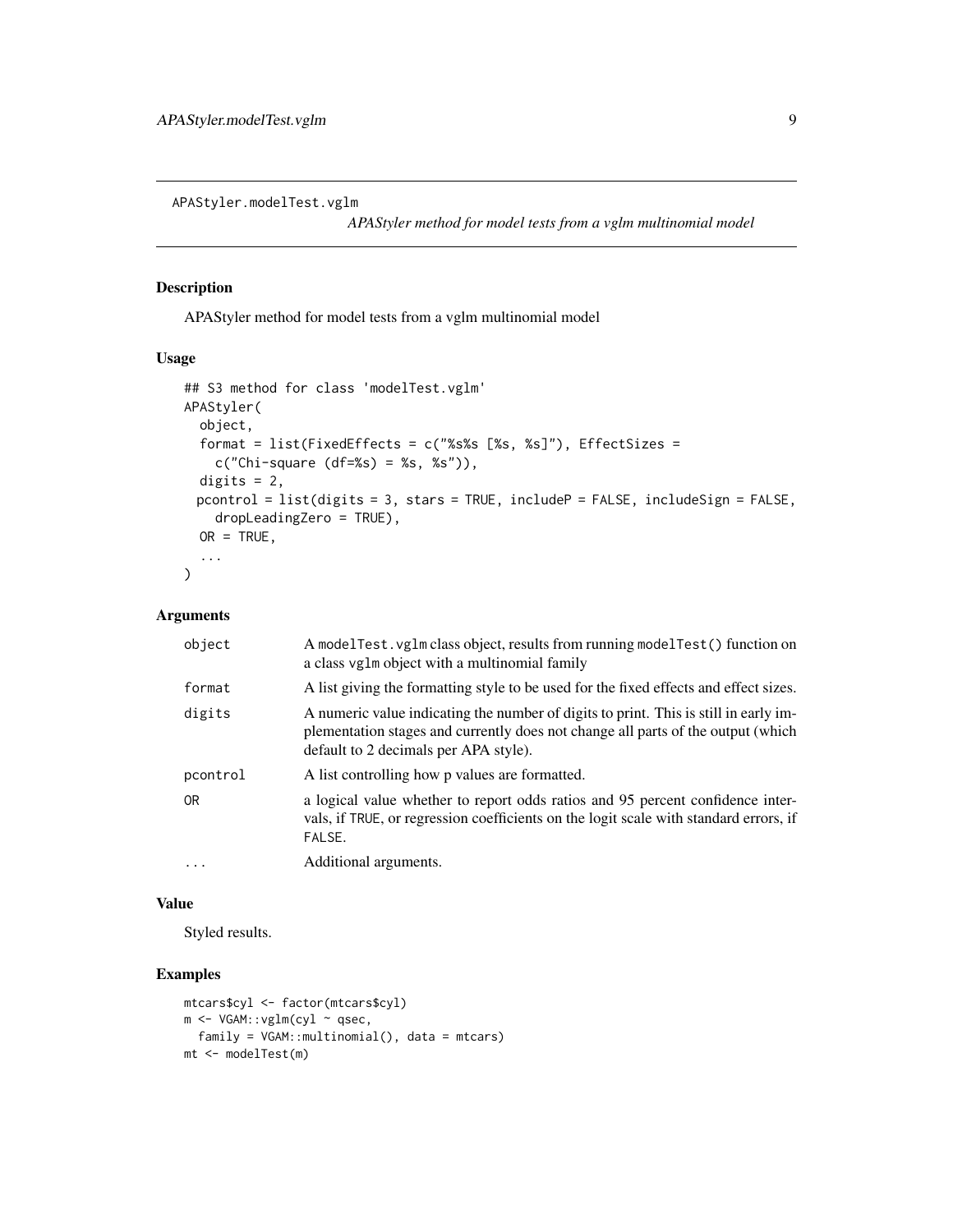APAStyler.modelTest.vglm

*APAStyler method for model tests from a vglm multinomial model*

## Description

APAStyler method for model tests from a vglm multinomial model

## Usage

```
## S3 method for class 'modelTest.vglm'
APAStyler(
  object,
  format = list(FixedEffects = c("%s%s [%s, %s]"), EffectSizes =
    c("Chi-square (df=%s) = %s, %s")),
  digits = 2,
  pcontrol = list(digits = 3, stars = TRUE, includeP = FALSE, includeSign = FALSE,
    dropLeadingZero = TRUE),
  OR = TRUE,
  ...
)
```

## Arguments

| | |
|---|---|
| object | A modelTest.vglm class object, results from running modelTest() function on a class vglm object with a multinomial family |
| format | A list giving the formatting style to be used for the fixed effects and effect sizes. |
| digits | A numeric value indicating the number of digits to print. This is still in early implementation stages and currently does not change all parts of the output (which default to 2 decimals per APA style). |
| pcontrol | A list controlling how p values are formatted. |
| OR | a logical value whether to report odds ratios and 95 percent confidence intervals, if TRUE, or regression coefficients on the logit scale with standard errors, if FALSE. |
| ... | Additional arguments. |

## Value

Styled results.

## Examples

```
mtcars$cyl <- factor(mtcars$cyl)
m <- VGAM::vglm(cyl ~ qsec,
  family = VGAM::multinomial(), data = mtcars)
mt <- modelTest(m)
```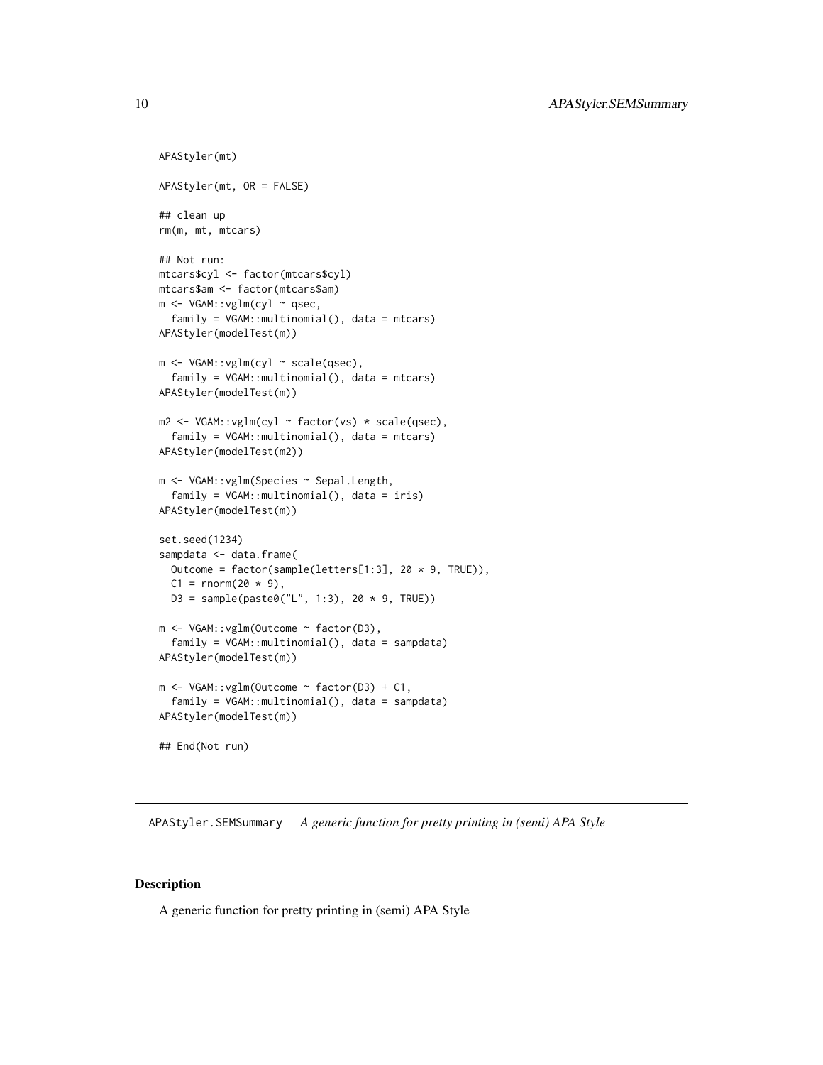```
APAStyler(mt)

APAStyler(mt, OR = FALSE)

## clean up
rm(m, mt, mtcars)

## Not run:
mtcars$cyl <- factor(mtcars$cyl)
mtcars$am <- factor(mtcars$am)
m <- VGAM::vglm(cyl ~ qsec,
  family = VGAM::multinomial(), data = mtcars)
APAStyler(modelTest(m))

m <- VGAM::vglm(cyl ~ scale(qsec),
  family = VGAM::multinomial(), data = mtcars)
APAStyler(modelTest(m))

m2 <- VGAM::vglm(cyl ~ factor(vs) * scale(qsec),
  family = VGAM::multinomial(), data = mtcars)
APAStyler(modelTest(m2))

m <- VGAM::vglm(Species ~ Sepal.Length,
  family = VGAM::multinomial(), data = iris)
APAStyler(modelTest(m))

set.seed(1234)
sampdata <- data.frame(
  Outcome = factor(sample(letters[1:3], 20 * 9, TRUE)),
  C1 = rnorm(20 * 9),
  D3 = sample(paste0("L", 1:3), 20 * 9, TRUE))

m <- VGAM::vglm(Outcome ~ factor(D3),
  family = VGAM::multinomial(), data = sampdata)
APAStyler(modelTest(m))

m <- VGAM::vglm(Outcome ~ factor(D3) + C1,
  family = VGAM::multinomial(), data = sampdata)
APAStyler(modelTest(m))

## End(Not run)
```

## APAStyler.SEMSummary *A generic function for pretty printing in (semi) APA Style*

### Description

A generic function for pretty printing in (semi) APA Style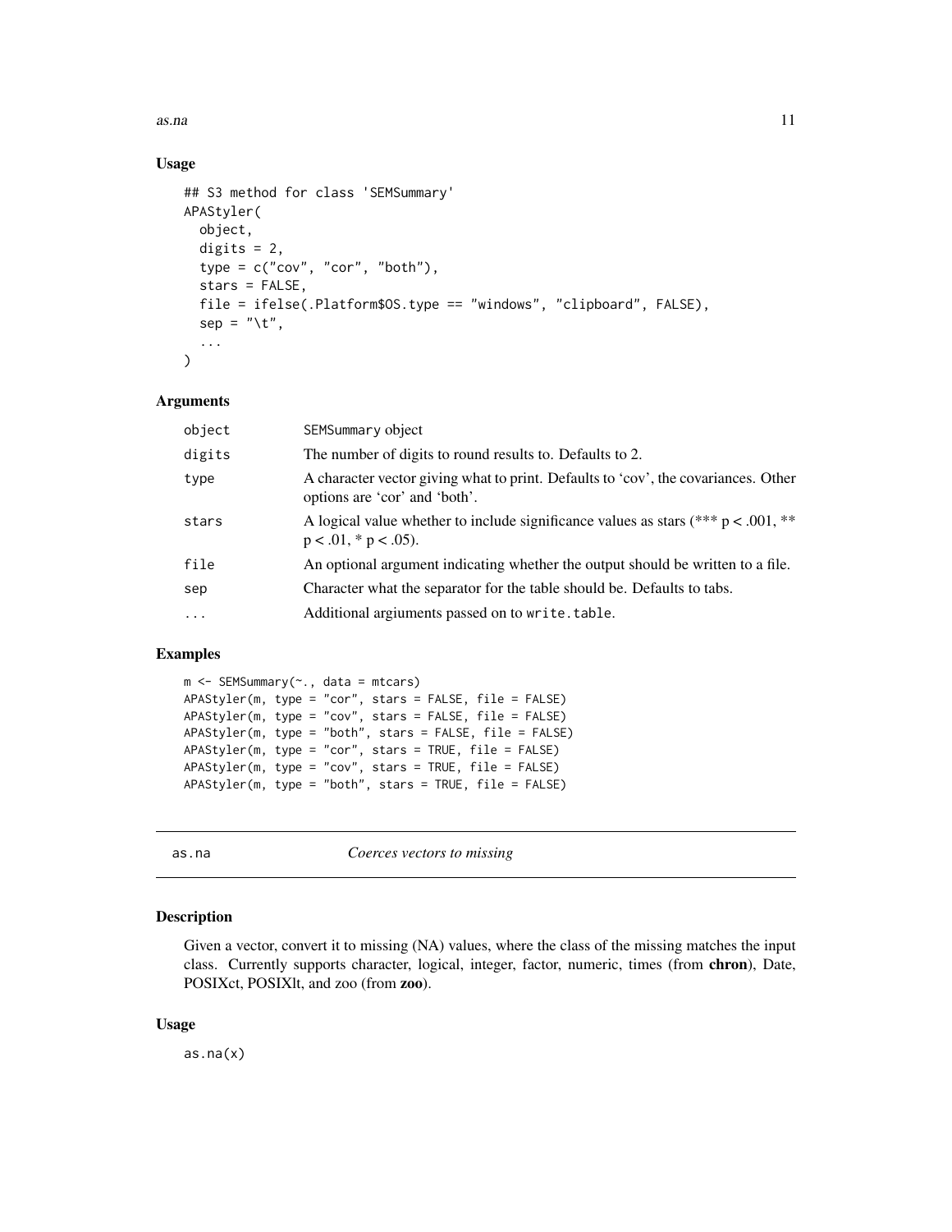### Usage

```
## S3 method for class 'SEMSummary'
APAStyler(
  object,
  digits = 2,
  type = c("cov", "cor", "both"),
  stars = FALSE,
  file = ifelse(.Platform$OS.type == "windows", "clipboard", FALSE),
  sep = "\t",
  ...
)
```

### Arguments

| | |
|---|---|
| object | SEMSummary object |
| digits | The number of digits to round results to. Defaults to 2. |
| type | A character vector giving what to print. Defaults to 'cov', the covariances. Other options are 'cor' and 'both'. |
| stars | A logical value whether to include significance values as stars (*** p < .001, ** p < .01, * p < .05). |
| file | An optional argument indicating whether the output should be written to a file. |
| sep | Character what the separator for the table should be. Defaults to tabs. |
| ... | Additional argiuments passed on to `write.table`. |

### Examples

```
m <- SEMSummary(~., data = mtcars)
APAStyler(m, type = "cor", stars = FALSE, file = FALSE)
APAStyler(m, type = "cov", stars = FALSE, file = FALSE)
APAStyler(m, type = "both", stars = FALSE, file = FALSE)
APAStyler(m, type = "cor", stars = TRUE, file = FALSE)
APAStyler(m, type = "cov", stars = TRUE, file = FALSE)
APAStyler(m, type = "both", stars = TRUE, file = FALSE)
```

---

## as.na — *Coerces vectors to missing*

### Description

Given a vector, convert it to missing (NA) values, where the class of the missing matches the input class. Currently supports character, logical, integer, factor, numeric, times (from **chron**), Date, POSIXct, POSIXlt, and zoo (from **zoo**).

### Usage

```
as.na(x)
```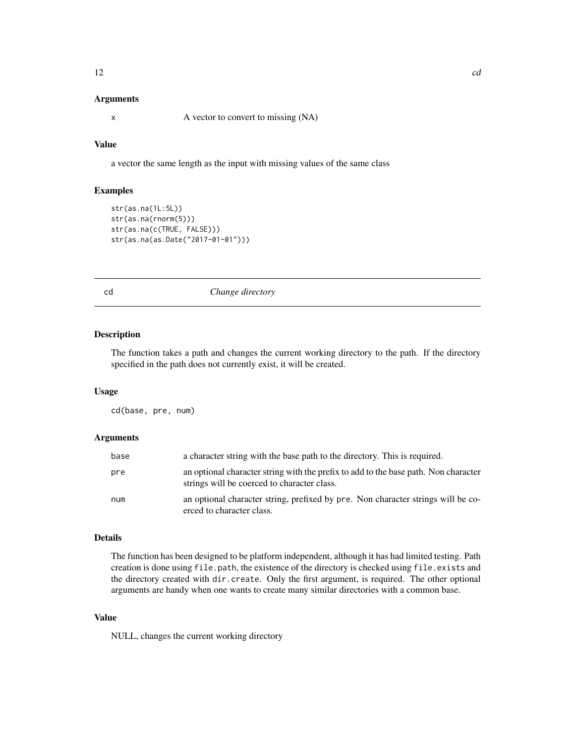### Arguments

| | |
|---|---|
| x | A vector to convert to missing (NA) |

### Value

a vector the same length as the input with missing values of the same class

### Examples

```
str(as.na(1L:5L))
str(as.na(rnorm(5)))
str(as.na(c(TRUE, FALSE)))
str(as.na(as.Date("2017-01-01")))
```

---

## cd *Change directory*

---

### Description

The function takes a path and changes the current working directory to the path. If the directory specified in the path does not currently exist, it will be created.

### Usage

```
cd(base, pre, num)
```

### Arguments

| | |
|---|---|
| base | a character string with the base path to the directory. This is required. |
| pre | an optional character string with the prefix to add to the base path. Non character strings will be coerced to character class. |
| num | an optional character string, prefixed by pre. Non character strings will be coerced to character class. |

### Details

The function has been designed to be platform independent, although it has had limited testing. Path creation is done using `file.path`, the existence of the directory is checked using `file.exists` and the directory created with `dir.create`. Only the first argument, is required. The other optional arguments are handy when one wants to create many similar directories with a common base.

### Value

NULL, changes the current working directory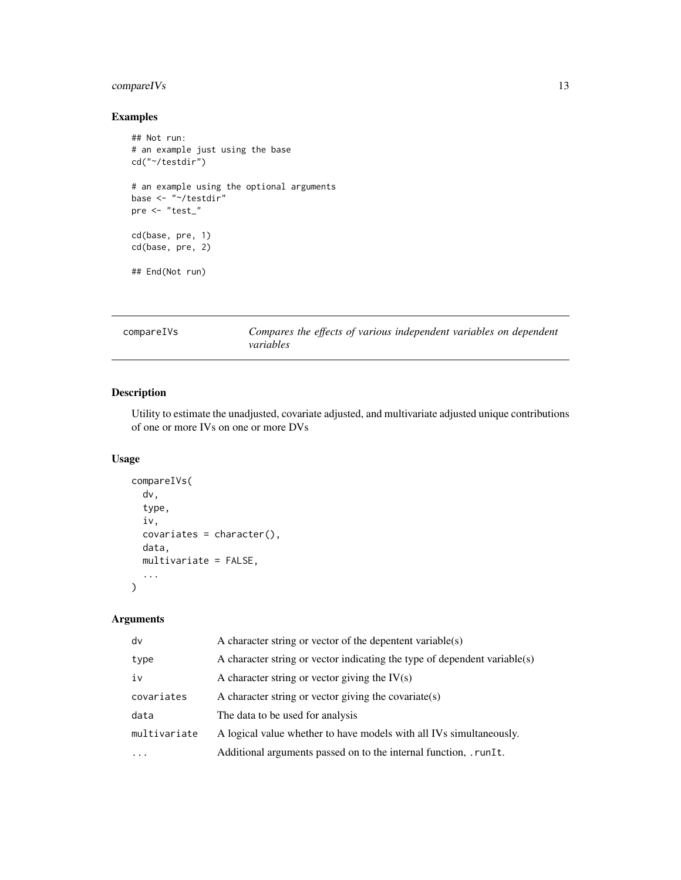## Examples

```
## Not run:
# an example just using the base
cd("~/testdir")

# an example using the optional arguments
base <- "~/testdir"
pre <- "test_"

cd(base, pre, 1)
cd(base, pre, 2)

## End(Not run)
```

---

# compareIVs — *Compares the effects of various independent variables on dependent variables*

---

## Description

Utility to estimate the unadjusted, covariate adjusted, and multivariate adjusted unique contributions of one or more IVs on one or more DVs

## Usage

```
compareIVs(
  dv,
  type,
  iv,
  covariates = character(),
  data,
  multivariate = FALSE,
  ...
)
```

## Arguments

| | |
|---|---|
| dv | A character string or vector of the depentent variable(s) |
| type | A character string or vector indicating the type of dependent variable(s) |
| iv | A character string or vector giving the IV(s) |
| covariates | A character string or vector giving the covariate(s) |
| data | The data to be used for analysis |
| multivariate | A logical value whether to have models with all IVs simultaneously. |
| ... | Additional arguments passed on to the internal function, `.runIt`. |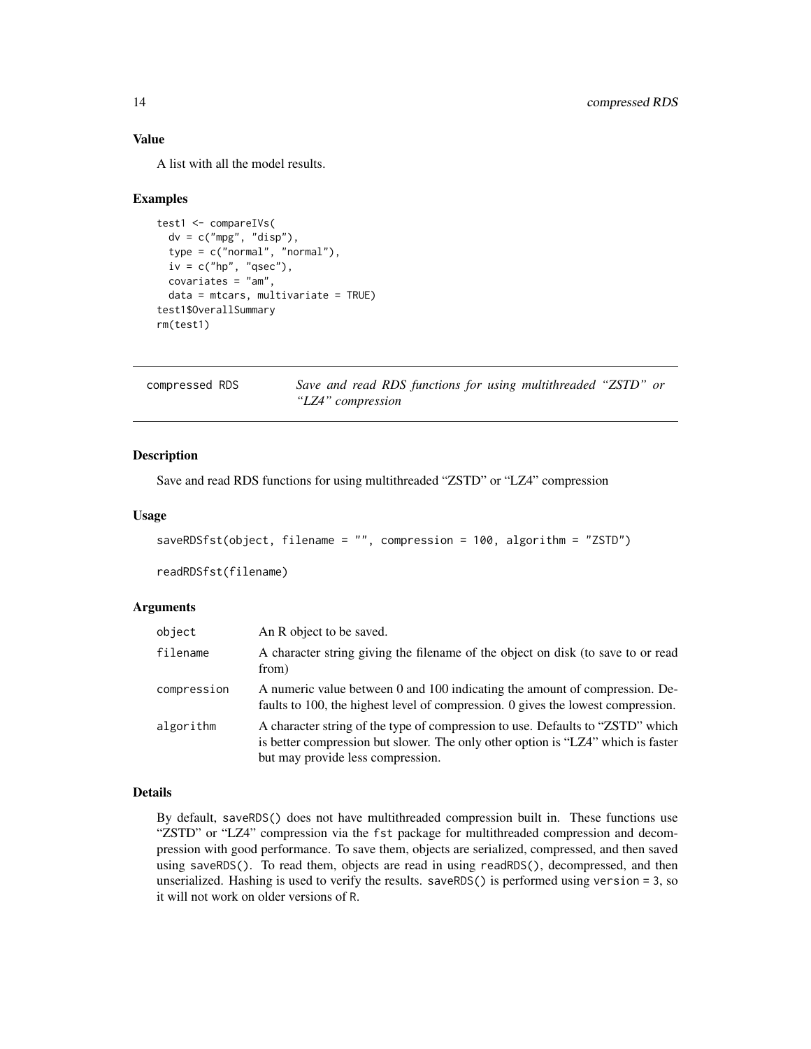### Value

A list with all the model results.

### Examples

```
test1 <- compareIVs(
  dv = c("mpg", "disp"),
  type = c("normal", "normal"),
  iv = c("hp", "qsec"),
  covariates = "am",
  data = mtcars, multivariate = TRUE)
test1$OverallSummary
rm(test1)
```

---

## compressed RDS — *Save and read RDS functions for using multithreaded "ZSTD" or "LZ4" compression*

---

### Description

Save and read RDS functions for using multithreaded "ZSTD" or "LZ4" compression

### Usage

```
saveRDSfst(object, filename = "", compression = 100, algorithm = "ZSTD")

readRDSfst(filename)
```

### Arguments

| | |
|---|---|
| object | An R object to be saved. |
| filename | A character string giving the filename of the object on disk (to save to or read from) |
| compression | A numeric value between 0 and 100 indicating the amount of compression. Defaults to 100, the highest level of compression. 0 gives the lowest compression. |
| algorithm | A character string of the type of compression to use. Defaults to "ZSTD" which is better compression but slower. The only other option is "LZ4" which is faster but may provide less compression. |

### Details

By default, `saveRDS()` does not have multithreaded compression built in. These functions use "ZSTD" or "LZ4" compression via the `fst` package for multithreaded compression and decompression with good performance. To save them, objects are serialized, compressed, and then saved using `saveRDS()`. To read them, objects are read in using `readRDS()`, decompressed, and then unserialized. Hashing is used to verify the results. `saveRDS()` is performed using `version = 3`, so it will not work on older versions of `R`.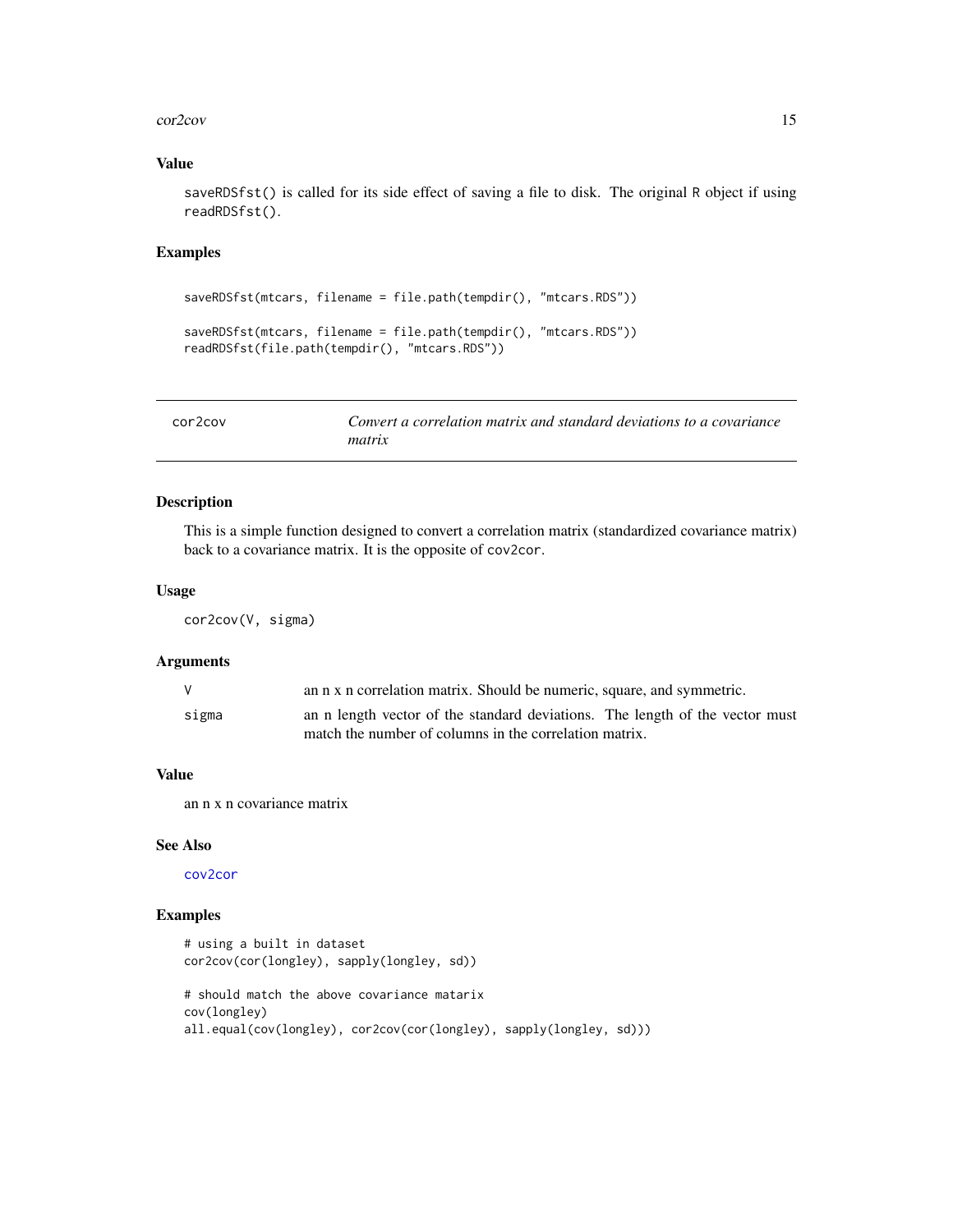### Value

saveRDSfst() is called for its side effect of saving a file to disk. The original R object if using readRDSfst().

### Examples

```
saveRDSfst(mtcars, filename = file.path(tempdir(), "mtcars.RDS"))

saveRDSfst(mtcars, filename = file.path(tempdir(), "mtcars.RDS"))
readRDSfst(file.path(tempdir(), "mtcars.RDS"))
```

---

## cor2cov — *Convert a correlation matrix and standard deviations to a covariance matrix*

### Description

This is a simple function designed to convert a correlation matrix (standardized covariance matrix) back to a covariance matrix. It is the opposite of cov2cor.

### Usage

```
cor2cov(V, sigma)
```

### Arguments

| | |
|---|---|
| V | an n x n correlation matrix. Should be numeric, square, and symmetric. |
| sigma | an n length vector of the standard deviations. The length of the vector must match the number of columns in the correlation matrix. |

### Value

an n x n covariance matrix

### See Also

cov2cor

### Examples

```
# using a built in dataset
cor2cov(cor(longley), sapply(longley, sd))

# should match the above covariance matarix
cov(longley)
all.equal(cov(longley), cor2cov(cor(longley), sapply(longley, sd)))
```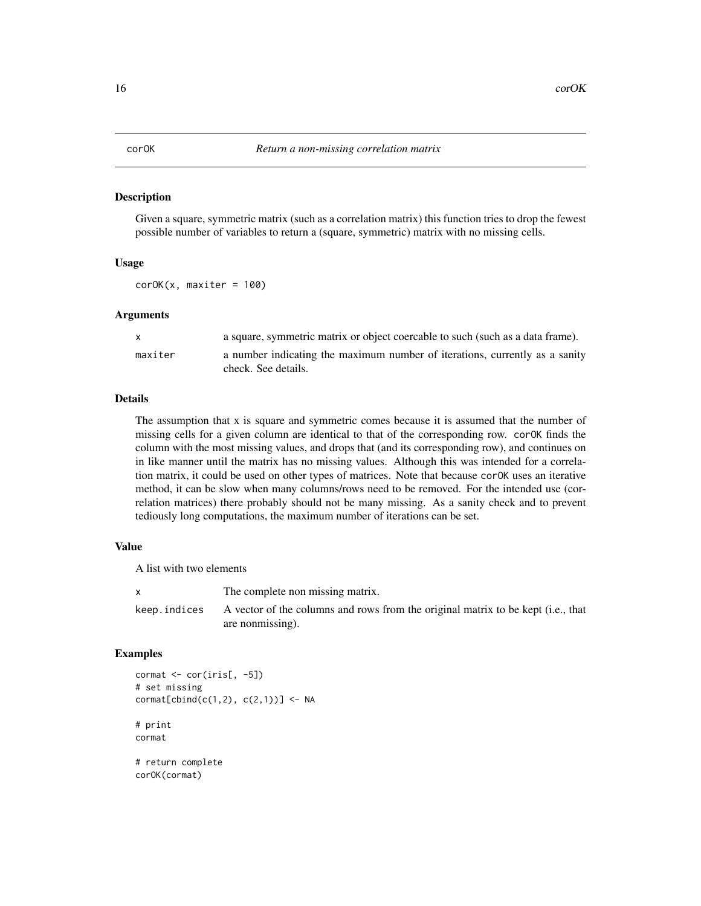# corOK — *Return a non-missing correlation matrix*

## Description

Given a square, symmetric matrix (such as a correlation matrix) this function tries to drop the fewest possible number of variables to return a (square, symmetric) matrix with no missing cells.

## Usage

```
corOK(x, maxiter = 100)
```

## Arguments

| | |
|---|---|
| `x` | a square, symmetric matrix or object coercable to such (such as a data frame). |
| `maxiter` | a number indicating the maximum number of iterations, currently as a sanity check. See details. |

## Details

The assumption that x is square and symmetric comes because it is assumed that the number of missing cells for a given column are identical to that of the corresponding row. `corOK` finds the column with the most missing values, and drops that (and its corresponding row), and continues on in like manner until the matrix has no missing values. Although this was intended for a correlation matrix, it could be used on other types of matrices. Note that because `corOK` uses an iterative method, it can be slow when many columns/rows need to be removed. For the intended use (correlation matrices) there probably should not be many missing. As a sanity check and to prevent tediously long computations, the maximum number of iterations can be set.

## Value

A list with two elements

| | |
|---|---|
| `x` | The complete non missing matrix. |
| `keep.indices` | A vector of the columns and rows from the original matrix to be kept (i.e., that are nonmissing). |

## Examples

```
cormat <- cor(iris[, -5])
# set missing
cormat[cbind(c(1,2), c(2,1))] <- NA

# print
cormat

# return complete
corOK(cormat)
```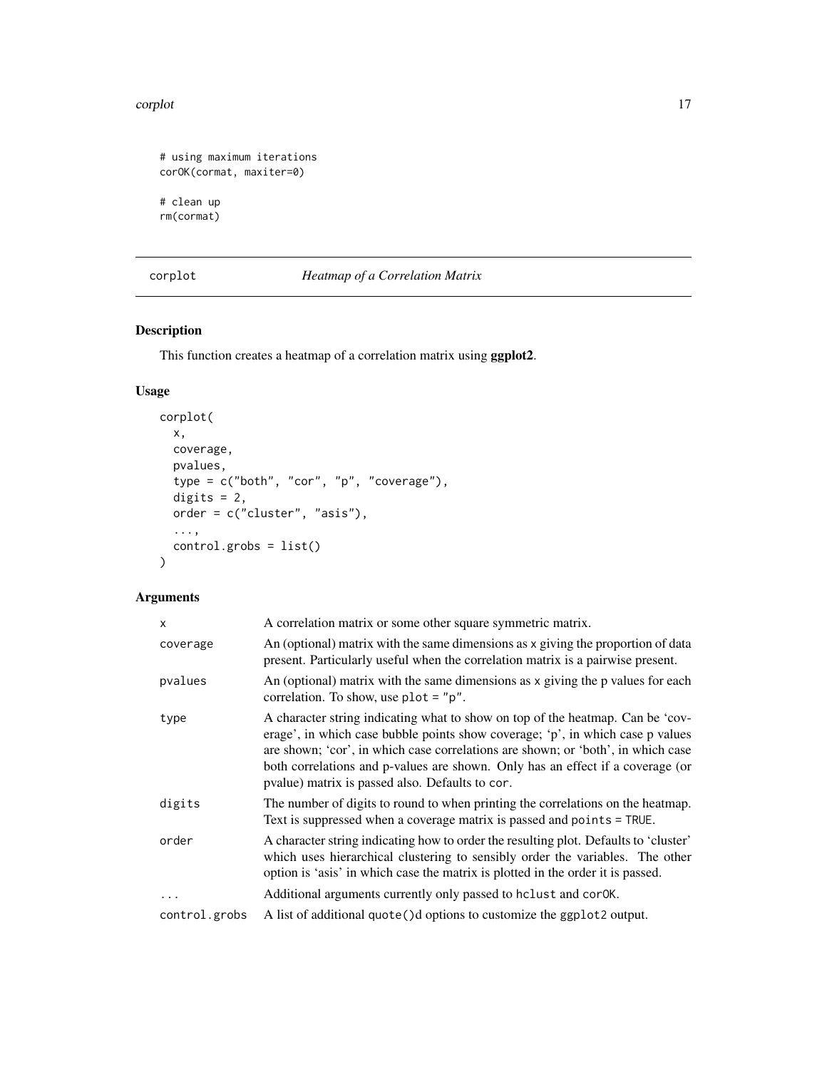```
# using maximum iterations
corOK(cormat, maxiter=0)

# clean up
rm(cormat)
```

---

## corplot — *Heatmap of a Correlation Matrix*

### Description

This function creates a heatmap of a correlation matrix using **ggplot2**.

### Usage

```
corplot(
  x,
  coverage,
  pvalues,
  type = c("both", "cor", "p", "coverage"),
  digits = 2,
  order = c("cluster", "asis"),
  ...,
  control.grobs = list()
)
```

### Arguments

| | |
|---|---|
| `x` | A correlation matrix or some other square symmetric matrix. |
| `coverage` | An (optional) matrix with the same dimensions as `x` giving the proportion of data present. Particularly useful when the correlation matrix is a pairwise present. |
| `pvalues` | An (optional) matrix with the same dimensions as `x` giving the p values for each correlation. To show, use `plot = "p"`. |
| `type` | A character string indicating what to show on top of the heatmap. Can be 'coverage', in which case bubble points show coverage; 'p', in which case p values are shown; 'cor', in which case correlations are shown; or 'both', in which case both correlations and p-values are shown. Only has an effect if a coverage (or pvalue) matrix is passed also. Defaults to `cor`. |
| `digits` | The number of digits to round to when printing the correlations on the heatmap. Text is suppressed when a coverage matrix is passed and `points = TRUE`. |
| `order` | A character string indicating how to order the resulting plot. Defaults to 'cluster' which uses hierarchical clustering to sensibly order the variables. The other option is 'asis' in which case the matrix is plotted in the order it is passed. |
| `...` | Additional arguments currently only passed to `hclust` and `corOK`. |
| `control.grobs` | A list of additional `quote()`d options to customize the `ggplot2` output. |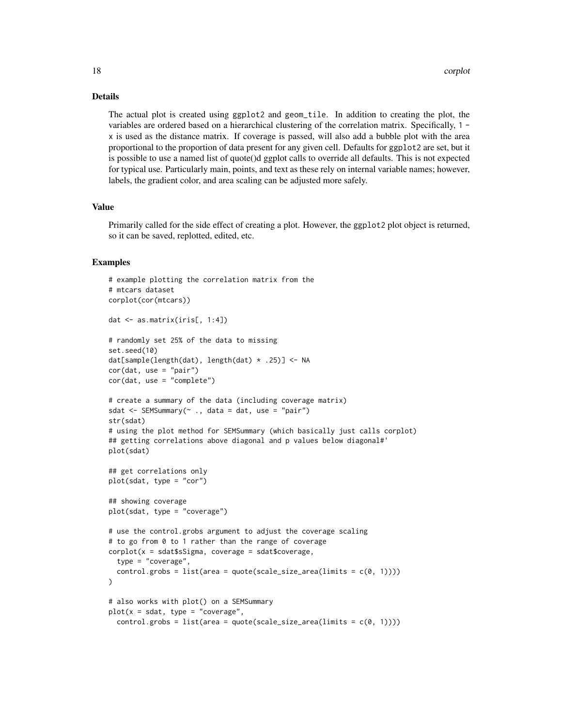## Details

The actual plot is created using ggplot2 and geom_tile. In addition to creating the plot, the variables are ordered based on a hierarchical clustering of the correlation matrix. Specifically, 1 - x is used as the distance matrix. If coverage is passed, will also add a bubble plot with the area proportional to the proportion of data present for any given cell. Defaults for ggplot2 are set, but it is possible to use a named list of quote()d ggplot calls to override all defaults. This is not expected for typical use. Particularly main, points, and text as these rely on internal variable names; however, labels, the gradient color, and area scaling can be adjusted more safely.

## Value

Primarily called for the side effect of creating a plot. However, the ggplot2 plot object is returned, so it can be saved, replotted, edited, etc.

## Examples

```
# example plotting the correlation matrix from the
# mtcars dataset
corplot(cor(mtcars))

dat <- as.matrix(iris[, 1:4])

# randomly set 25% of the data to missing
set.seed(10)
dat[sample(length(dat), length(dat) * .25)] <- NA
cor(dat, use = "pair")
cor(dat, use = "complete")

# create a summary of the data (including coverage matrix)
sdat <- SEMSummary(~ ., data = dat, use = "pair")
str(sdat)
# using the plot method for SEMSummary (which basically just calls corplot)
## getting correlations above diagonal and p values below diagonal#'
plot(sdat)

## get correlations only
plot(sdat, type = "cor")

## showing coverage
plot(sdat, type = "coverage")

# use the control.grobs argument to adjust the coverage scaling
# to go from 0 to 1 rather than the range of coverage
corplot(x = sdat$sSigma, coverage = sdat$coverage,
  type = "coverage",
  control.grobs = list(area = quote(scale_size_area(limits = c(0, 1))))
)

# also works with plot() on a SEMSummary
plot(x = sdat, type = "coverage",
  control.grobs = list(area = quote(scale_size_area(limits = c(0, 1))))
```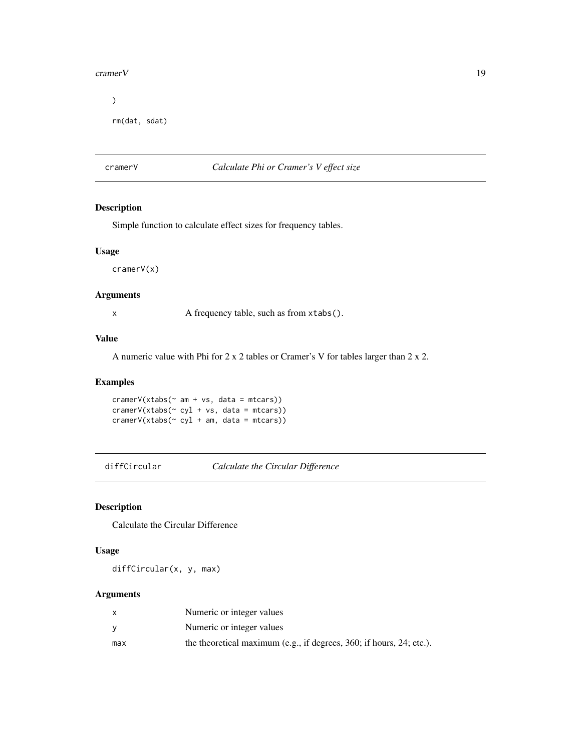```
)

rm(dat, sdat)
```

## cramerV — *Calculate Phi or Cramer's V effect size*

### Description

Simple function to calculate effect sizes for frequency tables.

### Usage

```
cramerV(x)
```

### Arguments

| | |
|---|---|
| x | A frequency table, such as from `xtabs()`. |

### Value

A numeric value with Phi for 2 x 2 tables or Cramer's V for tables larger than 2 x 2.

### Examples

```
cramerV(xtabs(~ am + vs, data = mtcars))
cramerV(xtabs(~ cyl + vs, data = mtcars))
cramerV(xtabs(~ cyl + am, data = mtcars))
```

## diffCircular — *Calculate the Circular Difference*

### Description

Calculate the Circular Difference

### Usage

```
diffCircular(x, y, max)
```

### Arguments

| | |
|---|---|
| x | Numeric or integer values |
| y | Numeric or integer values |
| max | the theoretical maximum (e.g., if degrees, 360; if hours, 24; etc.). |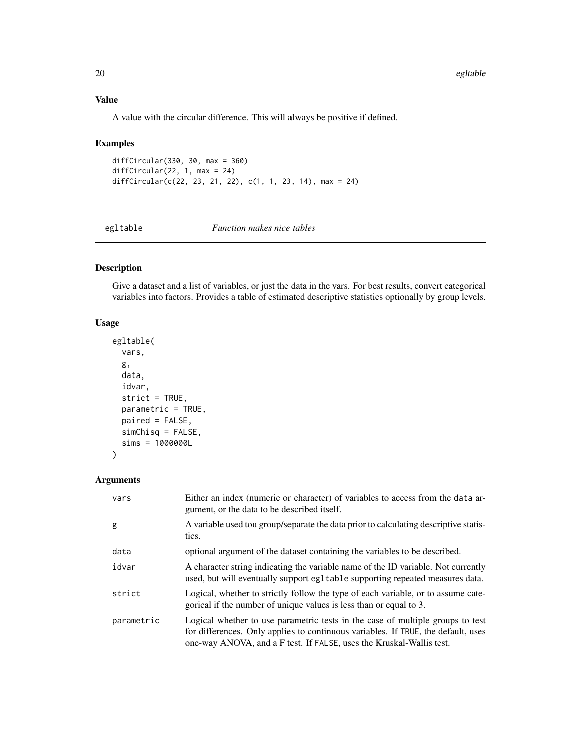### Value

A value with the circular difference. This will always be positive if defined.

### Examples

```
diffCircular(330, 30, max = 360)
diffCircular(22, 1, max = 24)
diffCircular(c(22, 23, 21, 22), c(1, 1, 23, 14), max = 24)
```

---

## egltable — *Function makes nice tables*

### Description

Give a dataset and a list of variables, or just the data in the vars. For best results, convert categorical variables into factors. Provides a table of estimated descriptive statistics optionally by group levels.

### Usage

```
egltable(
  vars,
  g,
  data,
  idvar,
  strict = TRUE,
  parametric = TRUE,
  paired = FALSE,
  simChisq = FALSE,
  sims = 1000000L
)
```

### Arguments

| | |
|---|---|
| `vars` | Either an index (numeric or character) of variables to access from the `data` argument, or the data to be described itself. |
| `g` | A variable used tou group/separate the data prior to calculating descriptive statistics. |
| `data` | optional argument of the dataset containing the variables to be described. |
| `idvar` | A character string indicating the variable name of the ID variable. Not currently used, but will eventually support `egltable` supporting repeated measures data. |
| `strict` | Logical, whether to strictly follow the type of each variable, or to assume categorical if the number of unique values is less than or equal to 3. |
| `parametric` | Logical whether to use parametric tests in the case of multiple groups to test for differences. Only applies to continuous variables. If `TRUE`, the default, uses one-way ANOVA, and a F test. If `FALSE`, uses the Kruskal-Wallis test. |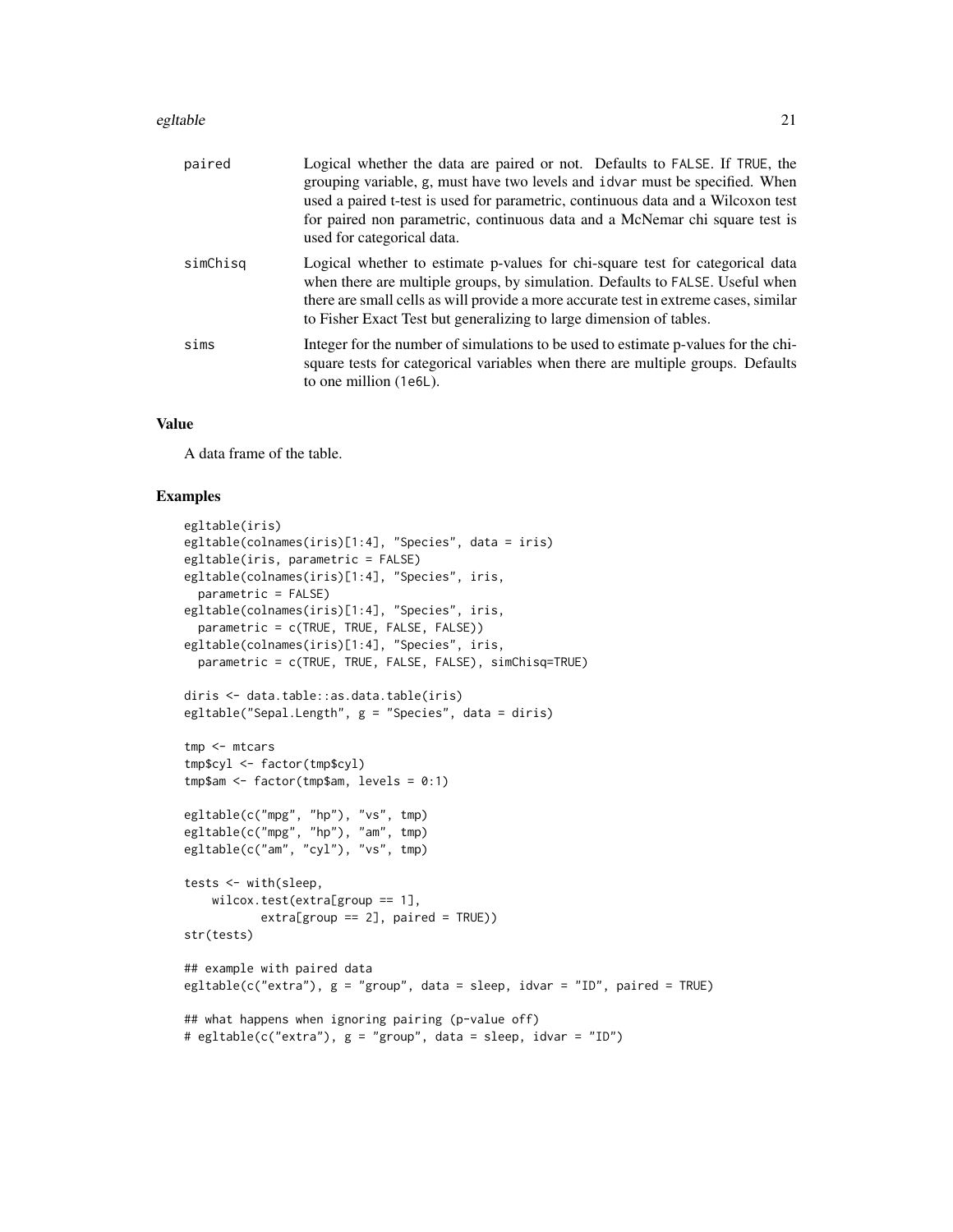| | |
|---|---|
| paired | Logical whether the data are paired or not. Defaults to FALSE. If TRUE, the grouping variable, g, must have two levels and idvar must be specified. When used a paired t-test is used for parametric, continuous data and a Wilcoxon test for paired non parametric, continuous data and a McNemar chi square test is used for categorical data. |
| simChisq | Logical whether to estimate p-values for chi-square test for categorical data when there are multiple groups, by simulation. Defaults to FALSE. Useful when there are small cells as will provide a more accurate test in extreme cases, similar to Fisher Exact Test but generalizing to large dimension of tables. |
| sims | Integer for the number of simulations to be used to estimate p-values for the chi-square tests for categorical variables when there are multiple groups. Defaults to one million (1e6L). |

## Value

A data frame of the table.

## Examples

```
egltable(iris)
egltable(colnames(iris)[1:4], "Species", data = iris)
egltable(iris, parametric = FALSE)
egltable(colnames(iris)[1:4], "Species", iris,
  parametric = FALSE)
egltable(colnames(iris)[1:4], "Species", iris,
  parametric = c(TRUE, TRUE, FALSE, FALSE))
egltable(colnames(iris)[1:4], "Species", iris,
  parametric = c(TRUE, TRUE, FALSE, FALSE), simChisq=TRUE)

diris <- data.table::as.data.table(iris)
egltable("Sepal.Length", g = "Species", data = diris)

tmp <- mtcars
tmp$cyl <- factor(tmp$cyl)
tmp$am <- factor(tmp$am, levels = 0:1)

egltable(c("mpg", "hp"), "vs", tmp)
egltable(c("mpg", "hp"), "am", tmp)
egltable(c("am", "cyl"), "vs", tmp)

tests <- with(sleep,
    wilcox.test(extra[group == 1],
           extra[group == 2], paired = TRUE))
str(tests)

## example with paired data
egltable(c("extra"), g = "group", data = sleep, idvar = "ID", paired = TRUE)

## what happens when ignoring pairing (p-value off)
# egltable(c("extra"), g = "group", data = sleep, idvar = "ID")
```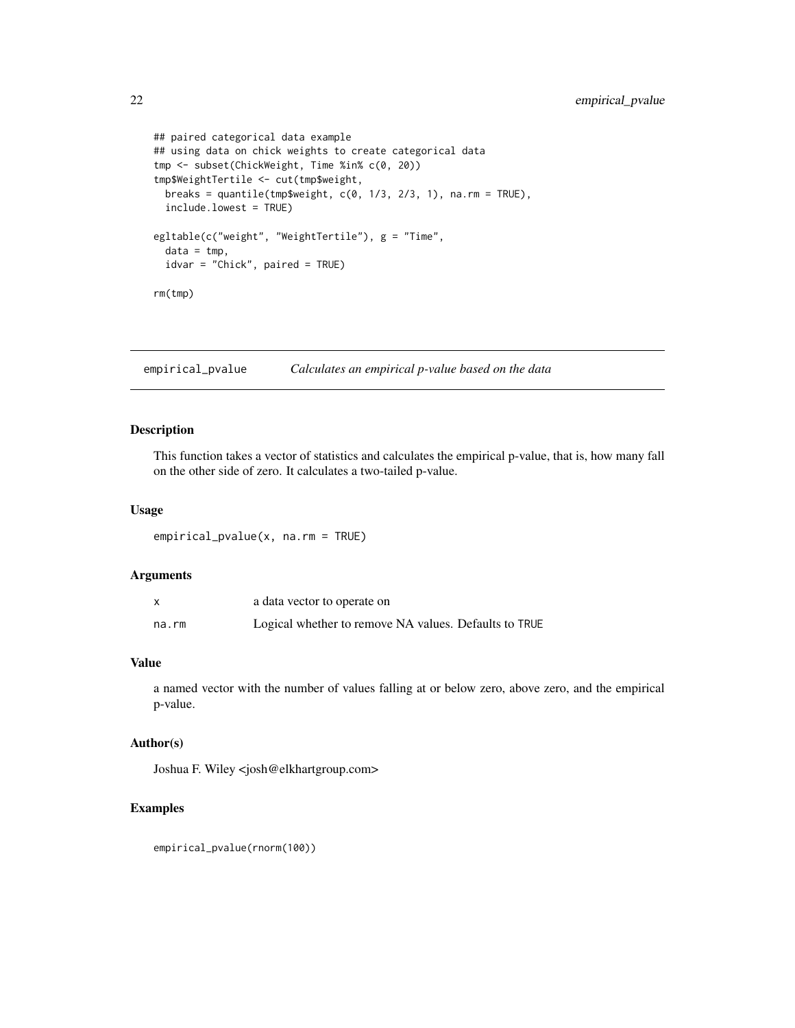```
## paired categorical data example
## using data on chick weights to create categorical data
tmp <- subset(ChickWeight, Time %in% c(0, 20))
tmp$WeightTertile <- cut(tmp$weight,
  breaks = quantile(tmp$weight, c(0, 1/3, 2/3, 1), na.rm = TRUE),
  include.lowest = TRUE)

egltable(c("weight", "WeightTertile"), g = "Time",
  data = tmp,
  idvar = "Chick", paired = TRUE)

rm(tmp)
```

## empirical_pvalue    *Calculates an empirical p-value based on the data*

### Description

This function takes a vector of statistics and calculates the empirical p-value, that is, how many fall on the other side of zero. It calculates a two-tailed p-value.

### Usage

```
empirical_pvalue(x, na.rm = TRUE)
```

### Arguments

| | |
|---|---|
| x | a data vector to operate on |
| na.rm | Logical whether to remove NA values. Defaults to TRUE |

### Value

a named vector with the number of values falling at or below zero, above zero, and the empirical p-value.

### Author(s)

Joshua F. Wiley <josh@elkhartgroup.com>

### Examples

```
empirical_pvalue(rnorm(100))
```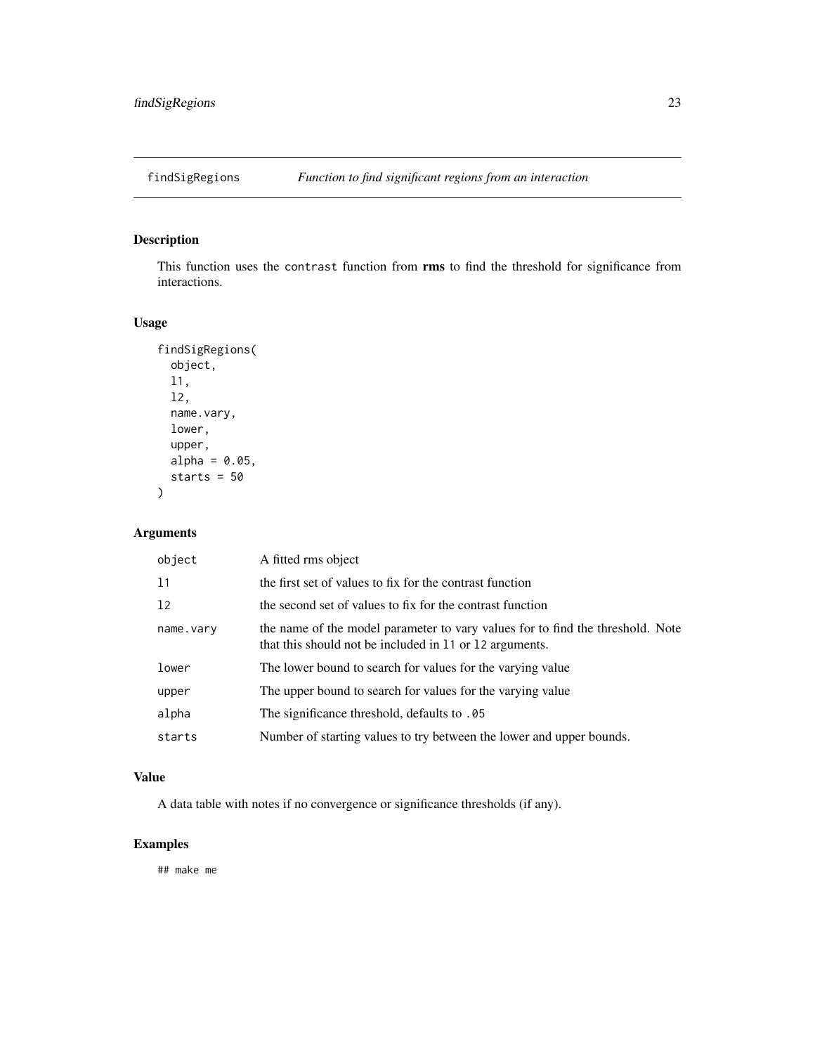# findSigRegions — *Function to find significant regions from an interaction*

## Description

This function uses the `contrast` function from **rms** to find the threshold for significance from interactions.

## Usage

```
findSigRegions(
  object,
  l1,
  l2,
  name.vary,
  lower,
  upper,
  alpha = 0.05,
  starts = 50
)
```

## Arguments

| | |
|---|---|
| `object` | A fitted rms object |
| `l1` | the first set of values to fix for the contrast function |
| `l2` | the second set of values to fix for the contrast function |
| `name.vary` | the name of the model parameter to vary values for to find the threshold. Note that this should not be included in `l1` or `l2` arguments. |
| `lower` | The lower bound to search for values for the varying value |
| `upper` | The upper bound to search for values for the varying value |
| `alpha` | The significance threshold, defaults to `.05` |
| `starts` | Number of starting values to try between the lower and upper bounds. |

## Value

A data table with notes if no convergence or significance thresholds (if any).

## Examples

```
## make me
```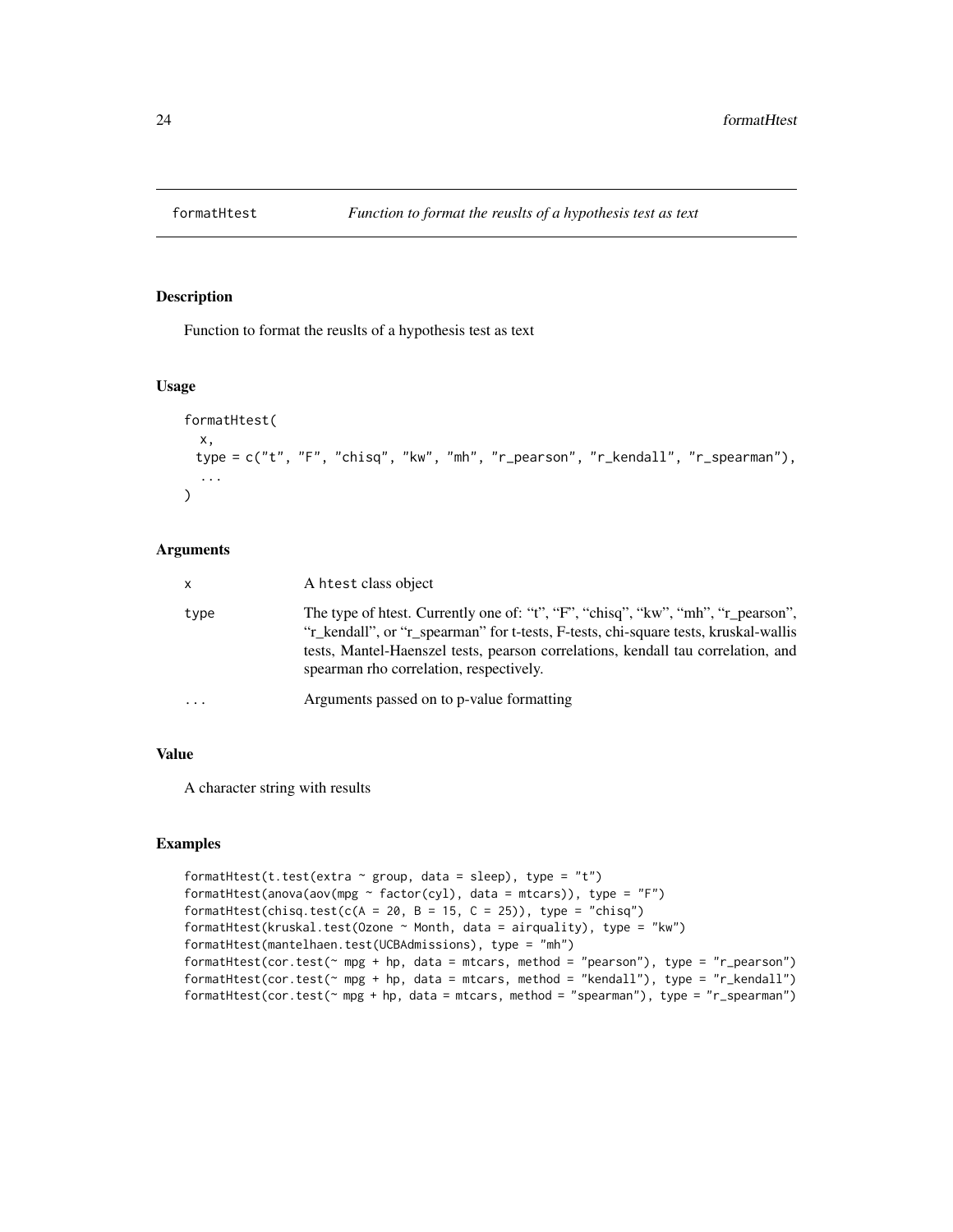# formatHtest

*Function to format the reuslts of a hypothesis test as text*

## Description

Function to format the reuslts of a hypothesis test as text

## Usage

```
formatHtest(
  x,
  type = c("t", "F", "chisq", "kw", "mh", "r_pearson", "r_kendall", "r_spearman"),
  ...
)
```

## Arguments

| | |
|---|---|
| x | A htest class object |
| type | The type of htest. Currently one of: "t", "F", "chisq", "kw", "mh", "r_pearson", "r_kendall", or "r_spearman" for t-tests, F-tests, chi-square tests, kruskal-wallis tests, Mantel-Haenszel tests, pearson correlations, kendall tau correlation, and spearman rho correlation, respectively. |
| ... | Arguments passed on to p-value formatting |

## Value

A character string with results

## Examples

```
formatHtest(t.test(extra ~ group, data = sleep), type = "t")
formatHtest(anova(aov(mpg ~ factor(cyl), data = mtcars)), type = "F")
formatHtest(chisq.test(c(A = 20, B = 15, C = 25)), type = "chisq")
formatHtest(kruskal.test(Ozone ~ Month, data = airquality), type = "kw")
formatHtest(mantelhaen.test(UCBAdmissions), type = "mh")
formatHtest(cor.test(~ mpg + hp, data = mtcars, method = "pearson"), type = "r_pearson")
formatHtest(cor.test(~ mpg + hp, data = mtcars, method = "kendall"), type = "r_kendall")
formatHtest(cor.test(~ mpg + hp, data = mtcars, method = "spearman"), type = "r_spearman")
```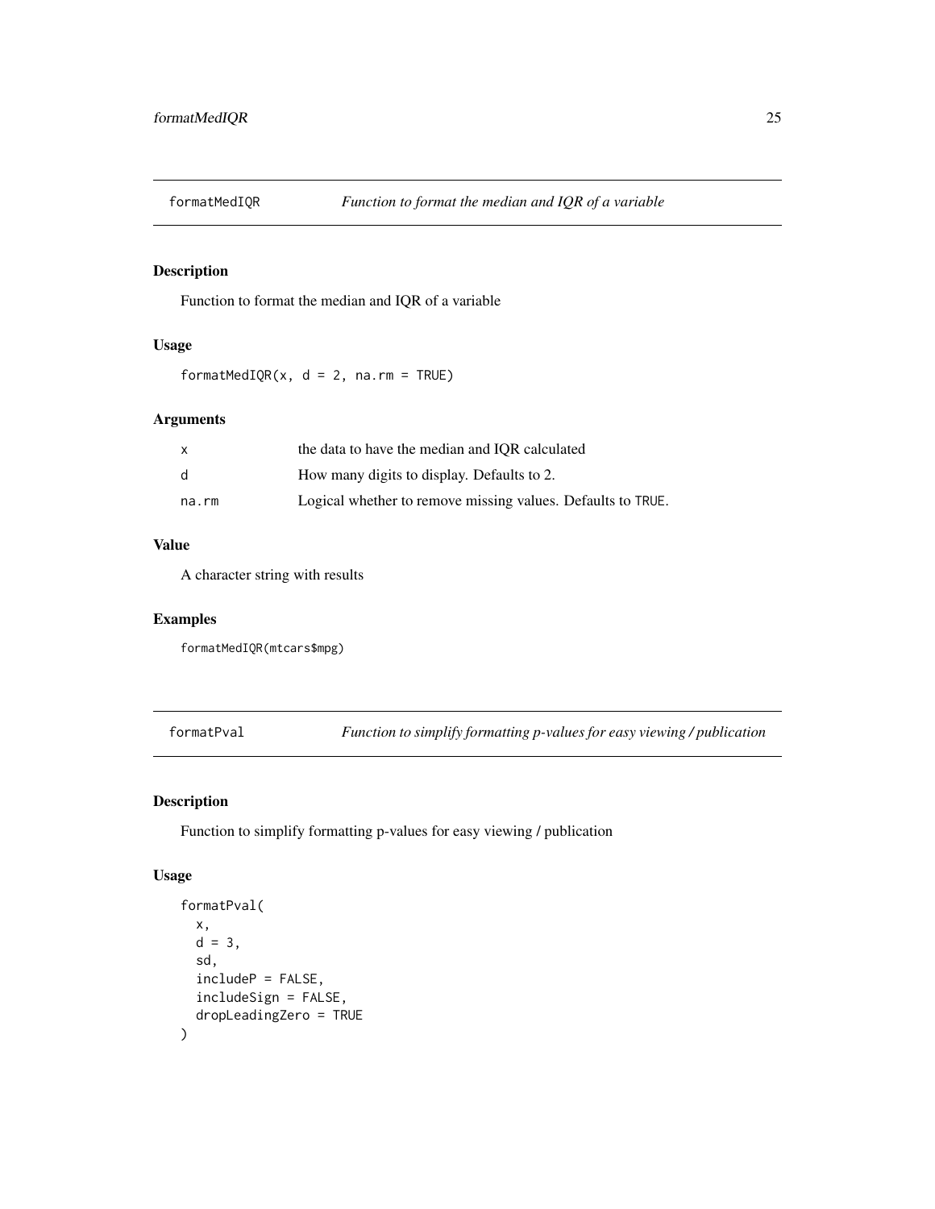## formatMedIQR — *Function to format the median and IQR of a variable*

### Description

Function to format the median and IQR of a variable

### Usage

```
formatMedIQR(x, d = 2, na.rm = TRUE)
```

### Arguments

| | |
|---|---|
| x | the data to have the median and IQR calculated |
| d | How many digits to display. Defaults to 2. |
| na.rm | Logical whether to remove missing values. Defaults to TRUE. |

### Value

A character string with results

### Examples

```
formatMedIQR(mtcars$mpg)
```

## formatPval — *Function to simplify formatting p-values for easy viewing / publication*

### Description

Function to simplify formatting p-values for easy viewing / publication

### Usage

```
formatPval(
  x,
  d = 3,
  sd,
  includeP = FALSE,
  includeSign = FALSE,
  dropLeadingZero = TRUE
)
```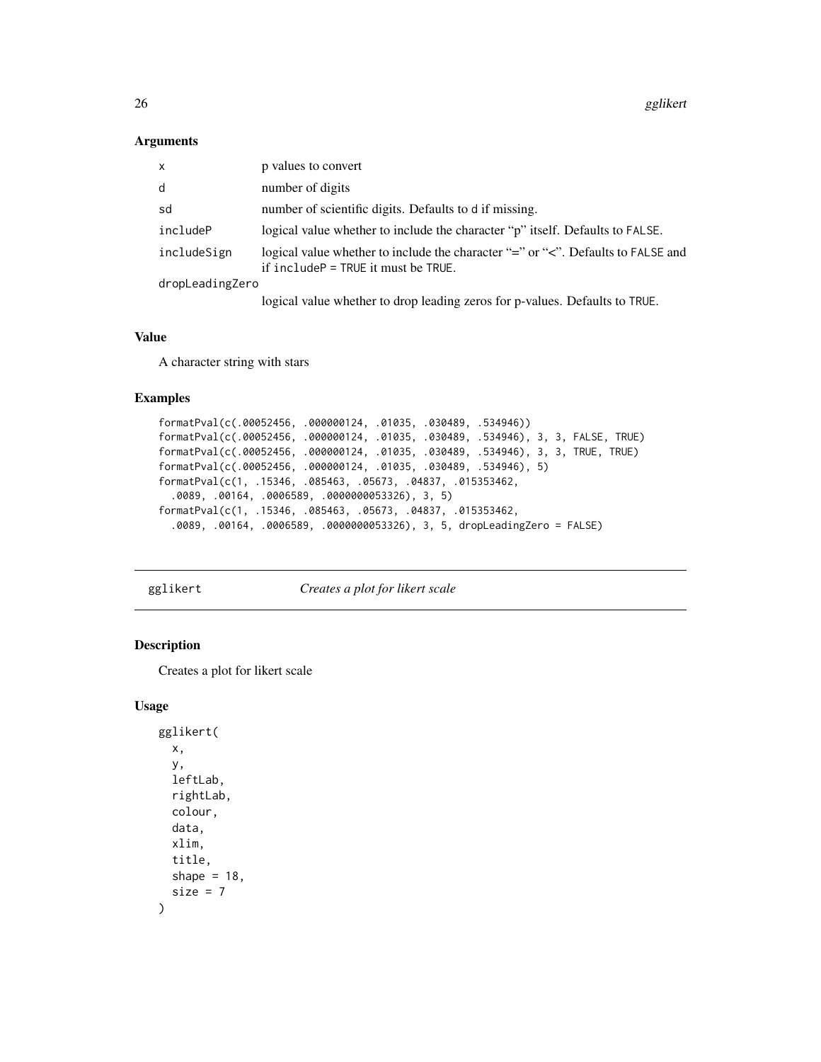### Arguments

| | |
|---|---|
| x | p values to convert |
| d | number of digits |
| sd | number of scientific digits. Defaults to d if missing. |
| includeP | logical value whether to include the character "p" itself. Defaults to FALSE. |
| includeSign | logical value whether to include the character "=" or "<". Defaults to FALSE and if includeP = TRUE it must be TRUE. |
| dropLeadingZero | logical value whether to drop leading zeros for p-values. Defaults to TRUE. |

### Value

A character string with stars

### Examples

```
formatPval(c(.00052456, .000000124, .01035, .030489, .534946))
formatPval(c(.00052456, .000000124, .01035, .030489, .534946), 3, 3, FALSE, TRUE)
formatPval(c(.00052456, .000000124, .01035, .030489, .534946), 3, 3, TRUE, TRUE)
formatPval(c(.00052456, .000000124, .01035, .030489, .534946), 5)
formatPval(c(1, .15346, .085463, .05673, .04837, .015353462,
  .0089, .00164, .0006589, .0000000053326), 3, 5)
formatPval(c(1, .15346, .085463, .05673, .04837, .015353462,
  .0089, .00164, .0006589, .0000000053326), 3, 5, dropLeadingZero = FALSE)
```

---

## gglikert *Creates a plot for likert scale*

### Description

Creates a plot for likert scale

### Usage

```
gglikert(
  x,
  y,
  leftLab,
  rightLab,
  colour,
  data,
  xlim,
  title,
  shape = 18,
  size = 7
)
```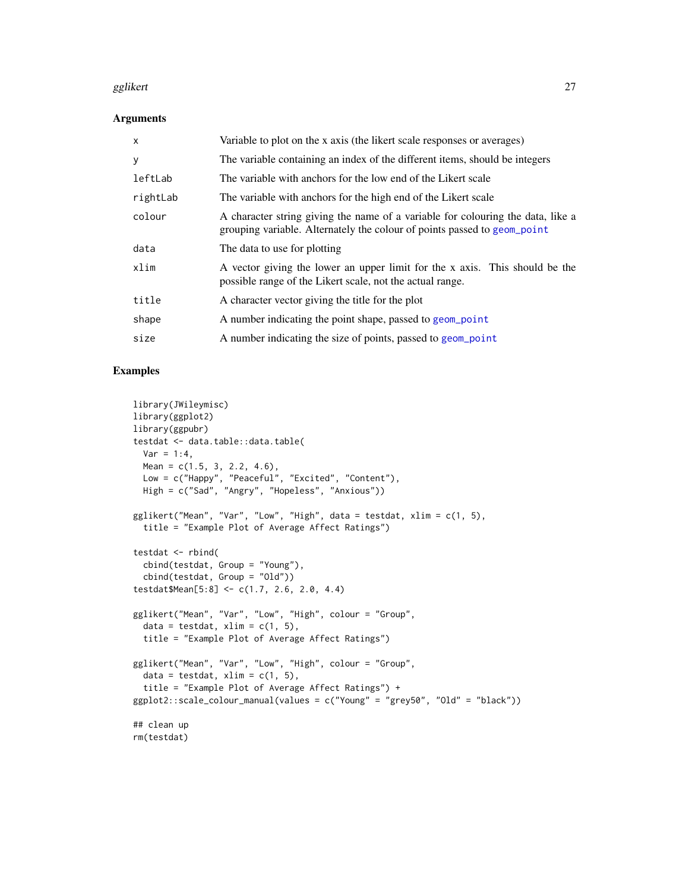## Arguments

| | |
|---|---|
| x | Variable to plot on the x axis (the likert scale responses or averages) |
| y | The variable containing an index of the different items, should be integers |
| leftLab | The variable with anchors for the low end of the Likert scale |
| rightLab | The variable with anchors for the high end of the Likert scale |
| colour | A character string giving the name of a variable for colouring the data, like a grouping variable. Alternately the colour of points passed to geom_point |
| data | The data to use for plotting |
| xlim | A vector giving the lower an upper limit for the x axis. This should be the possible range of the Likert scale, not the actual range. |
| title | A character vector giving the title for the plot |
| shape | A number indicating the point shape, passed to geom_point |
| size | A number indicating the size of points, passed to geom_point |

## Examples

```
library(JWileymisc)
library(ggplot2)
library(ggpubr)
testdat <- data.table::data.table(
  Var = 1:4,
  Mean = c(1.5, 3, 2.2, 4.6),
  Low = c("Happy", "Peaceful", "Excited", "Content"),
  High = c("Sad", "Angry", "Hopeless", "Anxious"))

gglikert("Mean", "Var", "Low", "High", data = testdat, xlim = c(1, 5),
  title = "Example Plot of Average Affect Ratings")

testdat <- rbind(
  cbind(testdat, Group = "Young"),
  cbind(testdat, Group = "Old"))
testdat$Mean[5:8] <- c(1.7, 2.6, 2.0, 4.4)

gglikert("Mean", "Var", "Low", "High", colour = "Group",
  data = testdat, xlim = c(1, 5),
  title = "Example Plot of Average Affect Ratings")

gglikert("Mean", "Var", "Low", "High", colour = "Group",
  data = testdat, xlim = c(1, 5),
  title = "Example Plot of Average Affect Ratings") +
ggplot2::scale_colour_manual(values = c("Young" = "grey50", "Old" = "black"))

## clean up
rm(testdat)
```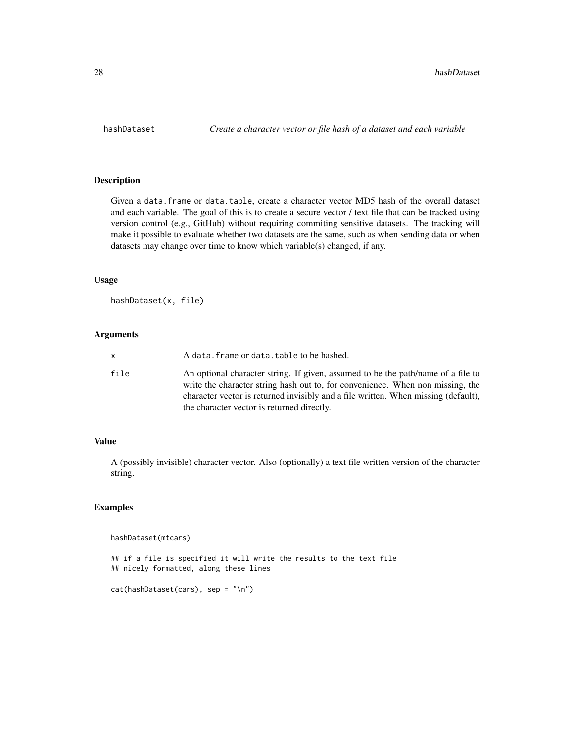## hashDataset — *Create a character vector or file hash of a dataset and each variable*

### Description

Given a `data.frame` or `data.table`, create a character vector MD5 hash of the overall dataset and each variable. The goal of this is to create a secure vector / text file that can be tracked using version control (e.g., GitHub) without requiring commiting sensitive datasets. The tracking will make it possible to evaluate whether two datasets are the same, such as when sending data or when datasets may change over time to know which variable(s) changed, if any.

### Usage

```
hashDataset(x, file)
```

### Arguments

| | |
|---|---|
| `x` | A `data.frame` or `data.table` to be hashed. |
| `file` | An optional character string. If given, assumed to be the path/name of a file to write the character string hash out to, for convenience. When non missing, the character vector is returned invisibly and a file written. When missing (default), the character vector is returned directly. |

### Value

A (possibly invisible) character vector. Also (optionally) a text file written version of the character string.

### Examples

```
hashDataset(mtcars)

## if a file is specified it will write the results to the text file
## nicely formatted, along these lines

cat(hashDataset(cars), sep = "\n")
```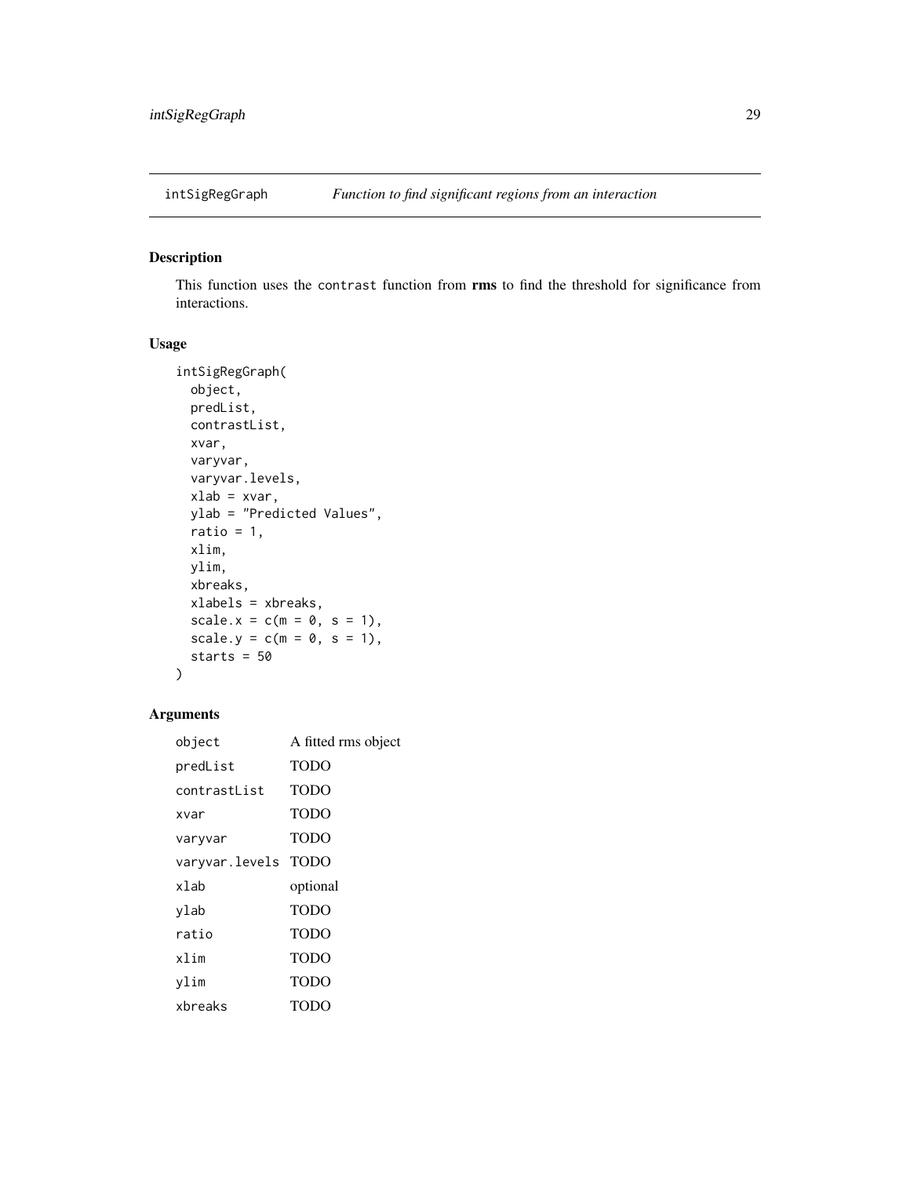## intSigRegGraph — *Function to find significant regions from an interaction*

### Description

This function uses the `contrast` function from **rms** to find the threshold for significance from interactions.

### Usage

```
intSigRegGraph(
  object,
  predList,
  contrastList,
  xvar,
  varyvar,
  varyvar.levels,
  xlab = xvar,
  ylab = "Predicted Values",
  ratio = 1,
  xlim,
  ylim,
  xbreaks,
  xlabels = xbreaks,
  scale.x = c(m = 0, s = 1),
  scale.y = c(m = 0, s = 1),
  starts = 50
)
```

### Arguments

| | |
|---|---|
| `object` | A fitted rms object |
| `predList` | TODO |
| `contrastList` | TODO |
| `xvar` | TODO |
| `varyvar` | TODO |
| `varyvar.levels` | TODO |
| `xlab` | optional |
| `ylab` | TODO |
| `ratio` | TODO |
| `xlim` | TODO |
| `ylim` | TODO |
| `xbreaks` | TODO |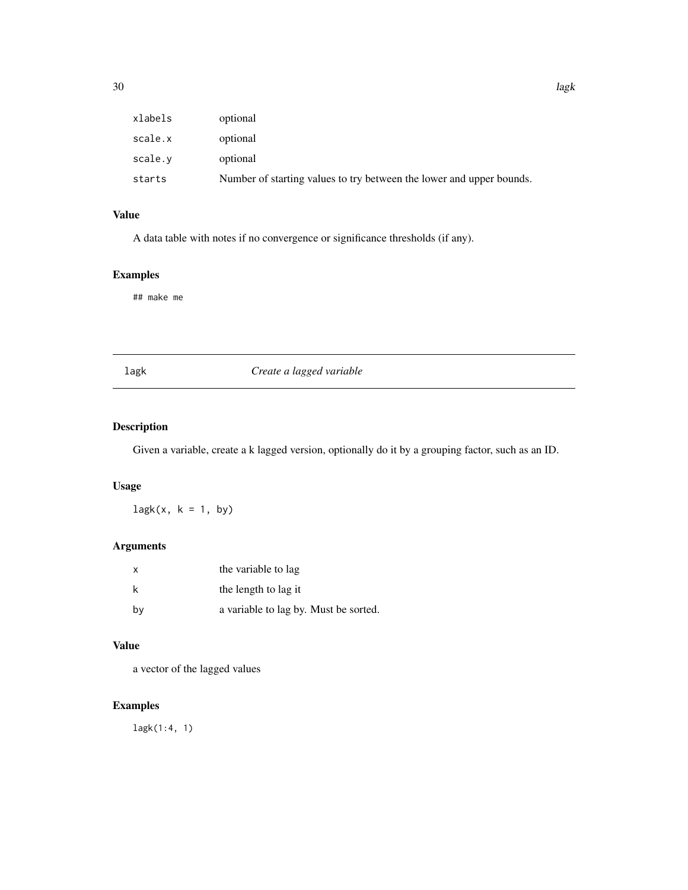| | |
|---|---|
| xlabels | optional |
| scale.x | optional |
| scale.y | optional |
| starts | Number of starting values to try between the lower and upper bounds. |

### Value

A data table with notes if no convergence or significance thresholds (if any).

### Examples

```
## make me
```

---

## lagk *Create a lagged variable*

---

### Description

Given a variable, create a k lagged version, optionally do it by a grouping factor, such as an ID.

### Usage

```
lagk(x, k = 1, by)
```

### Arguments

| | |
|---|---|
| x | the variable to lag |
| k | the length to lag it |
| by | a variable to lag by. Must be sorted. |

### Value

a vector of the lagged values

### Examples

```
lagk(1:4, 1)
```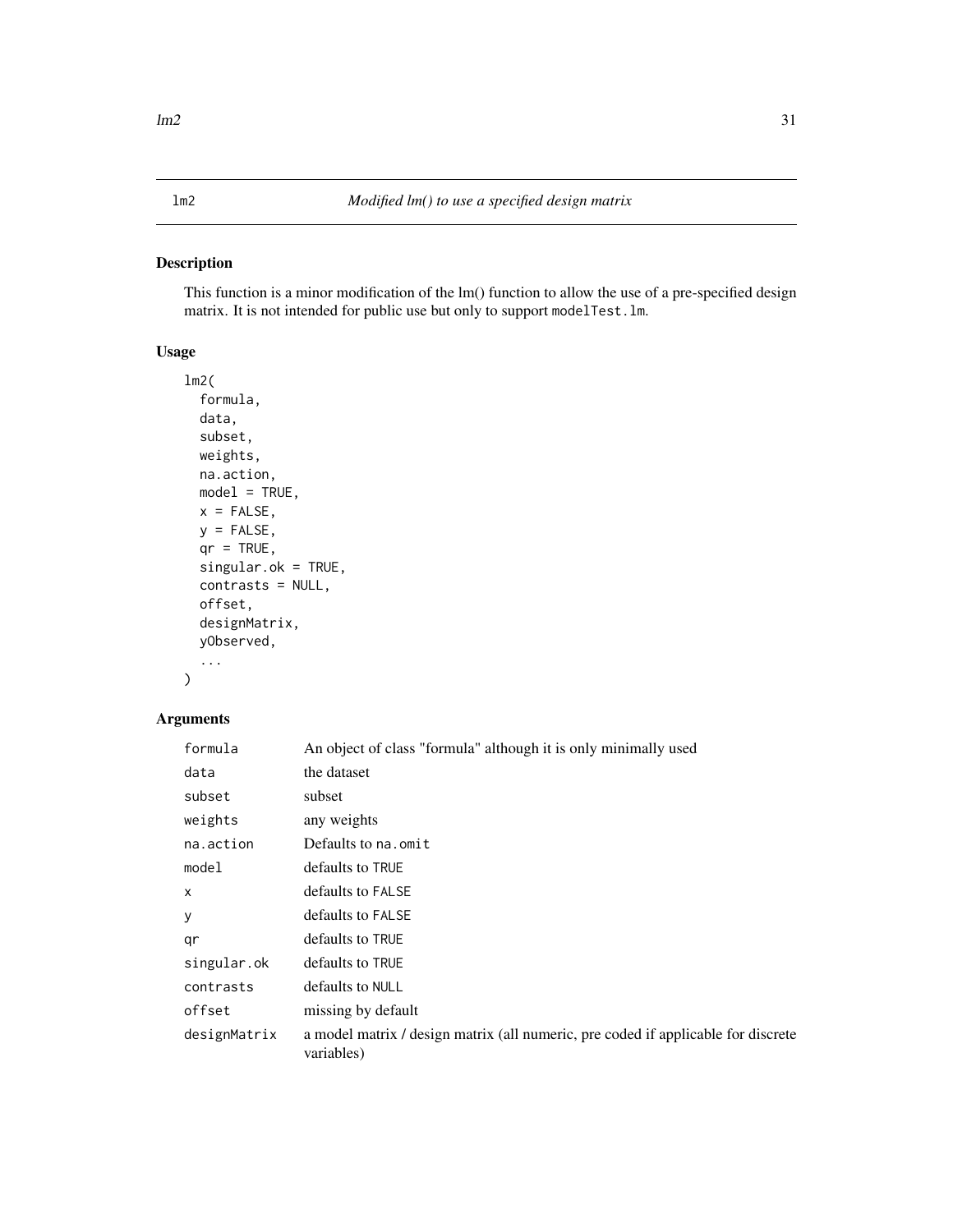# lm2 — *Modified lm() to use a specified design matrix*

## Description

This function is a minor modification of the lm() function to allow the use of a pre-specified design matrix. It is not intended for public use but only to support `modelTest.lm`.

## Usage

```
lm2(
  formula,
  data,
  subset,
  weights,
  na.action,
  model = TRUE,
  x = FALSE,
  y = FALSE,
  qr = TRUE,
  singular.ok = TRUE,
  contrasts = NULL,
  offset,
  designMatrix,
  yObserved,
  ...
)
```

## Arguments

| Argument | Description |
| --- | --- |
| `formula` | An object of class "formula" although it is only minimally used |
| `data` | the dataset |
| `subset` | subset |
| `weights` | any weights |
| `na.action` | Defaults to `na.omit` |
| `model` | defaults to `TRUE` |
| `x` | defaults to `FALSE` |
| `y` | defaults to `FALSE` |
| `qr` | defaults to `TRUE` |
| `singular.ok` | defaults to `TRUE` |
| `contrasts` | defaults to `NULL` |
| `offset` | missing by default |
| `designMatrix` | a model matrix / design matrix (all numeric, pre coded if applicable for discrete variables) |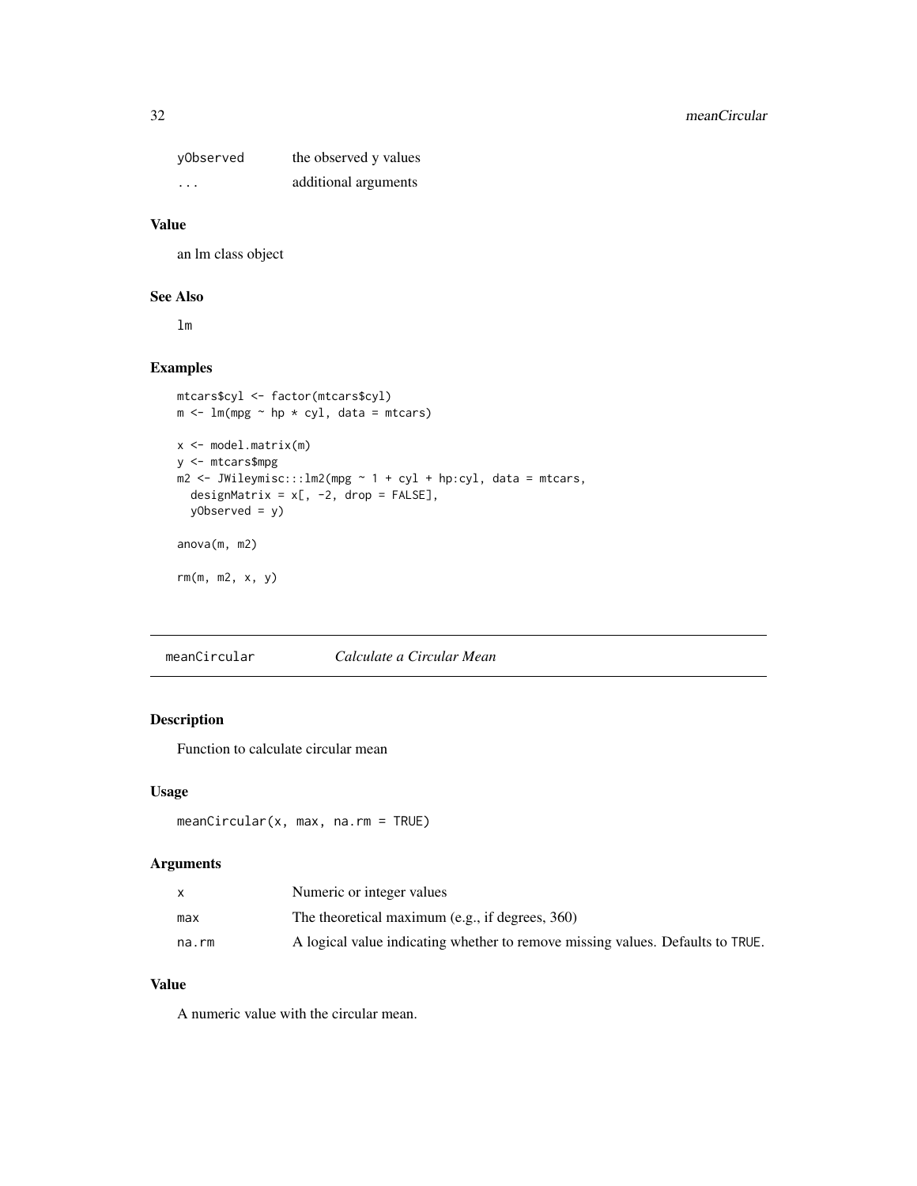| | |
|---|---|
| yObserved | the observed y values |
| ... | additional arguments |

### Value

an lm class object

### See Also

lm

### Examples

```
mtcars$cyl <- factor(mtcars$cyl)
m <- lm(mpg ~ hp * cyl, data = mtcars)

x <- model.matrix(m)
y <- mtcars$mpg
m2 <- JWileymisc:::lm2(mpg ~ 1 + cyl + hp:cyl, data = mtcars,
  designMatrix = x[, -2, drop = FALSE],
  yObserved = y)

anova(m, m2)

rm(m, m2, x, y)
```

---

## meanCircular    *Calculate a Circular Mean*

### Description

Function to calculate circular mean

### Usage

```
meanCircular(x, max, na.rm = TRUE)
```

### Arguments

| | |
|---|---|
| x | Numeric or integer values |
| max | The theoretical maximum (e.g., if degrees, 360) |
| na.rm | A logical value indicating whether to remove missing values. Defaults to TRUE. |

### Value

A numeric value with the circular mean.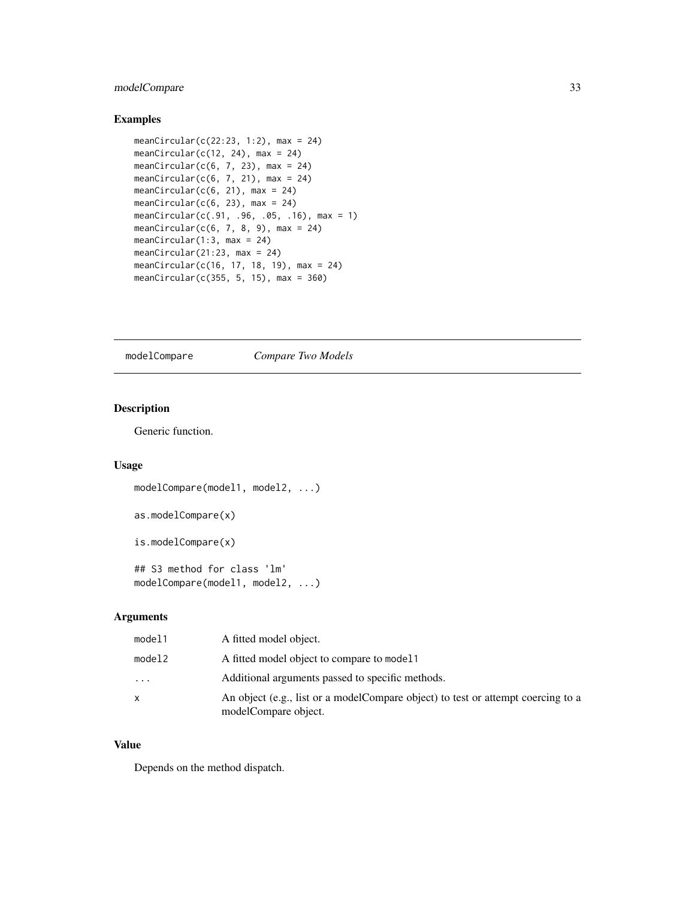## Examples

```
meanCircular(c(22:23, 1:2), max = 24)
meanCircular(c(12, 24), max = 24)
meanCircular(c(6, 7, 23), max = 24)
meanCircular(c(6, 7, 21), max = 24)
meanCircular(c(6, 21), max = 24)
meanCircular(c(6, 23), max = 24)
meanCircular(c(.91, .96, .05, .16), max = 1)
meanCircular(c(6, 7, 8, 9), max = 24)
meanCircular(1:3, max = 24)
meanCircular(21:23, max = 24)
meanCircular(c(16, 17, 18, 19), max = 24)
meanCircular(c(355, 5, 15), max = 360)
```

---

# modelCompare *Compare Two Models*

---

## Description

Generic function.

## Usage

```
modelCompare(model1, model2, ...)

as.modelCompare(x)

is.modelCompare(x)

## S3 method for class 'lm'
modelCompare(model1, model2, ...)
```

## Arguments

| | |
|---|---|
| `model1` | A fitted model object. |
| `model2` | A fitted model object to compare to `model1` |
| `...` | Additional arguments passed to specific methods. |
| `x` | An object (e.g., list or a modelCompare object) to test or attempt coercing to a modelCompare object. |

## Value

Depends on the method dispatch.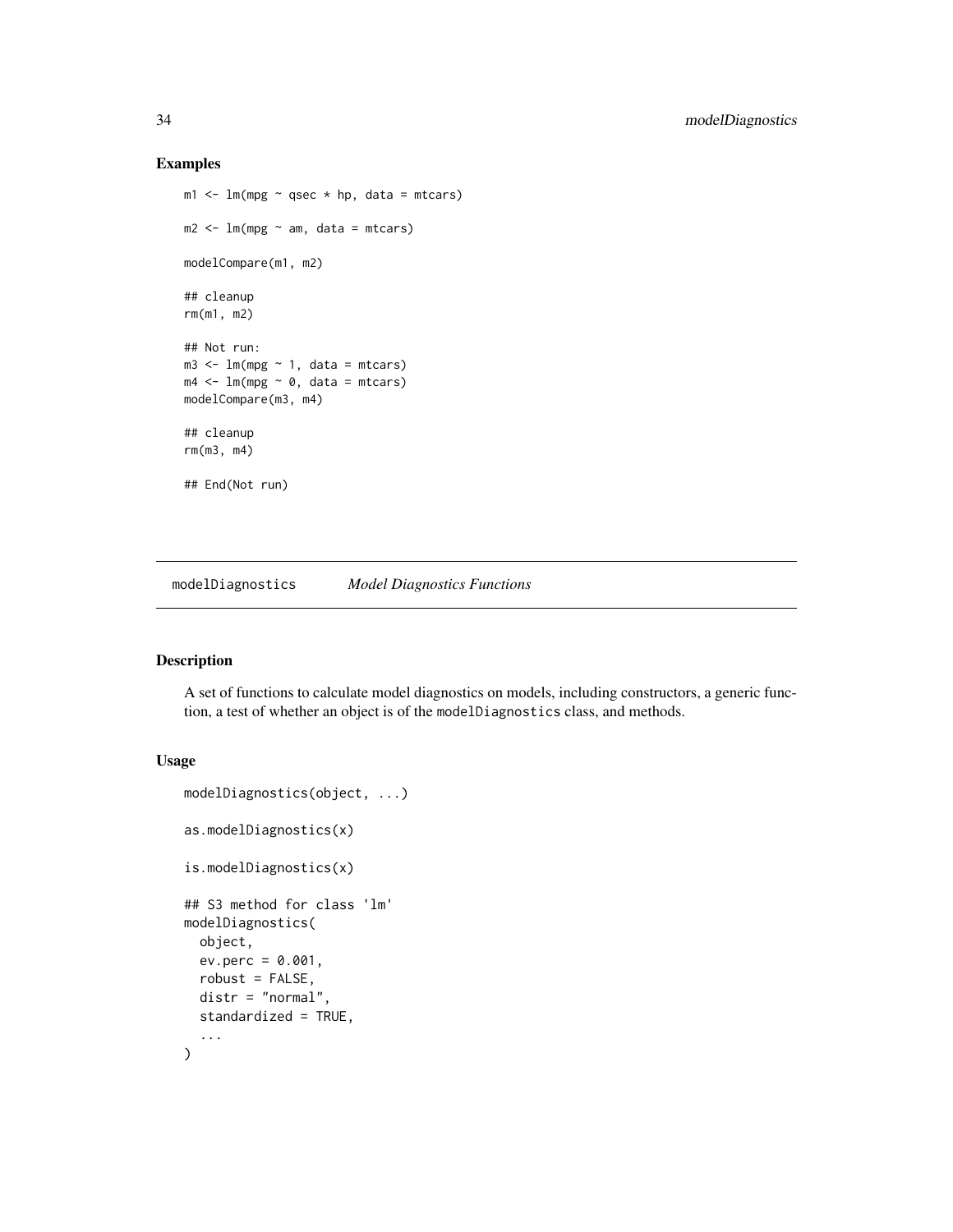## Examples

```
m1 <- lm(mpg ~ qsec * hp, data = mtcars)

m2 <- lm(mpg ~ am, data = mtcars)

modelCompare(m1, m2)

## cleanup
rm(m1, m2)

## Not run:
m3 <- lm(mpg ~ 1, data = mtcars)
m4 <- lm(mpg ~ 0, data = mtcars)
modelCompare(m3, m4)

## cleanup
rm(m3, m4)

## End(Not run)
```

---

# modelDiagnostics &nbsp;&nbsp;&nbsp; *Model Diagnostics Functions*

---

## Description

A set of functions to calculate model diagnostics on models, including constructors, a generic function, a test of whether an object is of the `modelDiagnostics` class, and methods.

## Usage

```
modelDiagnostics(object, ...)

as.modelDiagnostics(x)

is.modelDiagnostics(x)

## S3 method for class 'lm'
modelDiagnostics(
  object,
  ev.perc = 0.001,
  robust = FALSE,
  distr = "normal",
  standardized = TRUE,
  ...
)
```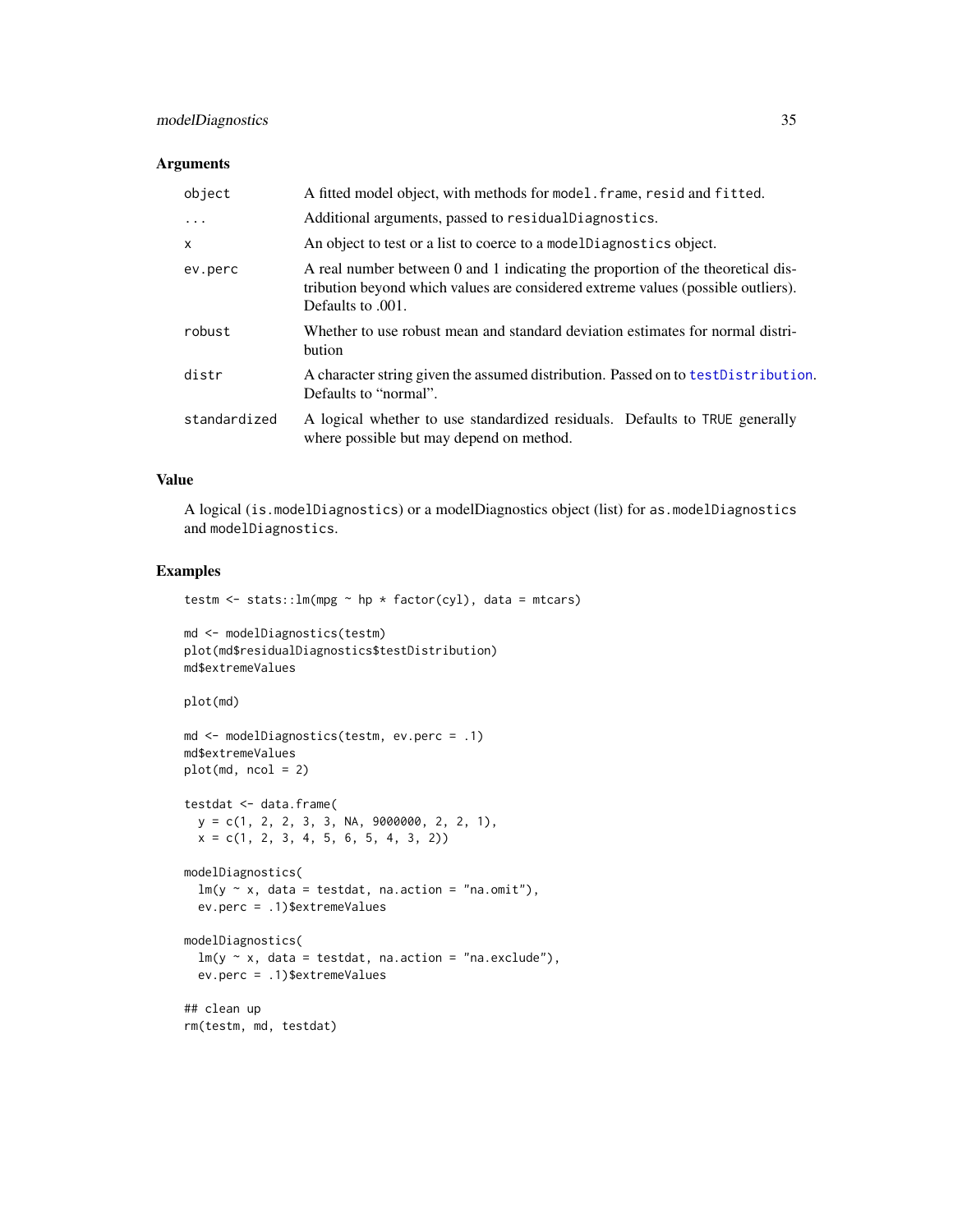## Arguments

| | |
|---|---|
| `object` | A fitted model object, with methods for `model.frame`, `resid` and `fitted`. |
| `...` | Additional arguments, passed to `residualDiagnostics`. |
| `x` | An object to test or a list to coerce to a `modelDiagnostics` object. |
| `ev.perc` | A real number between 0 and 1 indicating the proportion of the theoretical distribution beyond which values are considered extreme values (possible outliers). Defaults to .001. |
| `robust` | Whether to use robust mean and standard deviation estimates for normal distribution |
| `distr` | A character string given the assumed distribution. Passed on to `testDistribution`. Defaults to "normal". |
| `standardized` | A logical whether to use standardized residuals. Defaults to `TRUE` generally where possible but may depend on method. |

## Value

A logical (`is.modelDiagnostics`) or a modelDiagnostics object (list) for `as.modelDiagnostics` and `modelDiagnostics`.

## Examples

```
testm <- stats::lm(mpg ~ hp * factor(cyl), data = mtcars)

md <- modelDiagnostics(testm)
plot(md$residualDiagnostics$testDistribution)
md$extremeValues

plot(md)

md <- modelDiagnostics(testm, ev.perc = .1)
md$extremeValues
plot(md, ncol = 2)

testdat <- data.frame(
  y = c(1, 2, 2, 3, 3, NA, 9000000, 2, 2, 1),
  x = c(1, 2, 3, 4, 5, 6, 5, 4, 3, 2))

modelDiagnostics(
  lm(y ~ x, data = testdat, na.action = "na.omit"),
  ev.perc = .1)$extremeValues

modelDiagnostics(
  lm(y ~ x, data = testdat, na.action = "na.exclude"),
  ev.perc = .1)$extremeValues

## clean up
rm(testm, md, testdat)
```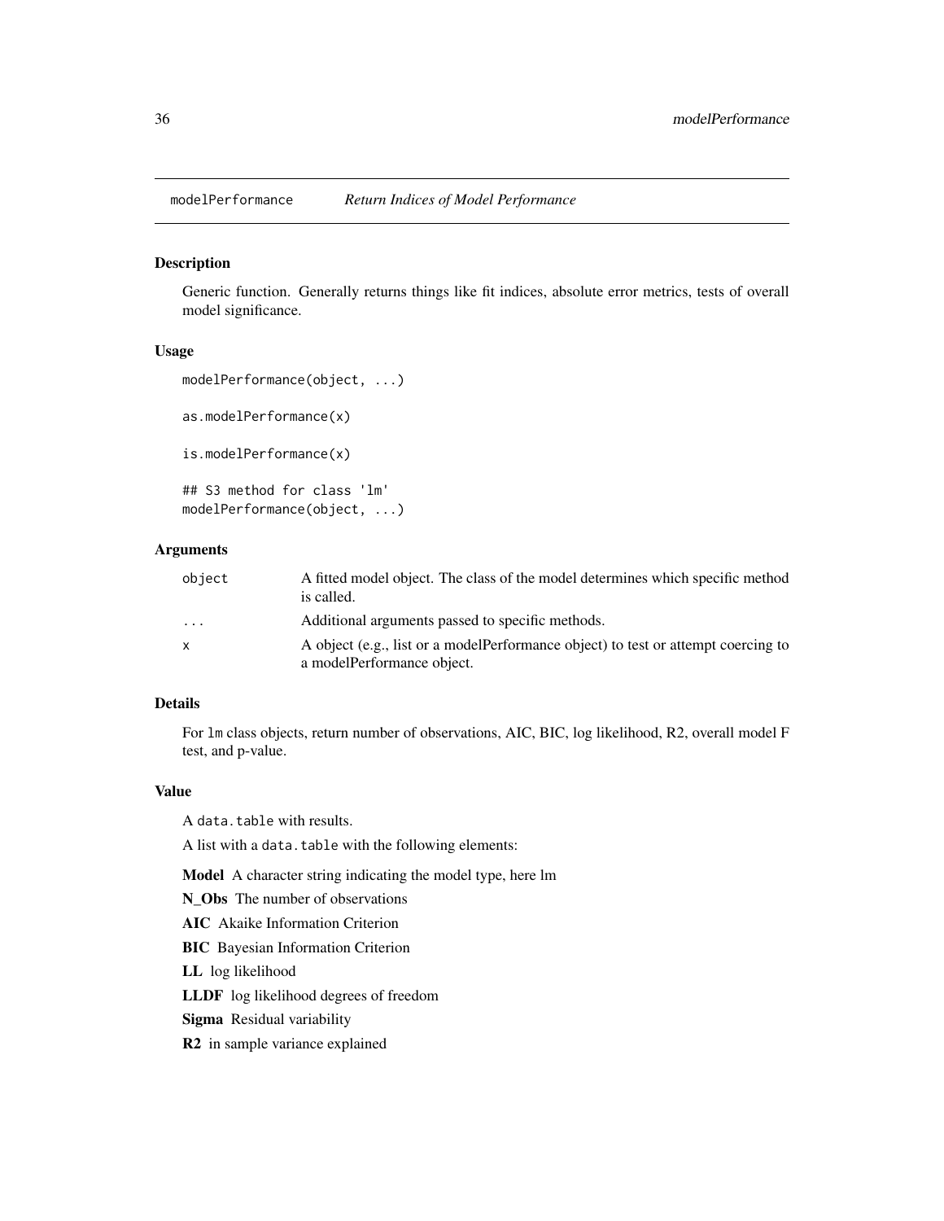# modelPerformance *Return Indices of Model Performance*

## Description

Generic function. Generally returns things like fit indices, absolute error metrics, tests of overall model significance.

## Usage

```
modelPerformance(object, ...)

as.modelPerformance(x)

is.modelPerformance(x)

## S3 method for class 'lm'
modelPerformance(object, ...)
```

## Arguments

| | |
|---|---|
| object | A fitted model object. The class of the model determines which specific method is called. |
| ... | Additional arguments passed to specific methods. |
| x | A object (e.g., list or a modelPerformance object) to test or attempt coercing to a modelPerformance object. |

## Details

For `lm` class objects, return number of observations, AIC, BIC, log likelihood, R2, overall model F test, and p-value.

## Value

A `data.table` with results.

A list with a `data.table` with the following elements:

**Model** A character string indicating the model type, here lm

**N_Obs** The number of observations

**AIC** Akaike Information Criterion

**BIC** Bayesian Information Criterion

**LL** log likelihood

**LLDF** log likelihood degrees of freedom

**Sigma** Residual variability

**R2** in sample variance explained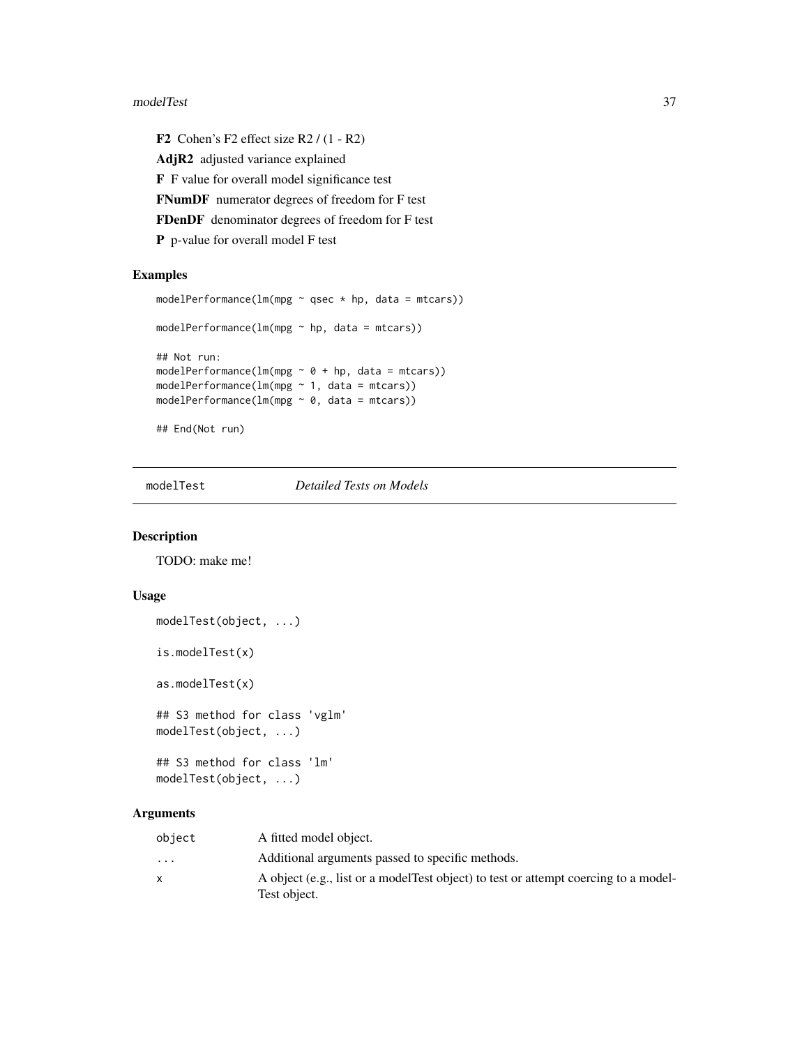**F2** Cohen's F2 effect size R2 / (1 - R2)

**AdjR2** adjusted variance explained

**F** F value for overall model significance test

**FNumDF** numerator degrees of freedom for F test

**FDenDF** denominator degrees of freedom for F test

**P** p-value for overall model F test

## Examples

```
modelPerformance(lm(mpg ~ qsec * hp, data = mtcars))

modelPerformance(lm(mpg ~ hp, data = mtcars))

## Not run:
modelPerformance(lm(mpg ~ 0 + hp, data = mtcars))
modelPerformance(lm(mpg ~ 1, data = mtcars))
modelPerformance(lm(mpg ~ 0, data = mtcars))

## End(Not run)
```

---

# modelTest *Detailed Tests on Models*

---

## Description

TODO: make me!

## Usage

```
modelTest(object, ...)

is.modelTest(x)

as.modelTest(x)

## S3 method for class 'vglm'
modelTest(object, ...)

## S3 method for class 'lm'
modelTest(object, ...)
```

## Arguments

| | |
|---|---|
| object | A fitted model object. |
| ... | Additional arguments passed to specific methods. |
| x | A object (e.g., list or a modelTest object) to test or attempt coercing to a modelTest object. |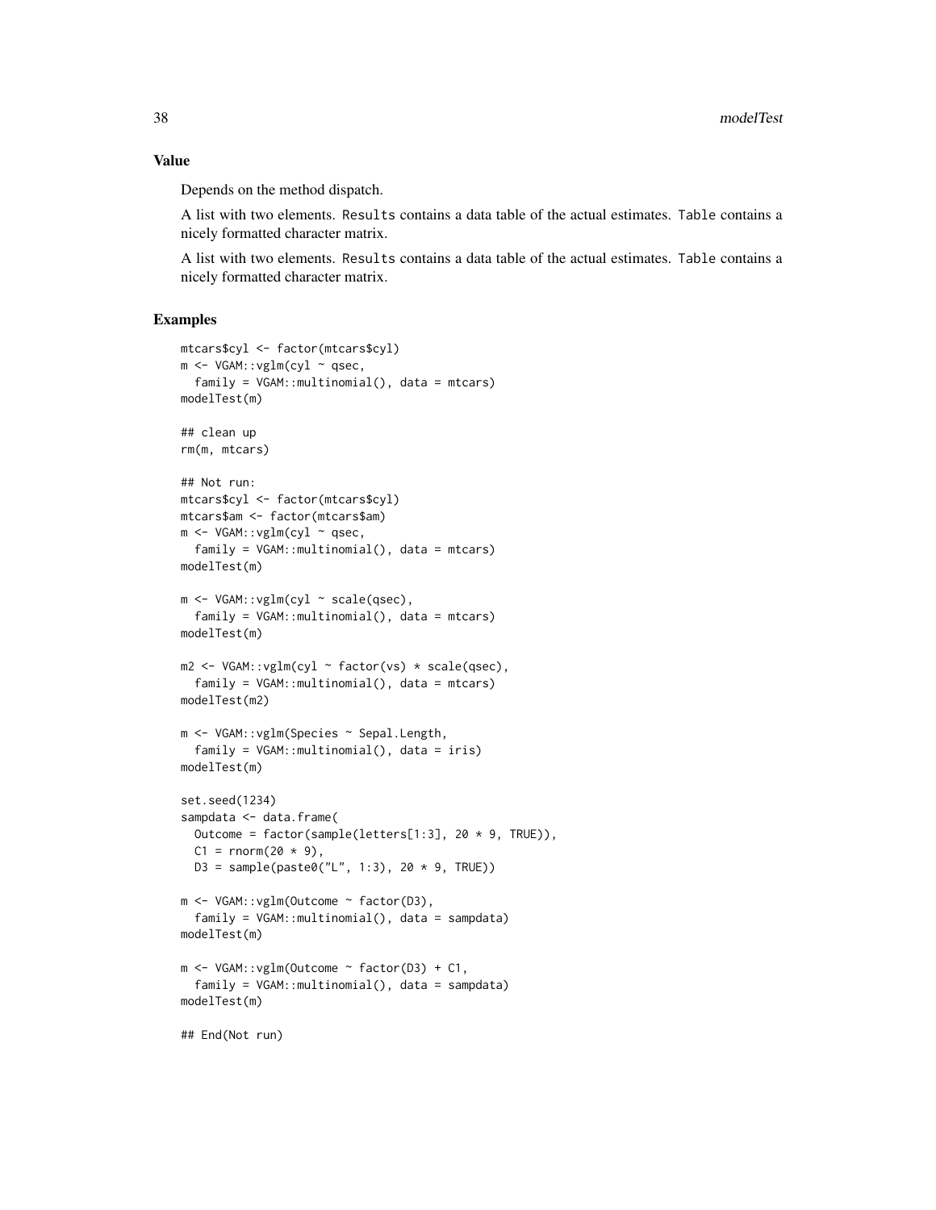## Value

Depends on the method dispatch.

A list with two elements. `Results` contains a data table of the actual estimates. `Table` contains a nicely formatted character matrix.

A list with two elements. `Results` contains a data table of the actual estimates. `Table` contains a nicely formatted character matrix.

## Examples

```
mtcars$cyl <- factor(mtcars$cyl)
m <- VGAM::vglm(cyl ~ qsec,
  family = VGAM::multinomial(), data = mtcars)
modelTest(m)

## clean up
rm(m, mtcars)

## Not run:
mtcars$cyl <- factor(mtcars$cyl)
mtcars$am <- factor(mtcars$am)
m <- VGAM::vglm(cyl ~ qsec,
  family = VGAM::multinomial(), data = mtcars)
modelTest(m)

m <- VGAM::vglm(cyl ~ scale(qsec),
  family = VGAM::multinomial(), data = mtcars)
modelTest(m)

m2 <- VGAM::vglm(cyl ~ factor(vs) * scale(qsec),
  family = VGAM::multinomial(), data = mtcars)
modelTest(m2)

m <- VGAM::vglm(Species ~ Sepal.Length,
  family = VGAM::multinomial(), data = iris)
modelTest(m)

set.seed(1234)
sampdata <- data.frame(
  Outcome = factor(sample(letters[1:3], 20 * 9, TRUE)),
  C1 = rnorm(20 * 9),
  D3 = sample(paste0("L", 1:3), 20 * 9, TRUE))

m <- VGAM::vglm(Outcome ~ factor(D3),
  family = VGAM::multinomial(), data = sampdata)
modelTest(m)

m <- VGAM::vglm(Outcome ~ factor(D3) + C1,
  family = VGAM::multinomial(), data = sampdata)
modelTest(m)

## End(Not run)
```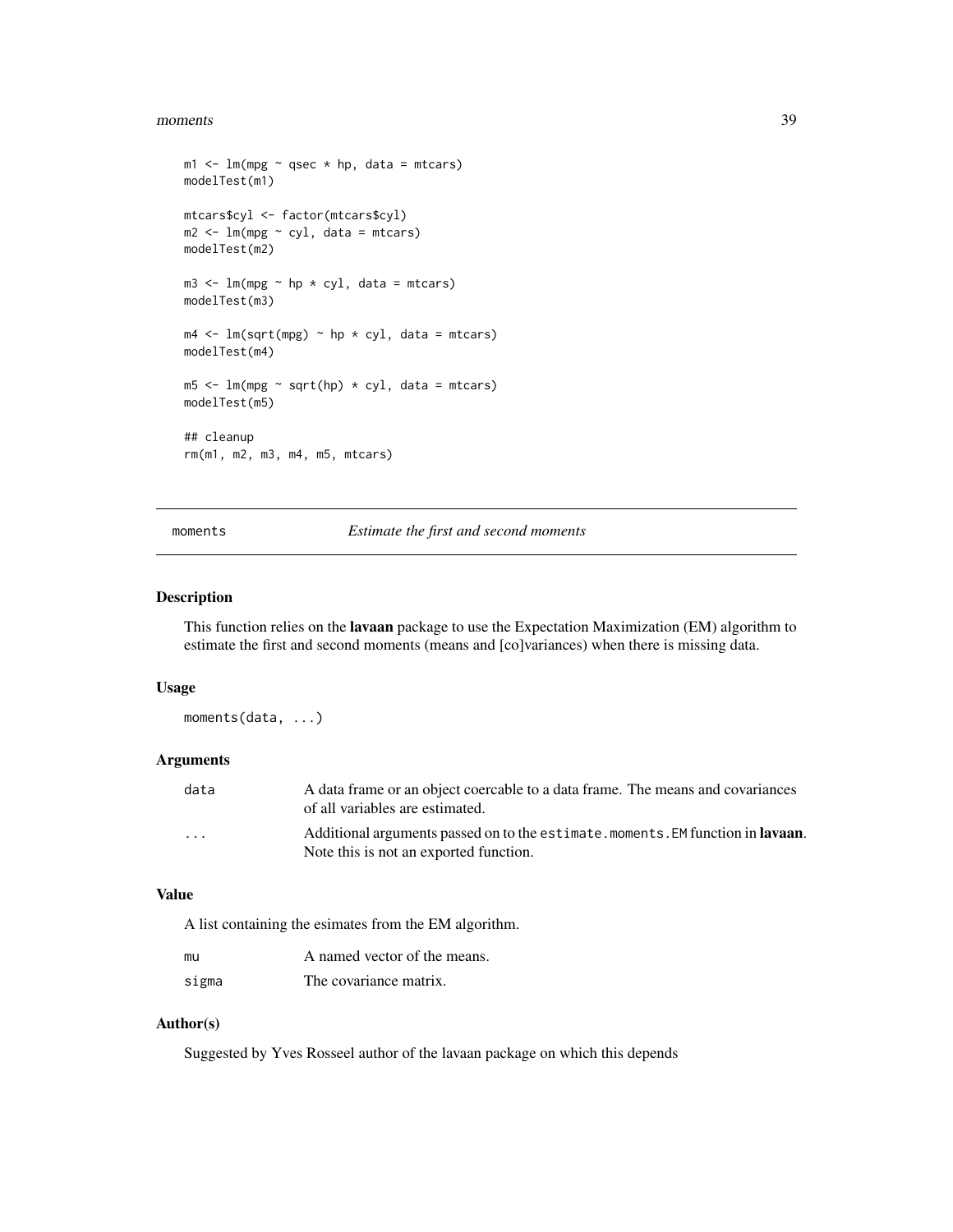```
m1 <- lm(mpg ~ qsec * hp, data = mtcars)
modelTest(m1)

mtcars$cyl <- factor(mtcars$cyl)
m2 <- lm(mpg ~ cyl, data = mtcars)
modelTest(m2)

m3 <- lm(mpg ~ hp * cyl, data = mtcars)
modelTest(m3)

m4 <- lm(sqrt(mpg) ~ hp * cyl, data = mtcars)
modelTest(m4)

m5 <- lm(mpg ~ sqrt(hp) * cyl, data = mtcars)
modelTest(m5)

## cleanup
rm(m1, m2, m3, m4, m5, mtcars)
```

---

## moments — *Estimate the first and second moments*

---

### Description

This function relies on the **lavaan** package to use the Expectation Maximization (EM) algorithm to estimate the first and second moments (means and [co]variances) when there is missing data.

### Usage

```
moments(data, ...)
```

### Arguments

| | |
|---|---|
| `data` | A data frame or an object coercable to a data frame. The means and covariances of all variables are estimated. |
| `...` | Additional arguments passed on to the `estimate.moments.EM` function in **lavaan**. Note this is not an exported function. |

### Value

A list containing the esimates from the EM algorithm.

| | |
|---|---|
| `mu` | A named vector of the means. |
| `sigma` | The covariance matrix. |

### Author(s)

Suggested by Yves Rosseel author of the lavaan package on which this depends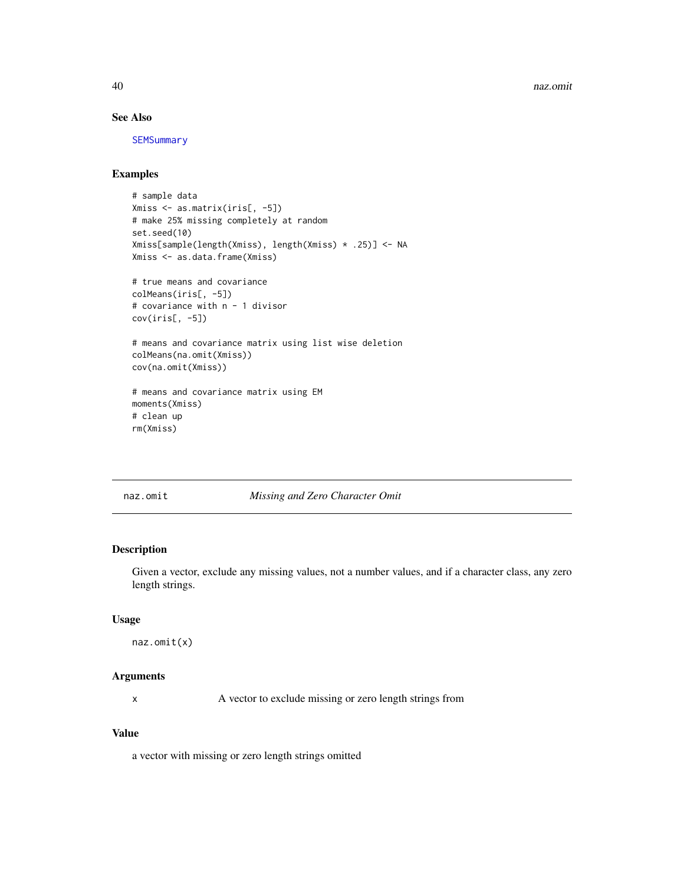### See Also

SEMSummary

### Examples

```
# sample data
Xmiss <- as.matrix(iris[, -5])
# make 25% missing completely at random
set.seed(10)
Xmiss[sample(length(Xmiss), length(Xmiss) * .25)] <- NA
Xmiss <- as.data.frame(Xmiss)

# true means and covariance
colMeans(iris[, -5])
# covariance with n - 1 divisor
cov(iris[, -5])

# means and covariance matrix using list wise deletion
colMeans(na.omit(Xmiss))
cov(na.omit(Xmiss))

# means and covariance matrix using EM
moments(Xmiss)
# clean up
rm(Xmiss)
```

---

## naz.omit — *Missing and Zero Character Omit*

### Description

Given a vector, exclude any missing values, not a number values, and if a character class, any zero length strings.

### Usage

```
naz.omit(x)
```

### Arguments

| | |
|---|---|
| x | A vector to exclude missing or zero length strings from |

### Value

a vector with missing or zero length strings omitted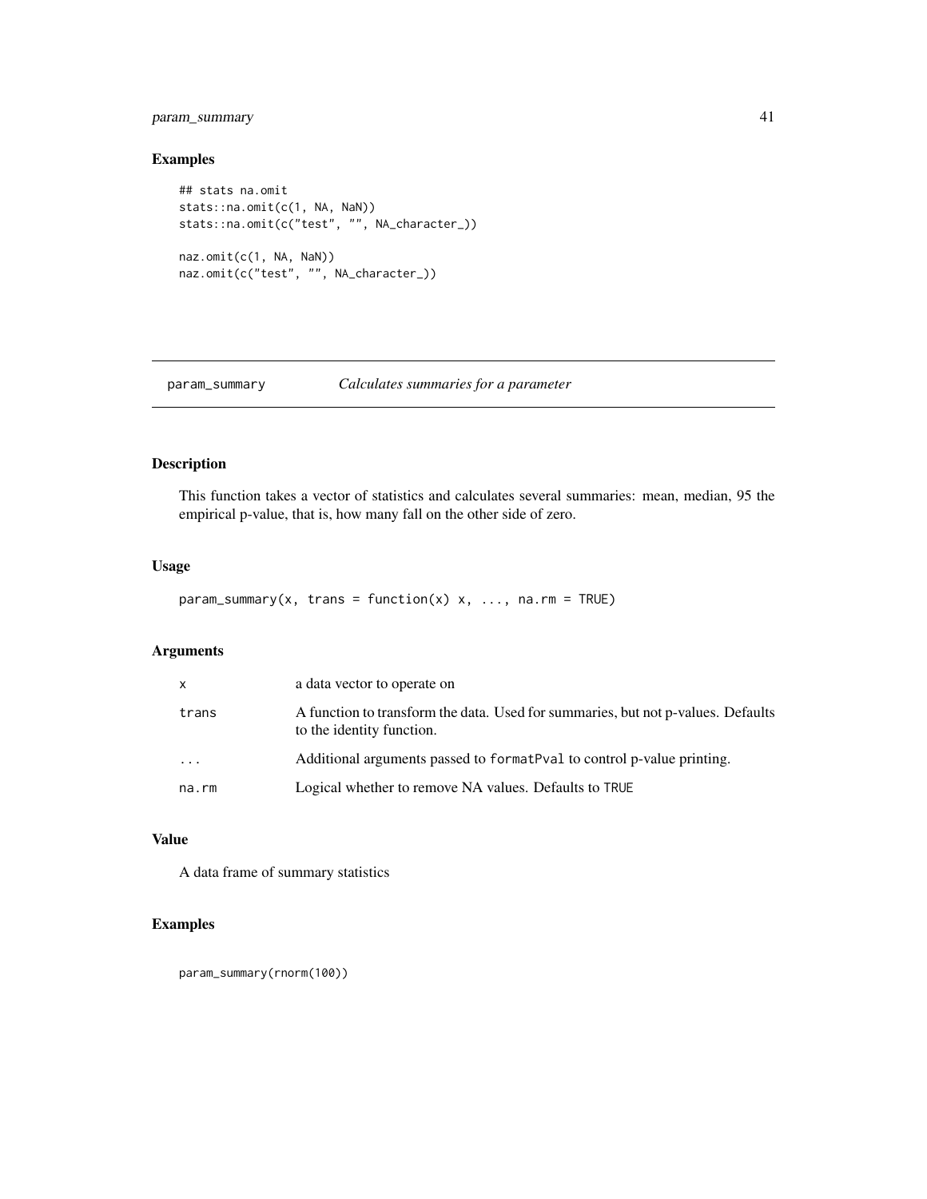## Examples

```
## stats na.omit
stats::na.omit(c(1, NA, NaN))
stats::na.omit(c("test", "", NA_character_))

naz.omit(c(1, NA, NaN))
naz.omit(c("test", "", NA_character_))
```

---

# param_summary    *Calculates summaries for a parameter*

---

## Description

This function takes a vector of statistics and calculates several summaries: mean, median, 95 the empirical p-value, that is, how many fall on the other side of zero.

## Usage

```
param_summary(x, trans = function(x) x, ..., na.rm = TRUE)
```

## Arguments

| | |
|---|---|
| `x` | a data vector to operate on |
| `trans` | A function to transform the data. Used for summaries, but not p-values. Defaults to the identity function. |
| `...` | Additional arguments passed to `formatPval` to control p-value printing. |
| `na.rm` | Logical whether to remove NA values. Defaults to `TRUE` |

## Value

A data frame of summary statistics

## Examples

```
param_summary(rnorm(100))
```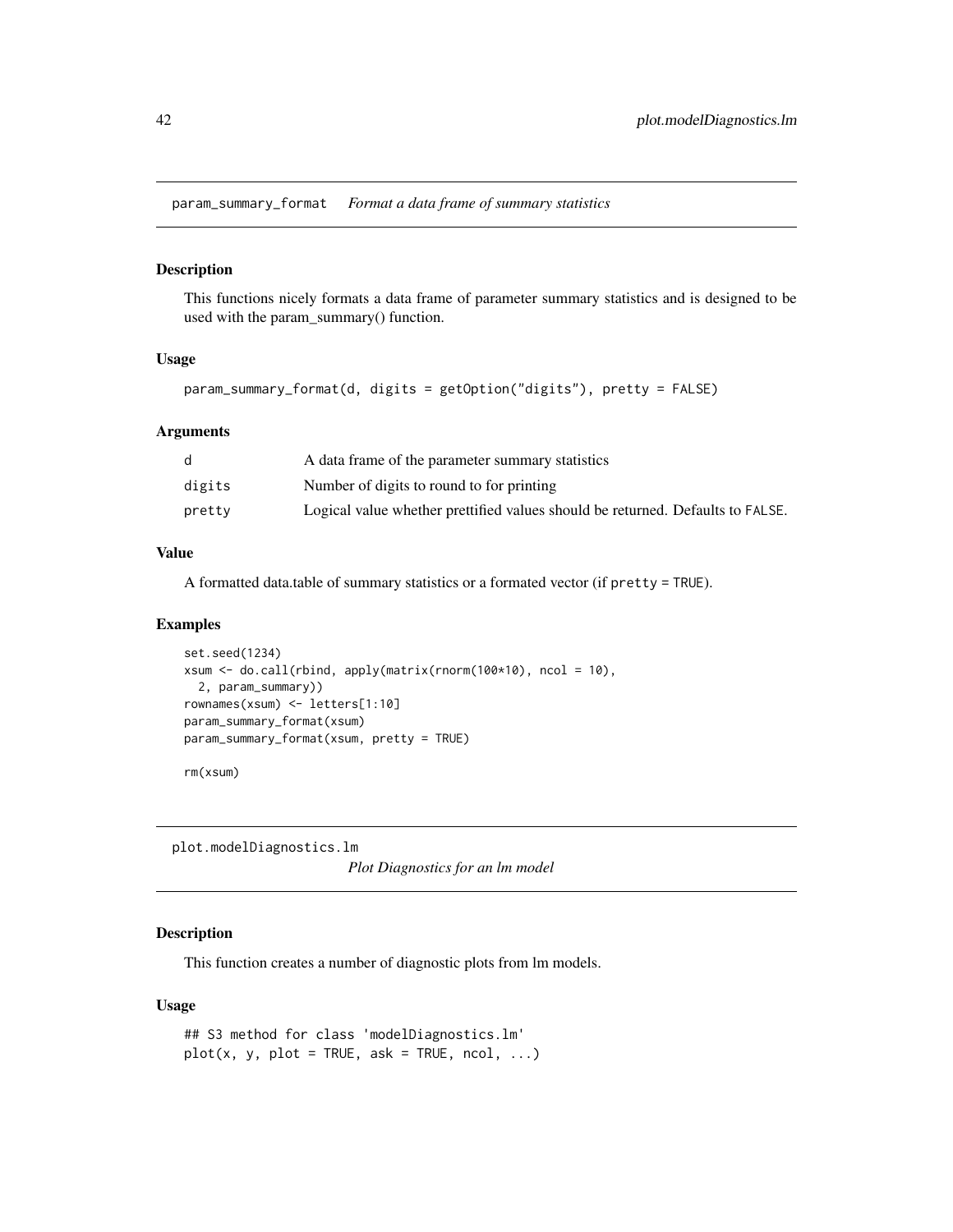## param_summary_format — *Format a data frame of summary statistics*

### Description

This functions nicely formats a data frame of parameter summary statistics and is designed to be used with the param_summary() function.

### Usage

```
param_summary_format(d, digits = getOption("digits"), pretty = FALSE)
```

### Arguments

| | |
|---|---|
| d | A data frame of the parameter summary statistics |
| digits | Number of digits to round to for printing |
| pretty | Logical value whether prettified values should be returned. Defaults to FALSE. |

### Value

A formatted data.table of summary statistics or a formated vector (if `pretty = TRUE`).

### Examples

```
set.seed(1234)
xsum <- do.call(rbind, apply(matrix(rnorm(100*10), ncol = 10),
  2, param_summary))
rownames(xsum) <- letters[1:10]
param_summary_format(xsum)
param_summary_format(xsum, pretty = TRUE)

rm(xsum)
```

## plot.modelDiagnostics.lm — *Plot Diagnostics for an lm model*

### Description

This function creates a number of diagnostic plots from lm models.

### Usage

```
## S3 method for class 'modelDiagnostics.lm'
plot(x, y, plot = TRUE, ask = TRUE, ncol, ...)
```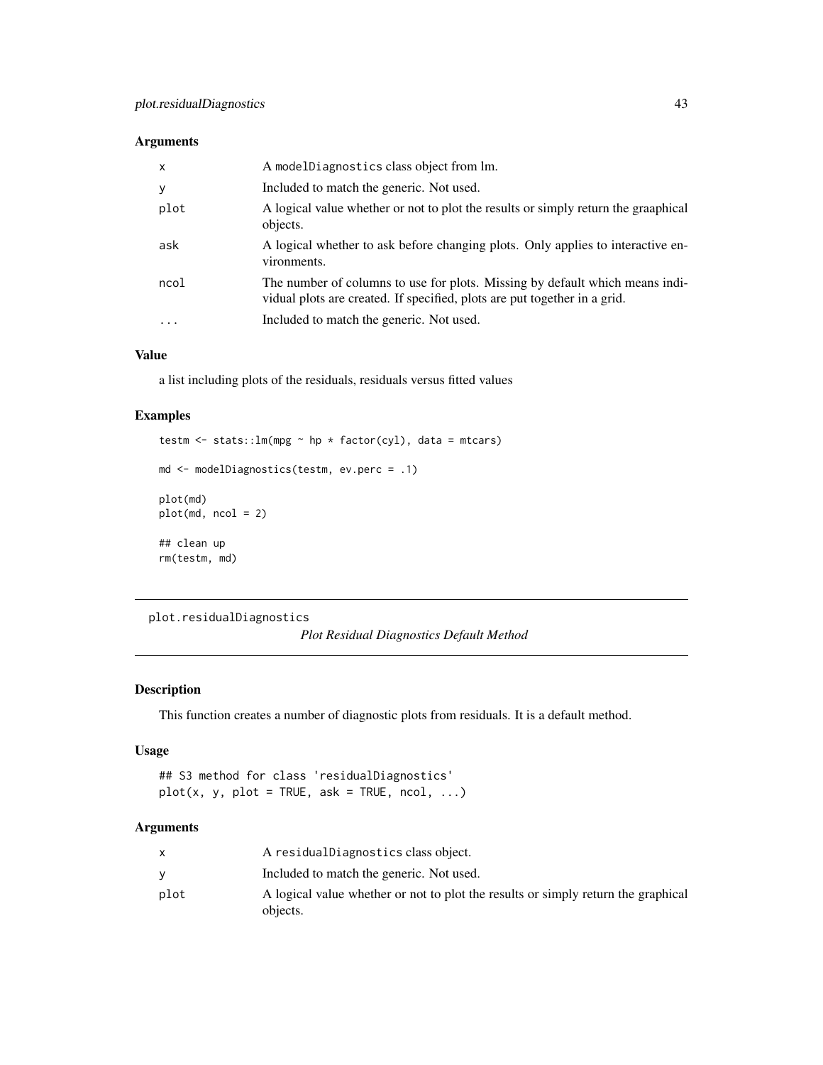### Arguments

| | |
|---|---|
| x | A `modelDiagnostics` class object from lm. |
| y | Included to match the generic. Not used. |
| plot | A logical value whether or not to plot the results or simply return the graaphical objects. |
| ask | A logical whether to ask before changing plots. Only applies to interactive environments. |
| ncol | The number of columns to use for plots. Missing by default which means individual plots are created. If specified, plots are put together in a grid. |
| ... | Included to match the generic. Not used. |

### Value

a list including plots of the residuals, residuals versus fitted values

### Examples

```
testm <- stats::lm(mpg ~ hp * factor(cyl), data = mtcars)

md <- modelDiagnostics(testm, ev.perc = .1)

plot(md)
plot(md, ncol = 2)

## clean up
rm(testm, md)
```

---

## plot.residualDiagnostics

*Plot Residual Diagnostics Default Method*

---

### Description

This function creates a number of diagnostic plots from residuals. It is a default method.

### Usage

```
## S3 method for class 'residualDiagnostics'
plot(x, y, plot = TRUE, ask = TRUE, ncol, ...)
```

### Arguments

| | |
|---|---|
| x | A `residualDiagnostics` class object. |
| y | Included to match the generic. Not used. |
| plot | A logical value whether or not to plot the results or simply return the graphical objects. |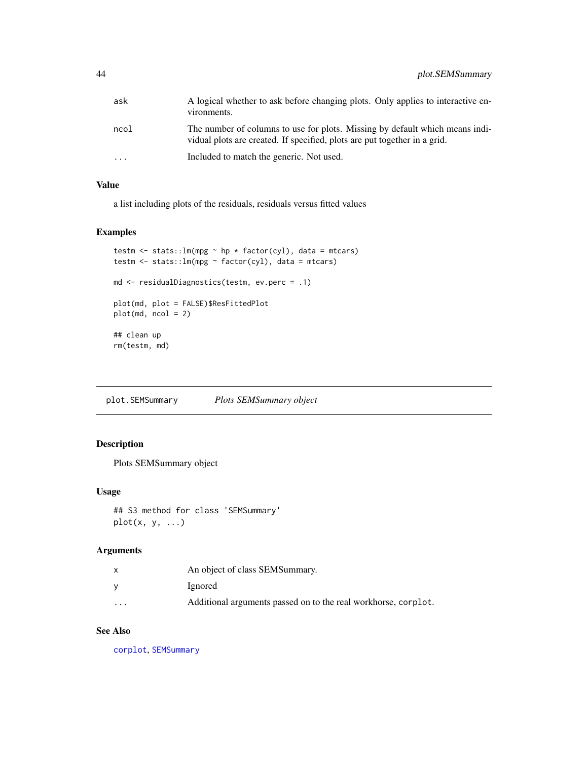| | |
|---|---|
| ask | A logical whether to ask before changing plots. Only applies to interactive environments. |
| ncol | The number of columns to use for plots. Missing by default which means individual plots are created. If specified, plots are put together in a grid. |
| ... | Included to match the generic. Not used. |

### Value

a list including plots of the residuals, residuals versus fitted values

### Examples

```
testm <- stats::lm(mpg ~ hp * factor(cyl), data = mtcars)
testm <- stats::lm(mpg ~ factor(cyl), data = mtcars)

md <- residualDiagnostics(testm, ev.perc = .1)

plot(md, plot = FALSE)$ResFittedPlot
plot(md, ncol = 2)

## clean up
rm(testm, md)
```

---

## plot.SEMSummary *Plots SEMSummary object*

### Description

Plots SEMSummary object

### Usage

```
## S3 method for class 'SEMSummary'
plot(x, y, ...)
```

### Arguments

| | |
|---|---|
| x | An object of class SEMSummary. |
| y | Ignored |
| ... | Additional arguments passed on to the real workhorse, `corplot`. |

### See Also

`corplot`, `SEMSummary`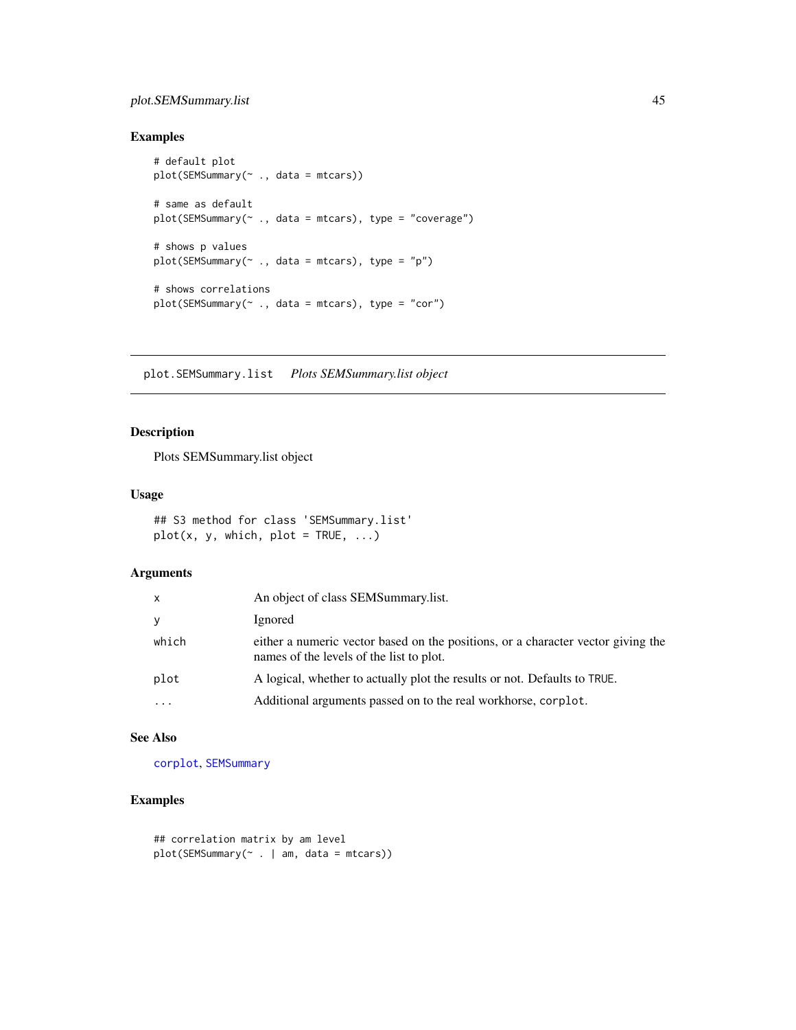### Examples

```
# default plot
plot(SEMSummary(~ ., data = mtcars))

# same as default
plot(SEMSummary(~ ., data = mtcars), type = "coverage")

# shows p values
plot(SEMSummary(~ ., data = mtcars), type = "p")

# shows correlations
plot(SEMSummary(~ ., data = mtcars), type = "cor")
```

## plot.SEMSummary.list    *Plots SEMSummary.list object*

### Description

Plots SEMSummary.list object

### Usage

```
## S3 method for class 'SEMSummary.list'
plot(x, y, which, plot = TRUE, ...)
```

### Arguments

| | |
|---|---|
| x | An object of class SEMSummary.list. |
| y | Ignored |
| which | either a numeric vector based on the positions, or a character vector giving the names of the levels of the list to plot. |
| plot | A logical, whether to actually plot the results or not. Defaults to TRUE. |
| ... | Additional arguments passed on to the real workhorse, corplot. |

### See Also

corplot, SEMSummary

### Examples

```
## correlation matrix by am level
plot(SEMSummary(~ . | am, data = mtcars))
```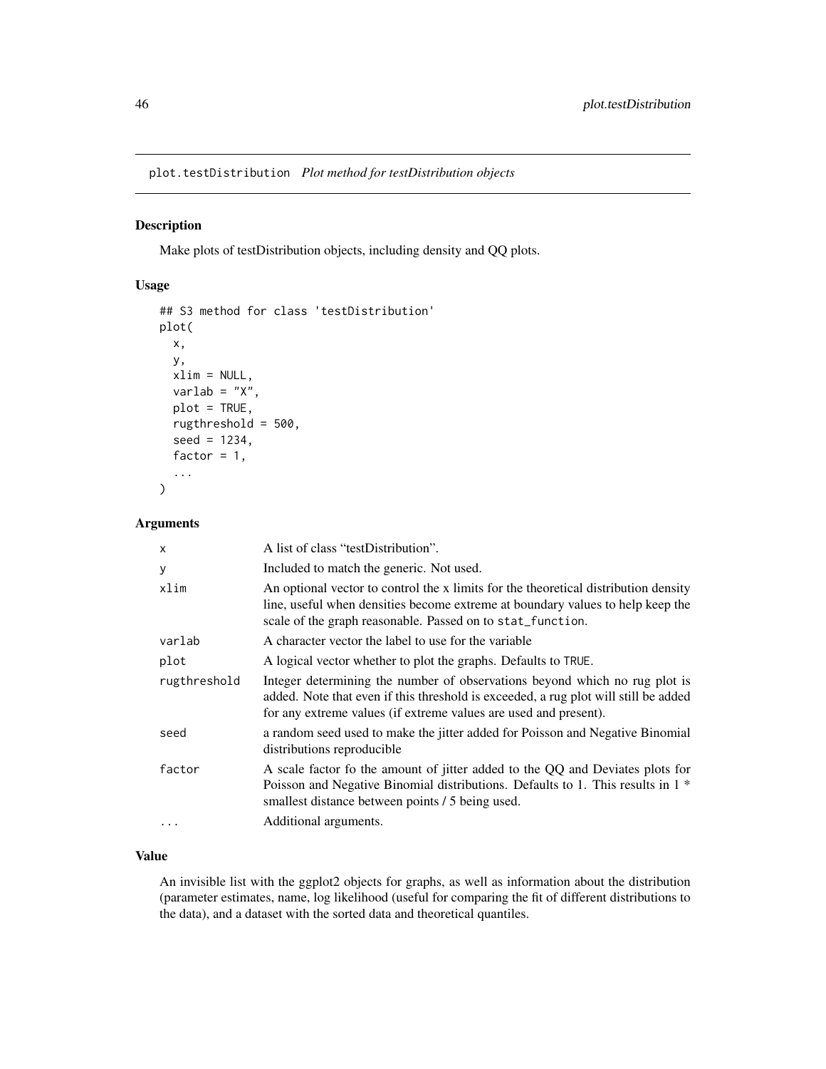plot.testDistribution *Plot method for testDistribution objects*

## Description

Make plots of testDistribution objects, including density and QQ plots.

## Usage

```
## S3 method for class 'testDistribution'
plot(
  x,
  y,
  xlim = NULL,
  varlab = "X",
  plot = TRUE,
  rugthreshold = 500,
  seed = 1234,
  factor = 1,
  ...
)
```

## Arguments

| | |
|---|---|
| x | A list of class "testDistribution". |
| y | Included to match the generic. Not used. |
| xlim | An optional vector to control the x limits for the theoretical distribution density line, useful when densities become extreme at boundary values to help keep the scale of the graph reasonable. Passed on to `stat_function`. |
| varlab | A character vector the label to use for the variable |
| plot | A logical vector whether to plot the graphs. Defaults to `TRUE`. |
| rugthreshold | Integer determining the number of observations beyond which no rug plot is added. Note that even if this threshold is exceeded, a rug plot will still be added for any extreme values (if extreme values are used and present). |
| seed | a random seed used to make the jitter added for Poisson and Negative Binomial distributions reproducible |
| factor | A scale factor fo the amount of jitter added to the QQ and Deviates plots for Poisson and Negative Binomial distributions. Defaults to 1. This results in 1 * smallest distance between points / 5 being used. |
| ... | Additional arguments. |

## Value

An invisible list with the ggplot2 objects for graphs, as well as information about the distribution (parameter estimates, name, log likelihood (useful for comparing the fit of different distributions to the data), and a dataset with the sorted data and theoretical quantiles.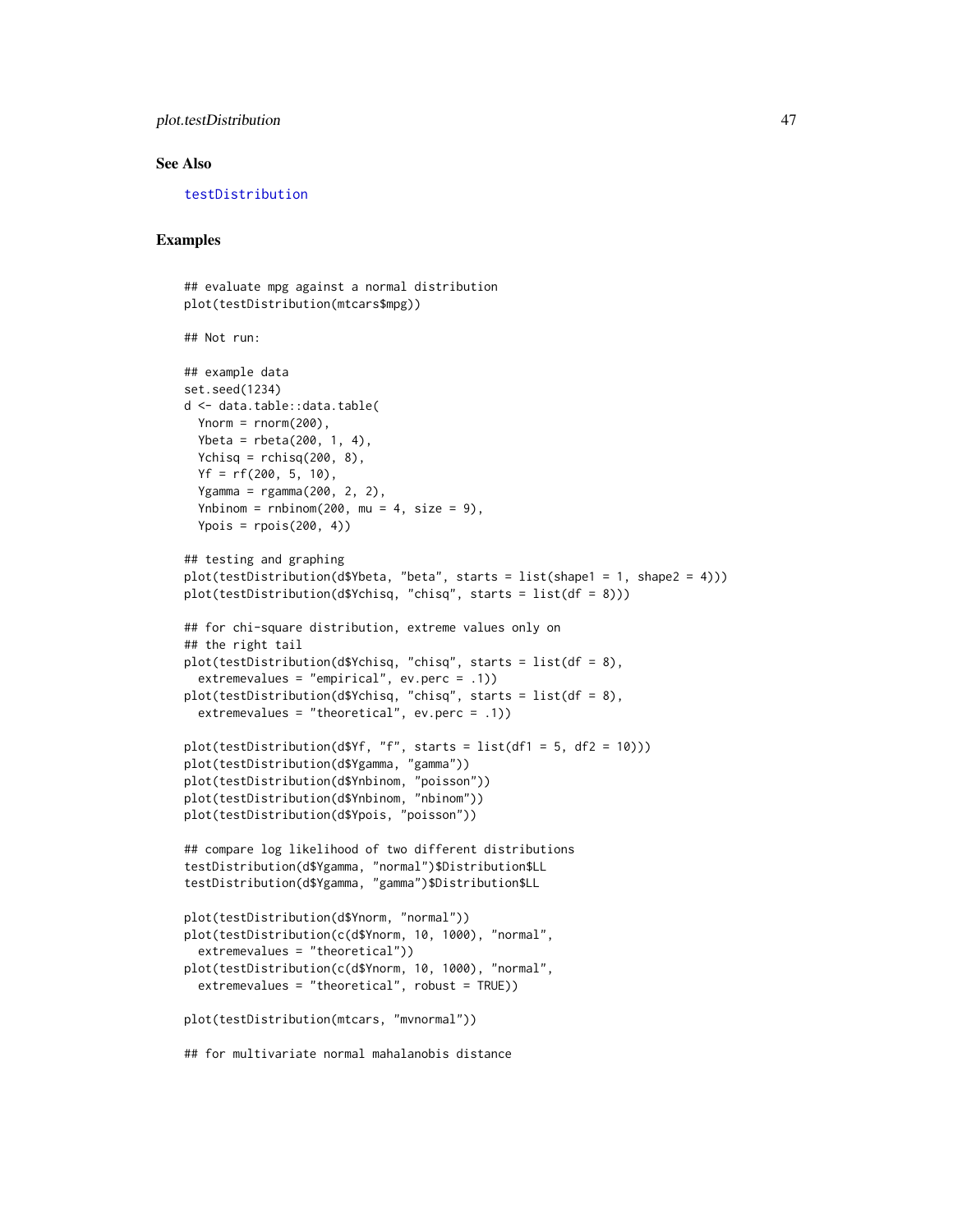### See Also

testDistribution

### Examples

```
## evaluate mpg against a normal distribution
plot(testDistribution(mtcars$mpg))

## Not run:

## example data
set.seed(1234)
d <- data.table::data.table(
  Ynorm = rnorm(200),
  Ybeta = rbeta(200, 1, 4),
  Ychisq = rchisq(200, 8),
  Yf = rf(200, 5, 10),
  Ygamma = rgamma(200, 2, 2),
  Ynbinom = rnbinom(200, mu = 4, size = 9),
  Ypois = rpois(200, 4))

## testing and graphing
plot(testDistribution(d$Ybeta, "beta", starts = list(shape1 = 1, shape2 = 4)))
plot(testDistribution(d$Ychisq, "chisq", starts = list(df = 8)))

## for chi-square distribution, extreme values only on
## the right tail
plot(testDistribution(d$Ychisq, "chisq", starts = list(df = 8),
  extremevalues = "empirical", ev.perc = .1))
plot(testDistribution(d$Ychisq, "chisq", starts = list(df = 8),
  extremevalues = "theoretical", ev.perc = .1))

plot(testDistribution(d$Yf, "f", starts = list(df1 = 5, df2 = 10)))
plot(testDistribution(d$Ygamma, "gamma"))
plot(testDistribution(d$Ynbinom, "poisson"))
plot(testDistribution(d$Ynbinom, "nbinom"))
plot(testDistribution(d$Ypois, "poisson"))

## compare log likelihood of two different distributions
testDistribution(d$Ygamma, "normal")$Distribution$LL
testDistribution(d$Ygamma, "gamma")$Distribution$LL

plot(testDistribution(d$Ynorm, "normal"))
plot(testDistribution(c(d$Ynorm, 10, 1000), "normal",
  extremevalues = "theoretical"))
plot(testDistribution(c(d$Ynorm, 10, 1000), "normal",
  extremevalues = "theoretical", robust = TRUE))

plot(testDistribution(mtcars, "mvnormal"))

## for multivariate normal mahalanobis distance
```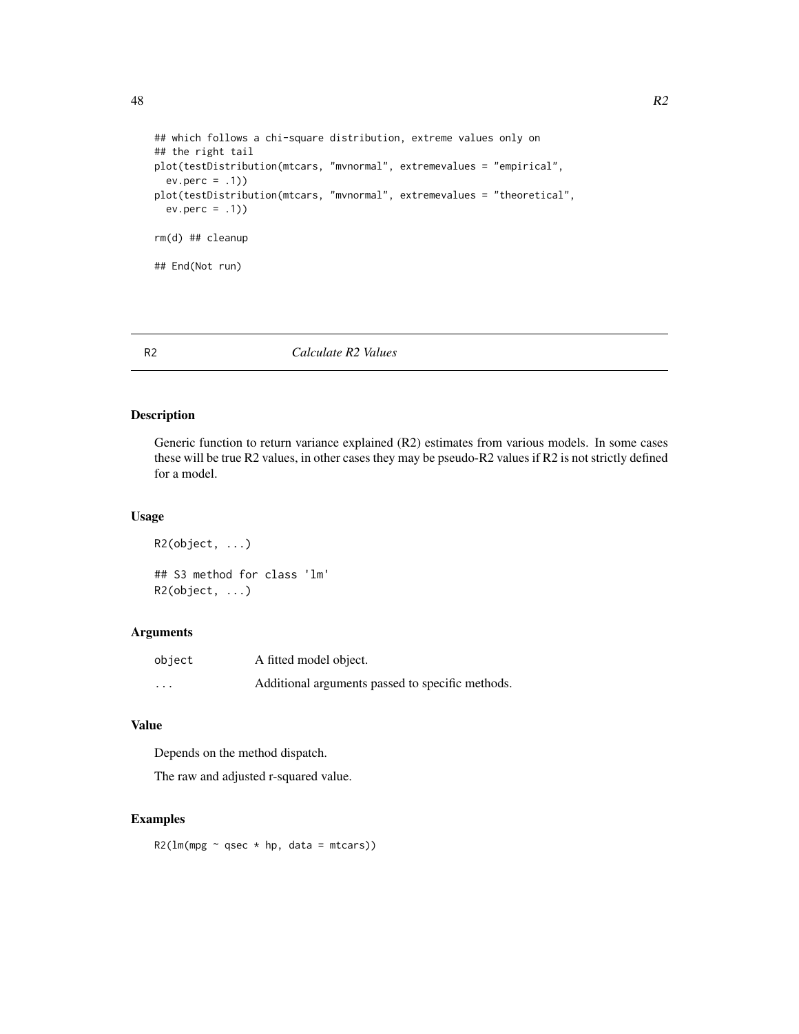```
## which follows a chi-square distribution, extreme values only on
## the right tail
plot(testDistribution(mtcars, "mvnormal", extremevalues = "empirical",
  ev.perc = .1))
plot(testDistribution(mtcars, "mvnormal", extremevalues = "theoretical",
  ev.perc = .1))

rm(d) ## cleanup

## End(Not run)
```

---

## R2 — *Calculate R2 Values*

### Description

Generic function to return variance explained (R2) estimates from various models. In some cases these will be true R2 values, in other cases they may be pseudo-R2 values if R2 is not strictly defined for a model.

### Usage

```
R2(object, ...)

## S3 method for class 'lm'
R2(object, ...)
```

### Arguments

| | |
|---|---|
| object | A fitted model object. |
| ... | Additional arguments passed to specific methods. |

### Value

Depends on the method dispatch.

The raw and adjusted r-squared value.

### Examples

```
R2(lm(mpg ~ qsec * hp, data = mtcars))
```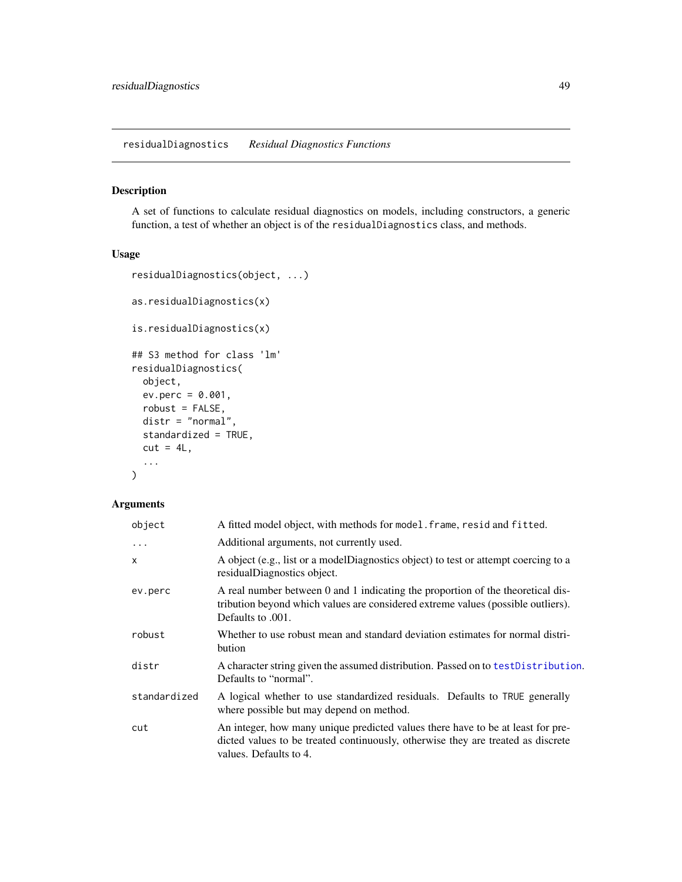## residualDiagnostics *Residual Diagnostics Functions*

### Description

A set of functions to calculate residual diagnostics on models, including constructors, a generic function, a test of whether an object is of the `residualDiagnostics` class, and methods.

### Usage

```
residualDiagnostics(object, ...)

as.residualDiagnostics(x)

is.residualDiagnostics(x)

## S3 method for class 'lm'
residualDiagnostics(
  object,
  ev.perc = 0.001,
  robust = FALSE,
  distr = "normal",
  standardized = TRUE,
  cut = 4L,
  ...
)
```

### Arguments

| | |
|---|---|
| `object` | A fitted model object, with methods for `model.frame`, `resid` and `fitted`. |
| `...` | Additional arguments, not currently used. |
| `x` | A object (e.g., list or a modelDiagnostics object) to test or attempt coercing to a residualDiagnostics object. |
| `ev.perc` | A real number between 0 and 1 indicating the proportion of the theoretical distribution beyond which values are considered extreme values (possible outliers). Defaults to .001. |
| `robust` | Whether to use robust mean and standard deviation estimates for normal distribution |
| `distr` | A character string given the assumed distribution. Passed on to `testDistribution`. Defaults to "normal". |
| `standardized` | A logical whether to use standardized residuals. Defaults to `TRUE` generally where possible but may depend on method. |
| `cut` | An integer, how many unique predicted values there have to be at least for predicted values to be treated continuously, otherwise they are treated as discrete values. Defaults to 4. |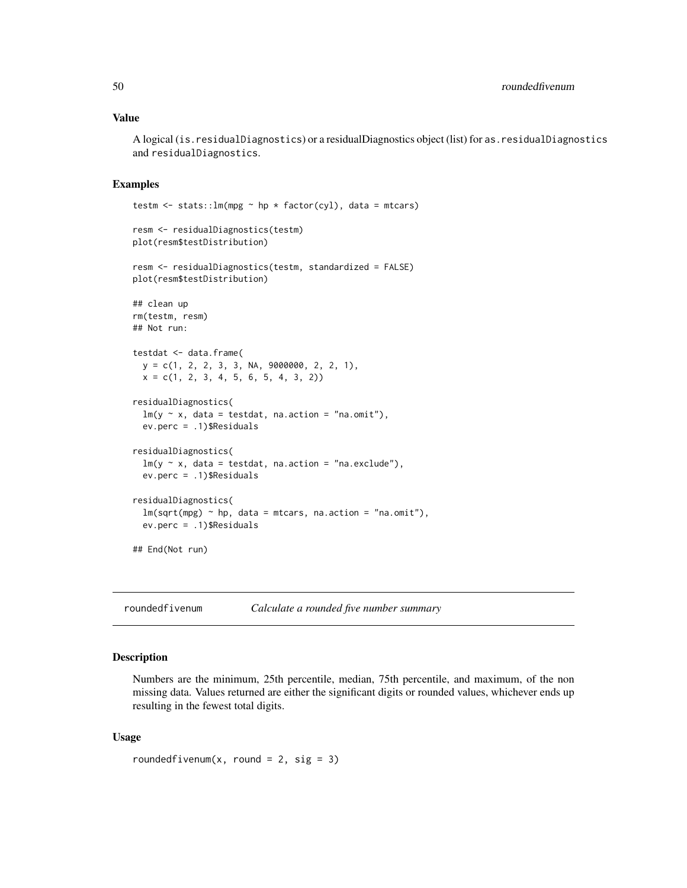## Value

A logical (`is.residualDiagnostics`) or a residualDiagnostics object (list) for `as.residualDiagnostics` and `residualDiagnostics`.

## Examples

```
testm <- stats::lm(mpg ~ hp * factor(cyl), data = mtcars)

resm <- residualDiagnostics(testm)
plot(resm$testDistribution)

resm <- residualDiagnostics(testm, standardized = FALSE)
plot(resm$testDistribution)

## clean up
rm(testm, resm)
## Not run:

testdat <- data.frame(
  y = c(1, 2, 2, 3, 3, NA, 9000000, 2, 2, 1),
  x = c(1, 2, 3, 4, 5, 6, 5, 4, 3, 2))

residualDiagnostics(
  lm(y ~ x, data = testdat, na.action = "na.omit"),
  ev.perc = .1)$Residuals

residualDiagnostics(
  lm(y ~ x, data = testdat, na.action = "na.exclude"),
  ev.perc = .1)$Residuals

residualDiagnostics(
  lm(sqrt(mpg) ~ hp, data = mtcars, na.action = "na.omit"),
  ev.perc = .1)$Residuals

## End(Not run)
```

---

# roundedfivenum — *Calculate a rounded five number summary*

## Description

Numbers are the minimum, 25th percentile, median, 75th percentile, and maximum, of the non missing data. Values returned are either the significant digits or rounded values, whichever ends up resulting in the fewest total digits.

## Usage

```
roundedfivenum(x, round = 2, sig = 3)
```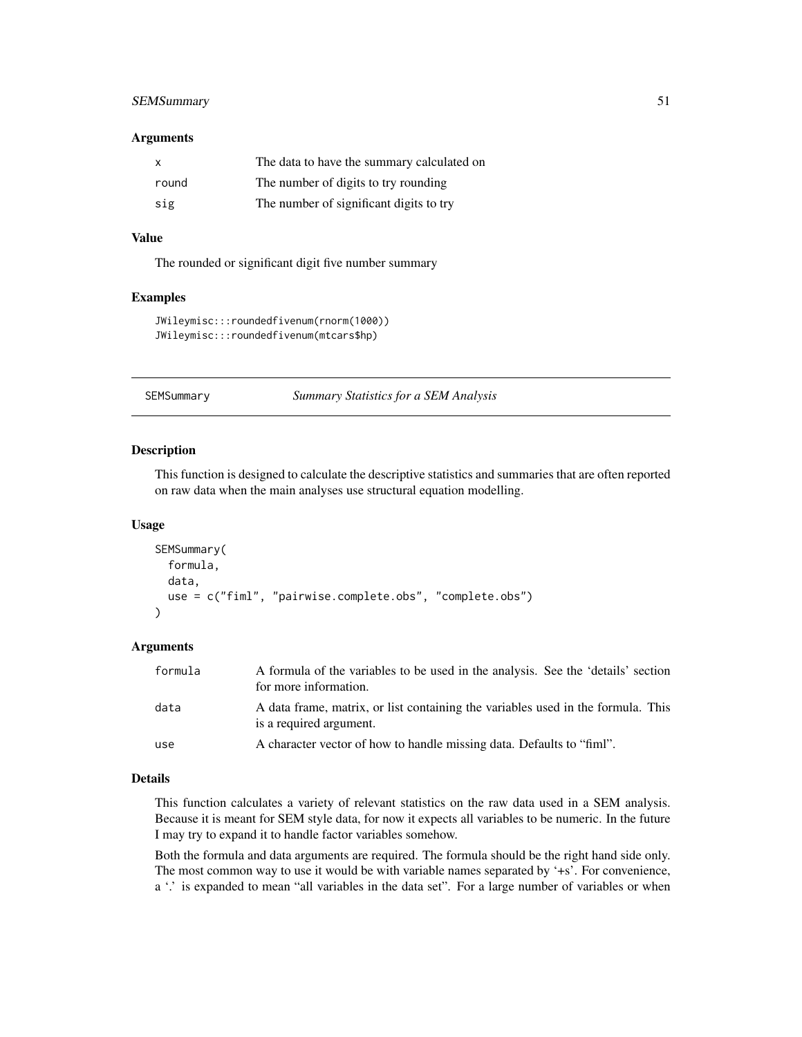### Arguments

| | |
|---|---|
| x | The data to have the summary calculated on |
| round | The number of digits to try rounding |
| sig | The number of significant digits to try |

### Value

The rounded or significant digit five number summary

### Examples

```
JWileymisc:::roundedfivenum(rnorm(1000))
JWileymisc:::roundedfivenum(mtcars$hp)
```

---

## SEMSummary — *Summary Statistics for a SEM Analysis*

### Description

This function is designed to calculate the descriptive statistics and summaries that are often reported on raw data when the main analyses use structural equation modelling.

### Usage

```
SEMSummary(
  formula,
  data,
  use = c("fiml", "pairwise.complete.obs", "complete.obs")
)
```

### Arguments

| | |
|---|---|
| formula | A formula of the variables to be used in the analysis. See the 'details' section for more information. |
| data | A data frame, matrix, or list containing the variables used in the formula. This is a required argument. |
| use | A character vector of how to handle missing data. Defaults to "fiml". |

### Details

This function calculates a variety of relevant statistics on the raw data used in a SEM analysis. Because it is meant for SEM style data, for now it expects all variables to be numeric. In the future I may try to expand it to handle factor variables somehow.

Both the formula and data arguments are required. The formula should be the right hand side only. The most common way to use it would be with variable names separated by '+s'. For convenience, a '.' is expanded to mean "all variables in the data set". For a large number of variables or when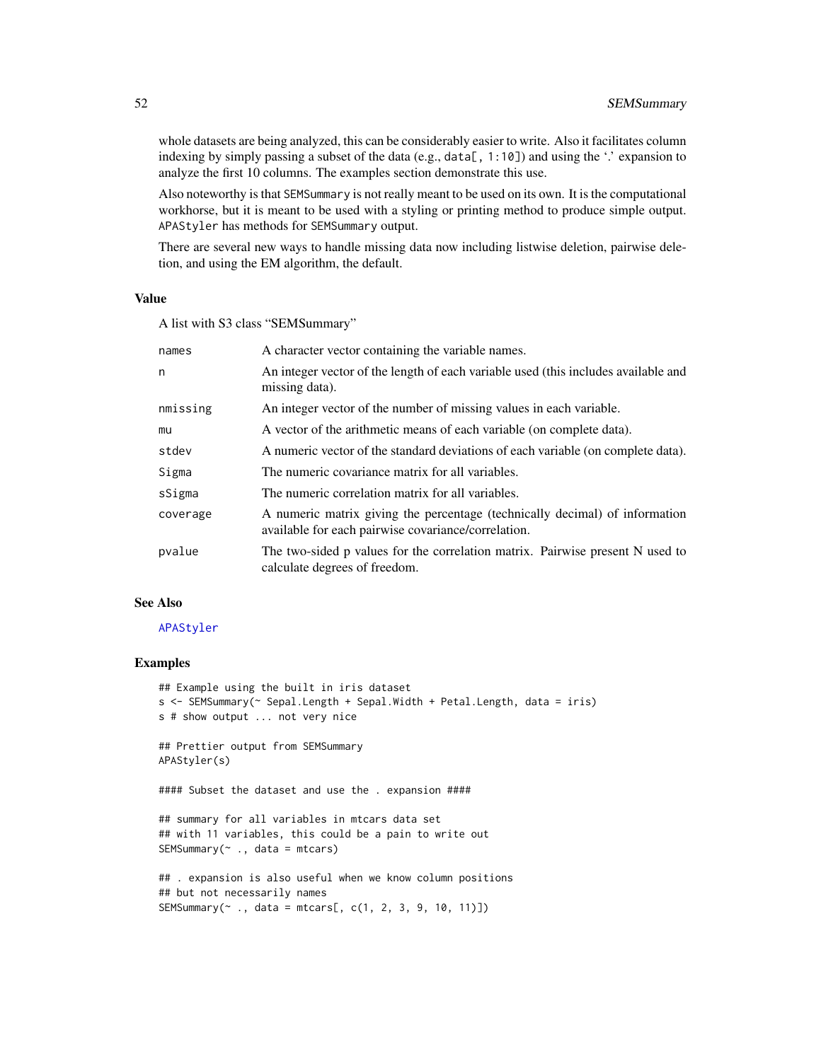whole datasets are being analyzed, this can be considerably easier to write. Also it facilitates column indexing by simply passing a subset of the data (e.g., `data[, 1:10]`) and using the '.' expansion to analyze the first 10 columns. The examples section demonstrate this use.

Also noteworthy is that `SEMSummary` is not really meant to be used on its own. It is the computational workhorse, but it is meant to be used with a styling or printing method to produce simple output. `APAStyler` has methods for `SEMSummary` output.

There are several new ways to handle missing data now including listwise deletion, pairwise deletion, and using the EM algorithm, the default.

## Value

A list with S3 class "SEMSummary"

| | |
|---|---|
| `names` | A character vector containing the variable names. |
| `n` | An integer vector of the length of each variable used (this includes available and missing data). |
| `nmissing` | An integer vector of the number of missing values in each variable. |
| `mu` | A vector of the arithmetic means of each variable (on complete data). |
| `stdev` | A numeric vector of the standard deviations of each variable (on complete data). |
| `Sigma` | The numeric covariance matrix for all variables. |
| `sSigma` | The numeric correlation matrix for all variables. |
| `coverage` | A numeric matrix giving the percentage (technically decimal) of information available for each pairwise covariance/correlation. |
| `pvalue` | The two-sided p values for the correlation matrix. Pairwise present N used to calculate degrees of freedom. |

## See Also

`APAStyler`

## Examples

```
## Example using the built in iris dataset
s <- SEMSummary(~ Sepal.Length + Sepal.Width + Petal.Length, data = iris)
s # show output ... not very nice

## Prettier output from SEMSummary
APAStyler(s)

#### Subset the dataset and use the . expansion ####

## summary for all variables in mtcars data set
## with 11 variables, this could be a pain to write out
SEMSummary(~ ., data = mtcars)

## . expansion is also useful when we know column positions
## but not necessarily names
SEMSummary(~ ., data = mtcars[, c(1, 2, 3, 9, 10, 11)])
```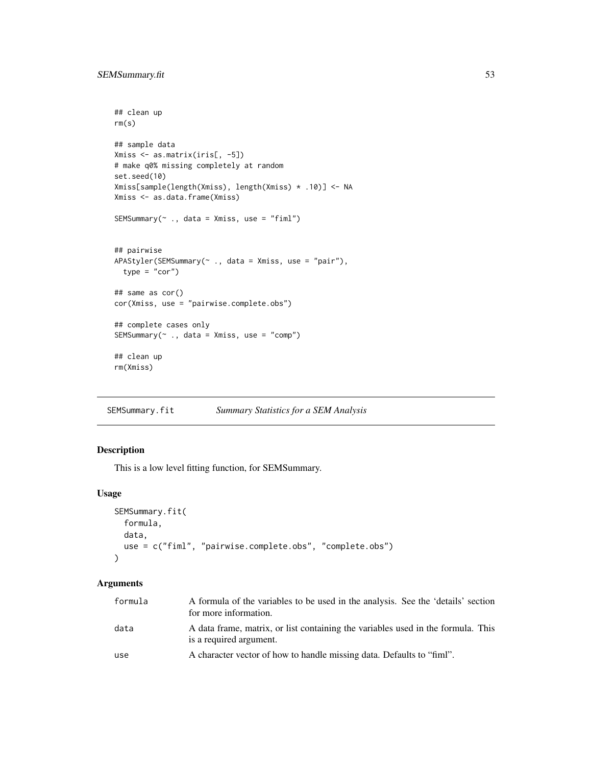```
## clean up
rm(s)

## sample data
Xmiss <- as.matrix(iris[, -5])
# make q0% missing completely at random
set.seed(10)
Xmiss[sample(length(Xmiss), length(Xmiss) * .10)] <- NA
Xmiss <- as.data.frame(Xmiss)

SEMSummary(~ ., data = Xmiss, use = "fiml")


## pairwise
APAStyler(SEMSummary(~ ., data = Xmiss, use = "pair"),
  type = "cor")

## same as cor()
cor(Xmiss, use = "pairwise.complete.obs")

## complete cases only
SEMSummary(~ ., data = Xmiss, use = "comp")

## clean up
rm(Xmiss)
```

---

## SEMSummary.fit — *Summary Statistics for a SEM Analysis*

### Description

This is a low level fitting function, for SEMSummary.

### Usage

```
SEMSummary.fit(
  formula,
  data,
  use = c("fiml", "pairwise.complete.obs", "complete.obs")
)
```

### Arguments

| | |
|---|---|
| formula | A formula of the variables to be used in the analysis. See the 'details' section for more information. |
| data | A data frame, matrix, or list containing the variables used in the formula. This is a required argument. |
| use | A character vector of how to handle missing data. Defaults to "fiml". |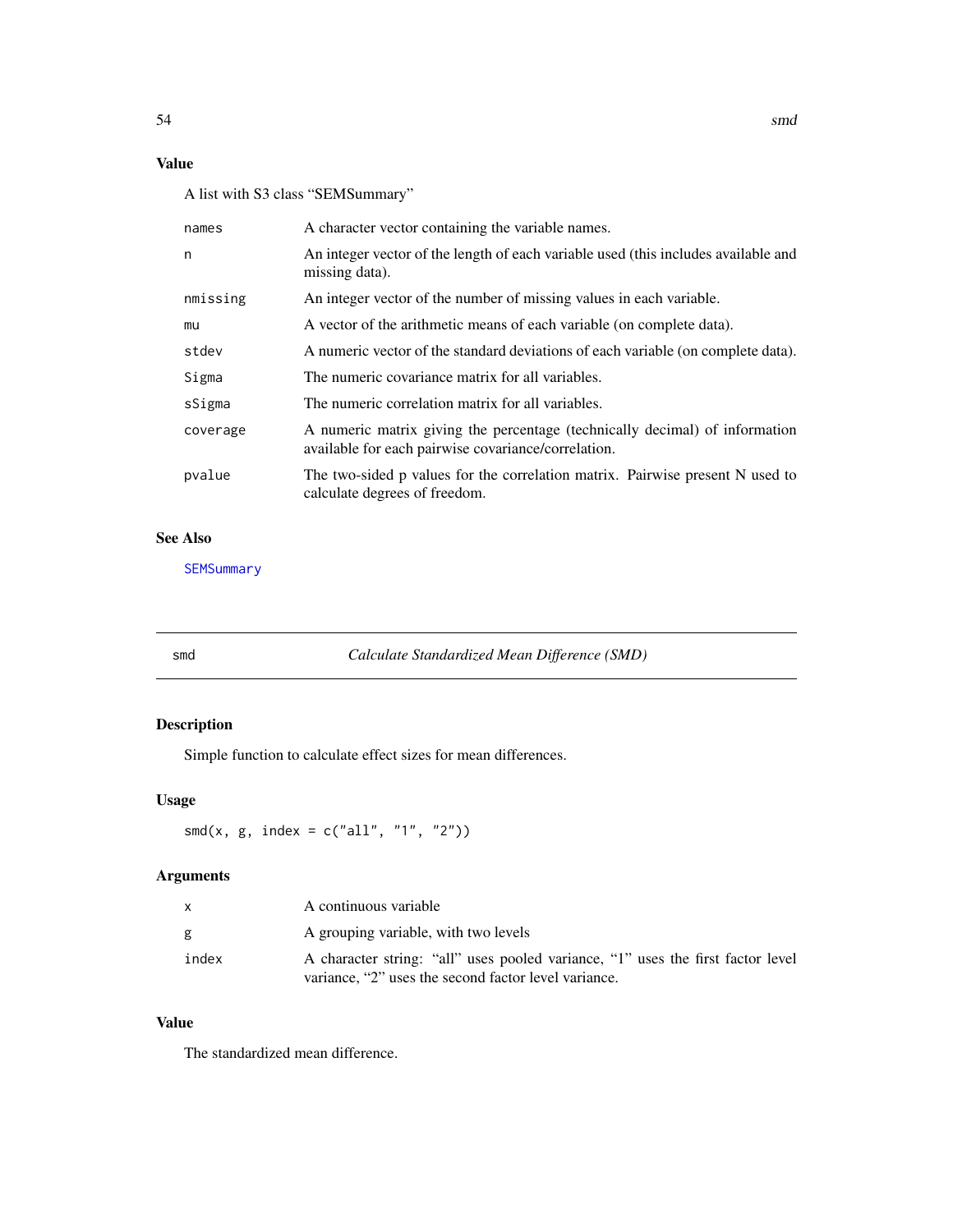### Value

A list with S3 class "SEMSummary"

| | |
|---|---|
| names | A character vector containing the variable names. |
| n | An integer vector of the length of each variable used (this includes available and missing data). |
| nmissing | An integer vector of the number of missing values in each variable. |
| mu | A vector of the arithmetic means of each variable (on complete data). |
| stdev | A numeric vector of the standard deviations of each variable (on complete data). |
| Sigma | The numeric covariance matrix for all variables. |
| sSigma | The numeric correlation matrix for all variables. |
| coverage | A numeric matrix giving the percentage (technically decimal) of information available for each pairwise covariance/correlation. |
| pvalue | The two-sided p values for the correlation matrix. Pairwise present N used to calculate degrees of freedom. |

### See Also

SEMSummary

---

## smd — *Calculate Standardized Mean Difference (SMD)*

### Description

Simple function to calculate effect sizes for mean differences.

### Usage

```
smd(x, g, index = c("all", "1", "2"))
```

### Arguments

| | |
|---|---|
| x | A continuous variable |
| g | A grouping variable, with two levels |
| index | A character string: "all" uses pooled variance, "1" uses the first factor level variance, "2" uses the second factor level variance. |

### Value

The standardized mean difference.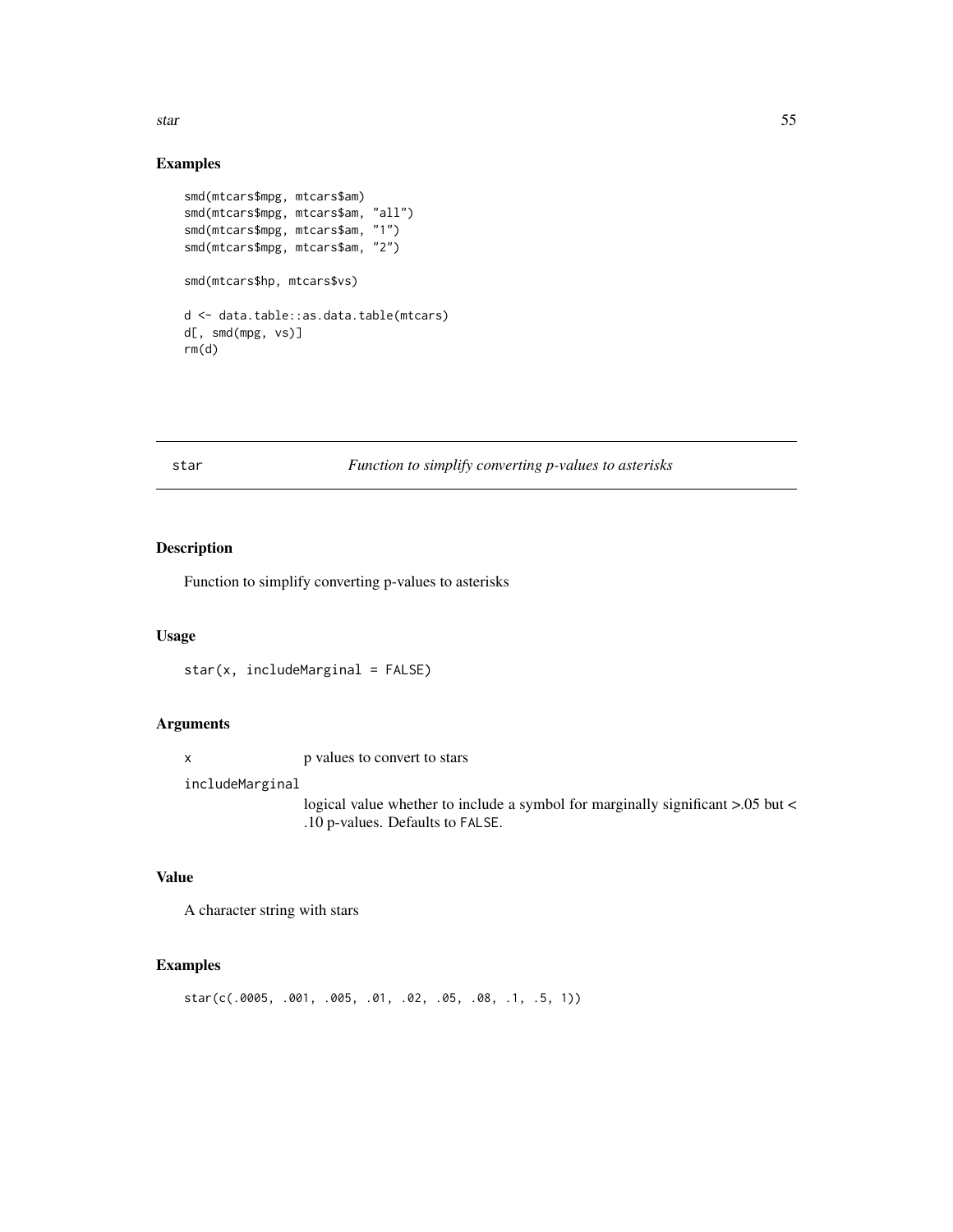## Examples

```
smd(mtcars$mpg, mtcars$am)
smd(mtcars$mpg, mtcars$am, "all")
smd(mtcars$mpg, mtcars$am, "1")
smd(mtcars$mpg, mtcars$am, "2")

smd(mtcars$hp, mtcars$vs)

d <- data.table::as.data.table(mtcars)
d[, smd(mpg, vs)]
rm(d)
```

---

# star — *Function to simplify converting p-values to asterisks*

---

## Description

Function to simplify converting p-values to asterisks

## Usage

```
star(x, includeMarginal = FALSE)
```

## Arguments

| | |
|---|---|
| `x` | p values to convert to stars |
| `includeMarginal` | logical value whether to include a symbol for marginally significant >.05 but < .10 p-values. Defaults to `FALSE`. |

## Value

A character string with stars

## Examples

```
star(c(.0005, .001, .005, .01, .02, .05, .08, .1, .5, 1))
```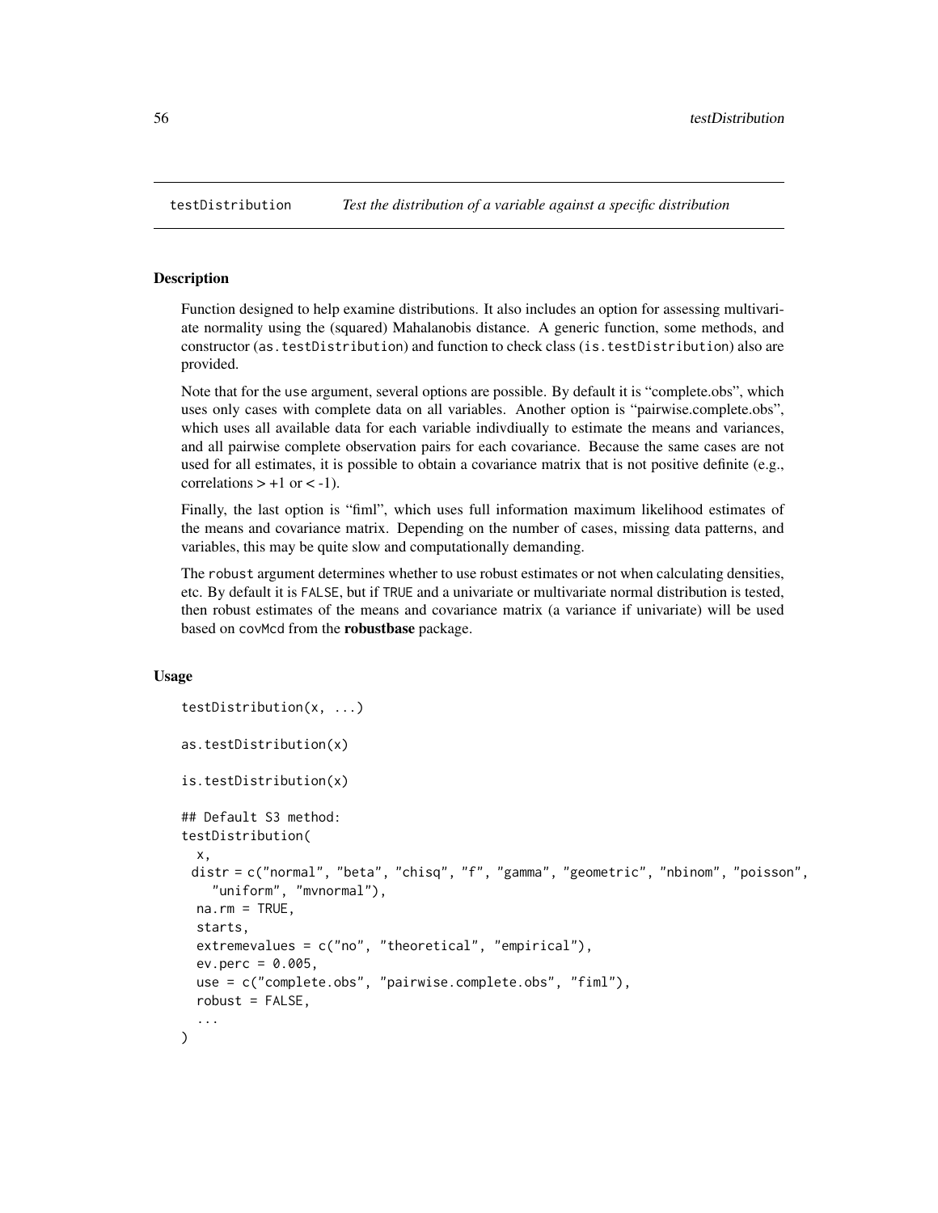## testDistribution *Test the distribution of a variable against a specific distribution*

### Description

Function designed to help examine distributions. It also includes an option for assessing multivariate normality using the (squared) Mahalanobis distance. A generic function, some methods, and constructor (`as.testDistribution`) and function to check class (`is.testDistribution`) also are provided.

Note that for the `use` argument, several options are possible. By default it is "complete.obs", which uses only cases with complete data on all variables. Another option is "pairwise.complete.obs", which uses all available data for each variable indivdiually to estimate the means and variances, and all pairwise complete observation pairs for each covariance. Because the same cases are not used for all estimates, it is possible to obtain a covariance matrix that is not positive definite (e.g., correlations > +1 or < -1).

Finally, the last option is "fiml", which uses full information maximum likelihood estimates of the means and covariance matrix. Depending on the number of cases, missing data patterns, and variables, this may be quite slow and computationally demanding.

The `robust` argument determines whether to use robust estimates or not when calculating densities, etc. By default it is `FALSE`, but if `TRUE` and a univariate or multivariate normal distribution is tested, then robust estimates of the means and covariance matrix (a variance if univariate) will be used based on `covMcd` from the **robustbase** package.

### Usage

```
testDistribution(x, ...)

as.testDistribution(x)

is.testDistribution(x)

## Default S3 method:
testDistribution(
  x,
 distr = c("normal", "beta", "chisq", "f", "gamma", "geometric", "nbinom", "poisson",
    "uniform", "mvnormal"),
  na.rm = TRUE,
  starts,
  extremevalues = c("no", "theoretical", "empirical"),
  ev.perc = 0.005,
  use = c("complete.obs", "pairwise.complete.obs", "fiml"),
  robust = FALSE,
  ...
)
```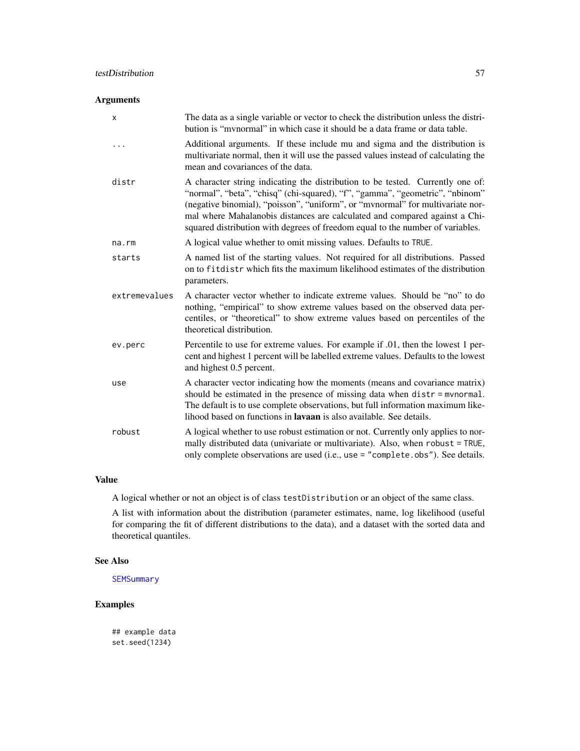## Arguments

| | |
|---|---|
| x | The data as a single variable or vector to check the distribution unless the distribution is "mvnormal" in which case it should be a data frame or data table. |
| ... | Additional arguments. If these include mu and sigma and the distribution is multivariate normal, then it will use the passed values instead of calculating the mean and covariances of the data. |
| distr | A character string indicating the distribution to be tested. Currently one of: "normal", "beta", "chisq" (chi-squared), "f", "gamma", "geometric", "nbinom" (negative binomial), "poisson", "uniform", or "mvnormal" for multivariate normal where Mahalanobis distances are calculated and compared against a Chi-squared distribution with degrees of freedom equal to the number of variables. |
| na.rm | A logical value whether to omit missing values. Defaults to `TRUE`. |
| starts | A named list of the starting values. Not required for all distributions. Passed on to `fitdistr` which fits the maximum likelihood estimates of the distribution parameters. |
| extremevalues | A character vector whether to indicate extreme values. Should be "no" to do nothing, "empirical" to show extreme values based on the observed data percentiles, or "theoretical" to show extreme values based on percentiles of the theoretical distribution. |
| ev.perc | Percentile to use for extreme values. For example if .01, then the lowest 1 percent and highest 1 percent will be labelled extreme values. Defaults to the lowest and highest 0.5 percent. |
| use | A character vector indicating how the moments (means and covariance matrix) should be estimated in the presence of missing data when `distr = mvnormal`. The default is to use complete observations, but full information maximum likelihood based on functions in **lavaan** is also available. See details. |
| robust | A logical whether to use robust estimation or not. Currently only applies to normally distributed data (univariate or multivariate). Also, when `robust = TRUE`, only complete observations are used (i.e., `use = "complete.obs"`). See details. |

## Value

A logical whether or not an object is of class `testDistribution` or an object of the same class.

A list with information about the distribution (parameter estimates, name, log likelihood (useful for comparing the fit of different distributions to the data), and a dataset with the sorted data and theoretical quantiles.

## See Also

`SEMSummary`

## Examples

```
## example data
set.seed(1234)
```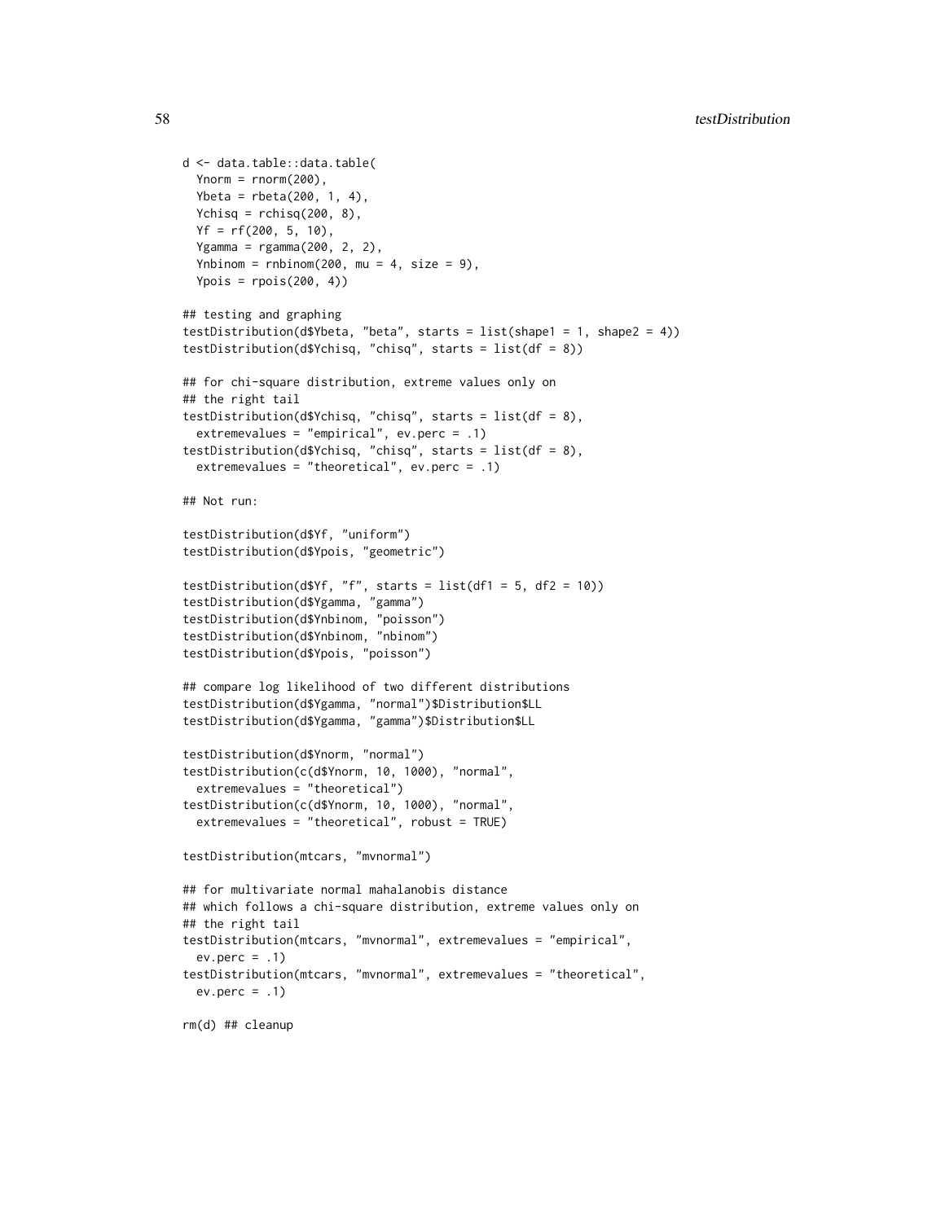```
d <- data.table::data.table(
  Ynorm = rnorm(200),
  Ybeta = rbeta(200, 1, 4),
  Ychisq = rchisq(200, 8),
  Yf = rf(200, 5, 10),
  Ygamma = rgamma(200, 2, 2),
  Ynbinom = rnbinom(200, mu = 4, size = 9),
  Ypois = rpois(200, 4))

## testing and graphing
testDistribution(d$Ybeta, "beta", starts = list(shape1 = 1, shape2 = 4))
testDistribution(d$Ychisq, "chisq", starts = list(df = 8))

## for chi-square distribution, extreme values only on
## the right tail
testDistribution(d$Ychisq, "chisq", starts = list(df = 8),
  extremevalues = "empirical", ev.perc = .1)
testDistribution(d$Ychisq, "chisq", starts = list(df = 8),
  extremevalues = "theoretical", ev.perc = .1)

## Not run:

testDistribution(d$Yf, "uniform")
testDistribution(d$Ypois, "geometric")

testDistribution(d$Yf, "f", starts = list(df1 = 5, df2 = 10))
testDistribution(d$Ygamma, "gamma")
testDistribution(d$Ynbinom, "poisson")
testDistribution(d$Ynbinom, "nbinom")
testDistribution(d$Ypois, "poisson")

## compare log likelihood of two different distributions
testDistribution(d$Ygamma, "normal")$Distribution$LL
testDistribution(d$Ygamma, "gamma")$Distribution$LL

testDistribution(d$Ynorm, "normal")
testDistribution(c(d$Ynorm, 10, 1000), "normal",
  extremevalues = "theoretical")
testDistribution(c(d$Ynorm, 10, 1000), "normal",
  extremevalues = "theoretical", robust = TRUE)

testDistribution(mtcars, "mvnormal")

## for multivariate normal mahalanobis distance
## which follows a chi-square distribution, extreme values only on
## the right tail
testDistribution(mtcars, "mvnormal", extremevalues = "empirical",
  ev.perc = .1)
testDistribution(mtcars, "mvnormal", extremevalues = "theoretical",
  ev.perc = .1)

rm(d) ## cleanup
```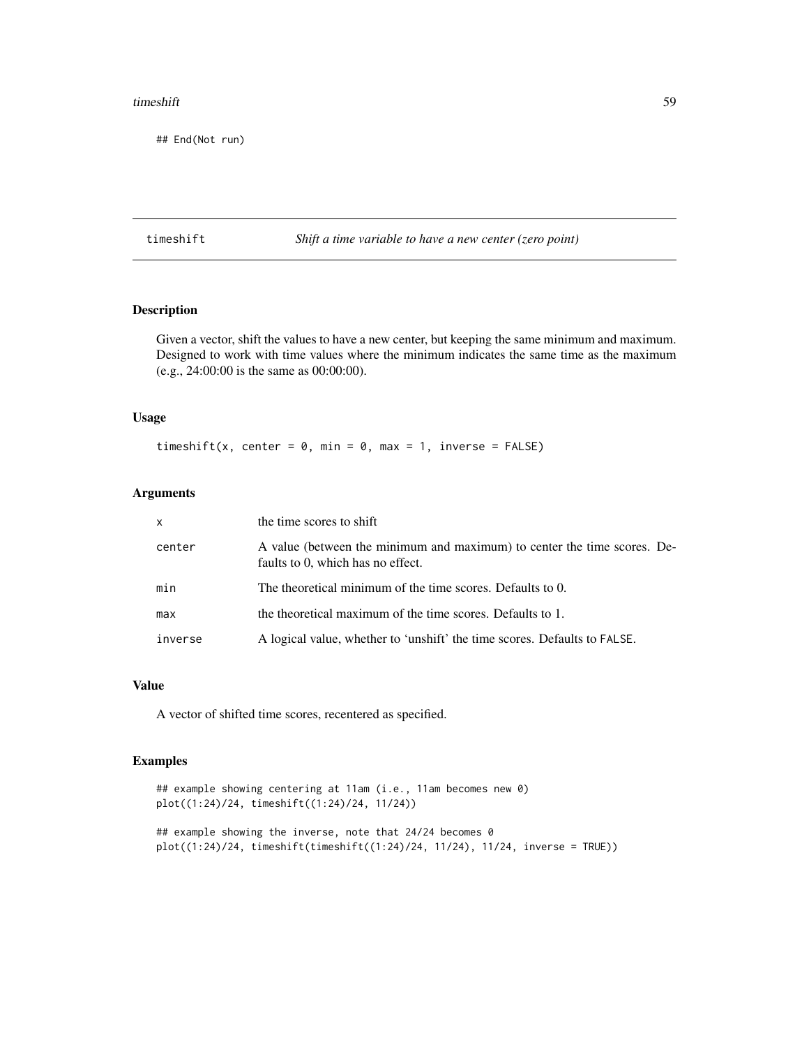```
## End(Not run)
```

## timeshift — *Shift a time variable to have a new center (zero point)*

### Description

Given a vector, shift the values to have a new center, but keeping the same minimum and maximum. Designed to work with time values where the minimum indicates the same time as the maximum (e.g., 24:00:00 is the same as 00:00:00).

### Usage

```
timeshift(x, center = 0, min = 0, max = 1, inverse = FALSE)
```

### Arguments

| | |
|---|---|
| `x` | the time scores to shift |
| `center` | A value (between the minimum and maximum) to center the time scores. Defaults to 0, which has no effect. |
| `min` | The theoretical minimum of the time scores. Defaults to 0. |
| `max` | the theoretical maximum of the time scores. Defaults to 1. |
| `inverse` | A logical value, whether to 'unshift' the time scores. Defaults to `FALSE`. |

### Value

A vector of shifted time scores, recentered as specified.

### Examples

```
## example showing centering at 11am (i.e., 11am becomes new 0)
plot((1:24)/24, timeshift((1:24)/24, 11/24))

## example showing the inverse, note that 24/24 becomes 0
plot((1:24)/24, timeshift(timeshift((1:24)/24, 11/24), 11/24, inverse = TRUE))
```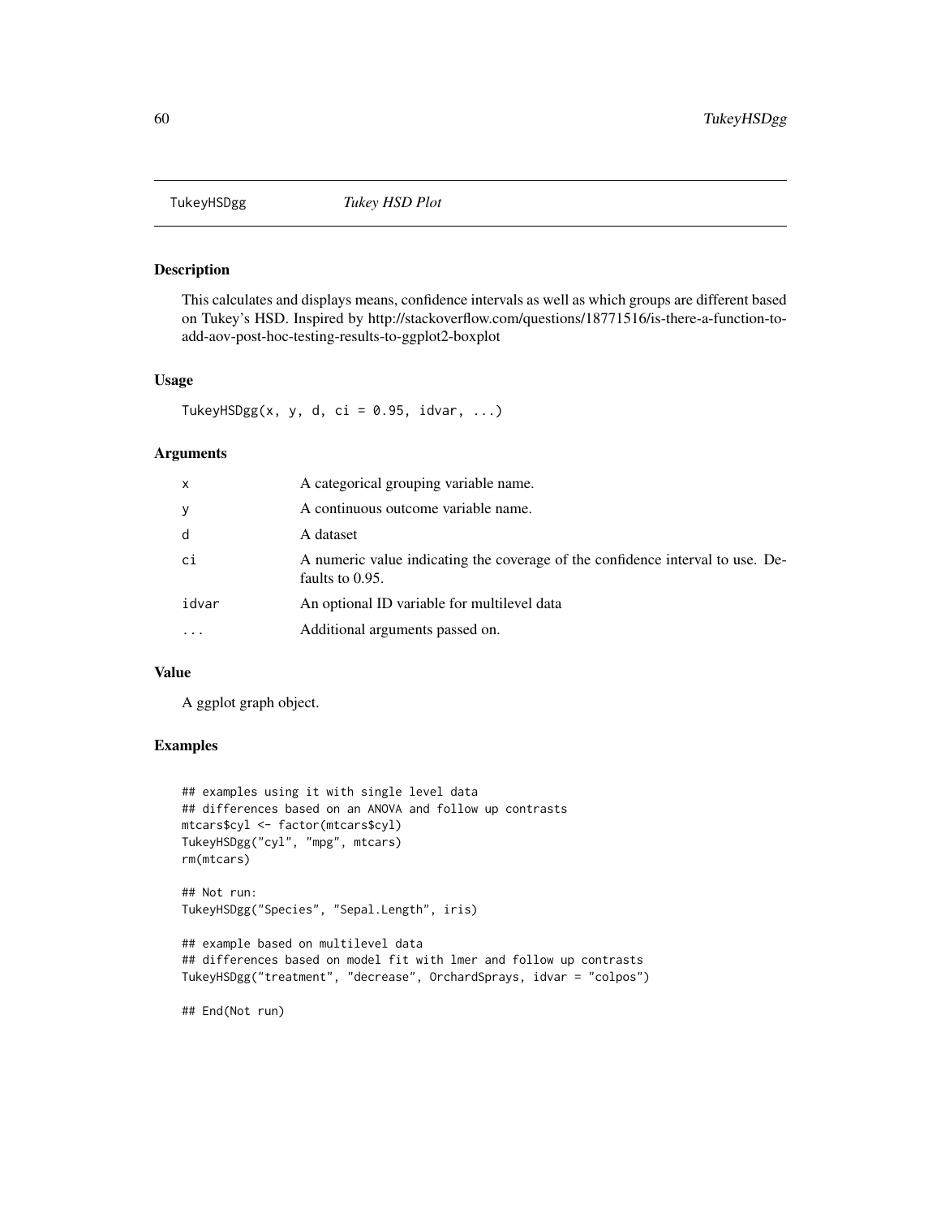# TukeyHSDgg *Tukey HSD Plot*

## Description

This calculates and displays means, confidence intervals as well as which groups are different based on Tukey's HSD. Inspired by http://stackoverflow.com/questions/18771516/is-there-a-function-to-add-aov-post-hoc-testing-results-to-ggplot2-boxplot

## Usage

```
TukeyHSDgg(x, y, d, ci = 0.95, idvar, ...)
```

## Arguments

| | |
|---|---|
| x | A categorical grouping variable name. |
| y | A continuous outcome variable name. |
| d | A dataset |
| ci | A numeric value indicating the coverage of the confidence interval to use. Defaults to 0.95. |
| idvar | An optional ID variable for multilevel data |
| ... | Additional arguments passed on. |

## Value

A ggplot graph object.

## Examples

```
## examples using it with single level data
## differences based on an ANOVA and follow up contrasts
mtcars$cyl <- factor(mtcars$cyl)
TukeyHSDgg("cyl", "mpg", mtcars)
rm(mtcars)

## Not run:
TukeyHSDgg("Species", "Sepal.Length", iris)

## example based on multilevel data
## differences based on model fit with lmer and follow up contrasts
TukeyHSDgg("treatment", "decrease", OrchardSprays, idvar = "colpos")

## End(Not run)
```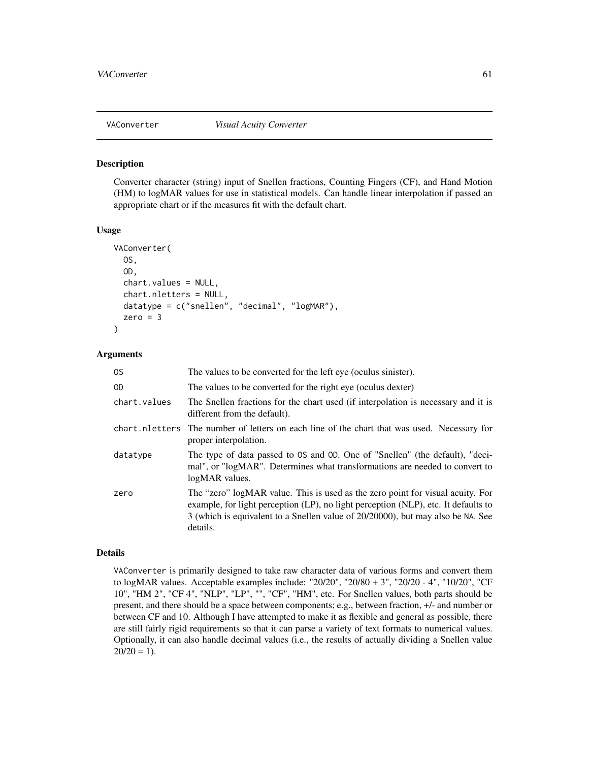# VAConverter *Visual Acuity Converter*

## Description

Converter character (string) input of Snellen fractions, Counting Fingers (CF), and Hand Motion (HM) to logMAR values for use in statistical models. Can handle linear interpolation if passed an appropriate chart or if the measures fit with the default chart.

## Usage

```
VAConverter(
  OS,
  OD,
  chart.values = NULL,
  chart.nletters = NULL,
  datatype = c("snellen", "decimal", "logMAR"),
  zero = 3
)
```

## Arguments

| | |
|---|---|
| OS | The values to be converted for the left eye (oculus sinister). |
| OD | The values to be converted for the right eye (oculus dexter) |
| chart.values | The Snellen fractions for the chart used (if interpolation is necessary and it is different from the default). |
| chart.nletters | The number of letters on each line of the chart that was used. Necessary for proper interpolation. |
| datatype | The type of data passed to OS and OD. One of "Snellen" (the default), "decimal", or "logMAR". Determines what transformations are needed to convert to logMAR values. |
| zero | The "zero" logMAR value. This is used as the zero point for visual acuity. For example, for light perception (LP), no light perception (NLP), etc. It defaults to 3 (which is equivalent to a Snellen value of 20/20000), but may also be NA. See details. |

## Details

VAConverter is primarily designed to take raw character data of various forms and convert them to logMAR values. Acceptable examples include: "20/20", "20/80 + 3", "20/20 - 4", "10/20", "CF 10", "HM 2", "CF 4", "NLP", "LP", "", "CF", "HM", etc. For Snellen values, both parts should be present, and there should be a space between components; e.g., between fraction, +/- and number or between CF and 10. Although I have attempted to make it as flexible and general as possible, there are still fairly rigid requirements so that it can parse a variety of text formats to numerical values. Optionally, it can also handle decimal values (i.e., the results of actually dividing a Snellen value 20/20 = 1).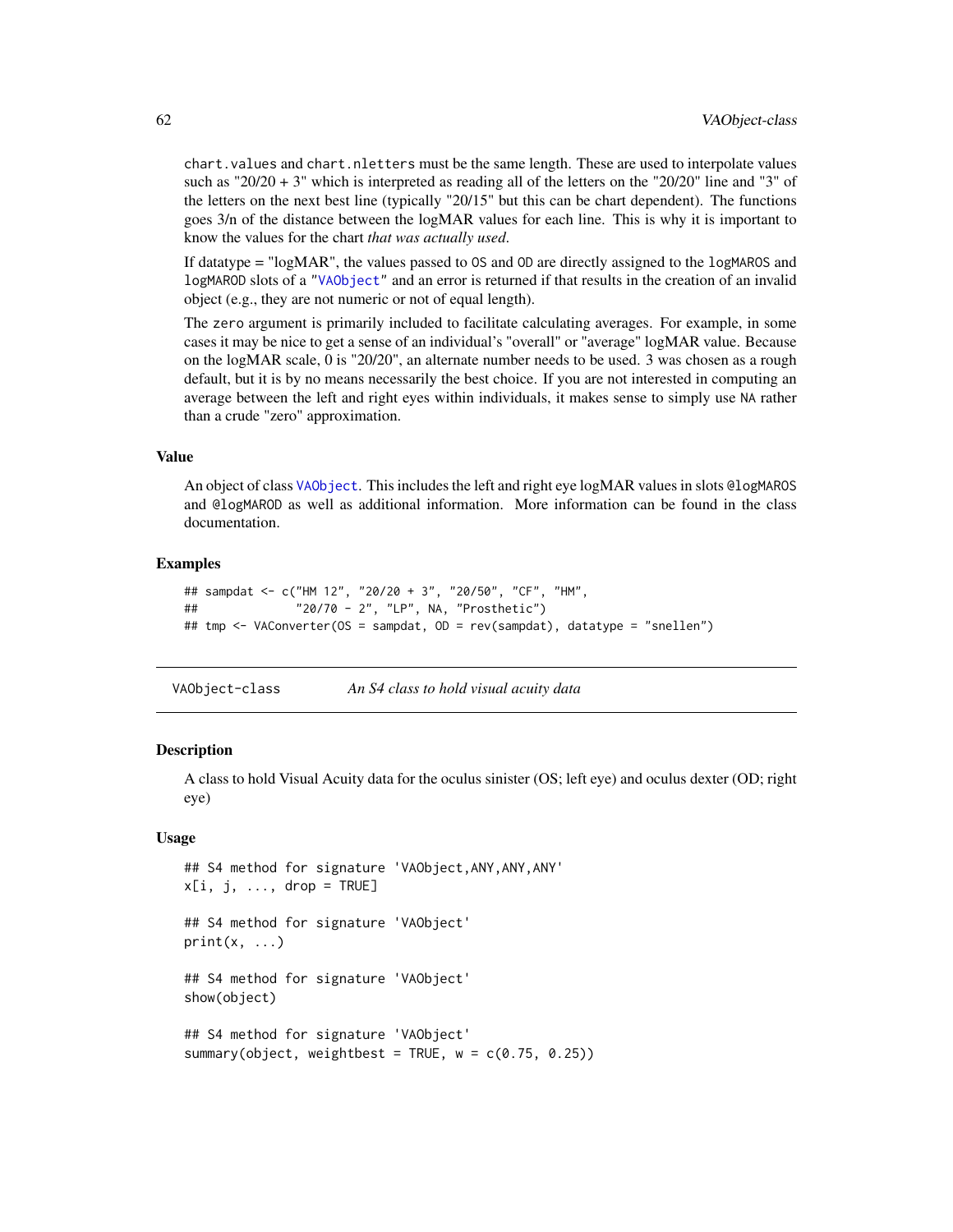`chart.values` and `chart.nletters` must be the same length. These are used to interpolate values such as "20/20 + 3" which is interpreted as reading all of the letters on the "20/20" line and "3" of the letters on the next best line (typically "20/15" but this can be chart dependent). The functions goes 3/n of the distance between the logMAR values for each line. This is why it is important to know the values for the chart *that was actually used*.

If datatype = "logMAR", the values passed to `OS` and `OD` are directly assigned to the `logMAROS` and `logMAROD` slots of a "`VAObject`" and an error is returned if that results in the creation of an invalid object (e.g., they are not numeric or not of equal length).

The `zero` argument is primarily included to facilitate calculating averages. For example, in some cases it may be nice to get a sense of an individual's "overall" or "average" logMAR value. Because on the logMAR scale, 0 is "20/20", an alternate number needs to be used. 3 was chosen as a rough default, but it is by no means necessarily the best choice. If you are not interested in computing an average between the left and right eyes within individuals, it makes sense to simply use `NA` rather than a crude "zero" approximation.

### Value

An object of class `VAObject`. This includes the left and right eye logMAR values in slots `@logMAROS` and `@logMAROD` as well as additional information. More information can be found in the class documentation.

### Examples

```
## sampdat <- c("HM 12", "20/20 + 3", "20/50", "CF", "HM",
##              "20/70 - 2", "LP", NA, "Prosthetic")
## tmp <- VAConverter(OS = sampdat, OD = rev(sampdat), datatype = "snellen")
```

---

## VAObject-class — *An S4 class to hold visual acuity data*

### Description

A class to hold Visual Acuity data for the oculus sinister (OS; left eye) and oculus dexter (OD; right eye)

### Usage

```
## S4 method for signature 'VAObject,ANY,ANY,ANY'
x[i, j, ..., drop = TRUE]

## S4 method for signature 'VAObject'
print(x, ...)

## S4 method for signature 'VAObject'
show(object)

## S4 method for signature 'VAObject'
summary(object, weightbest = TRUE, w = c(0.75, 0.25))
```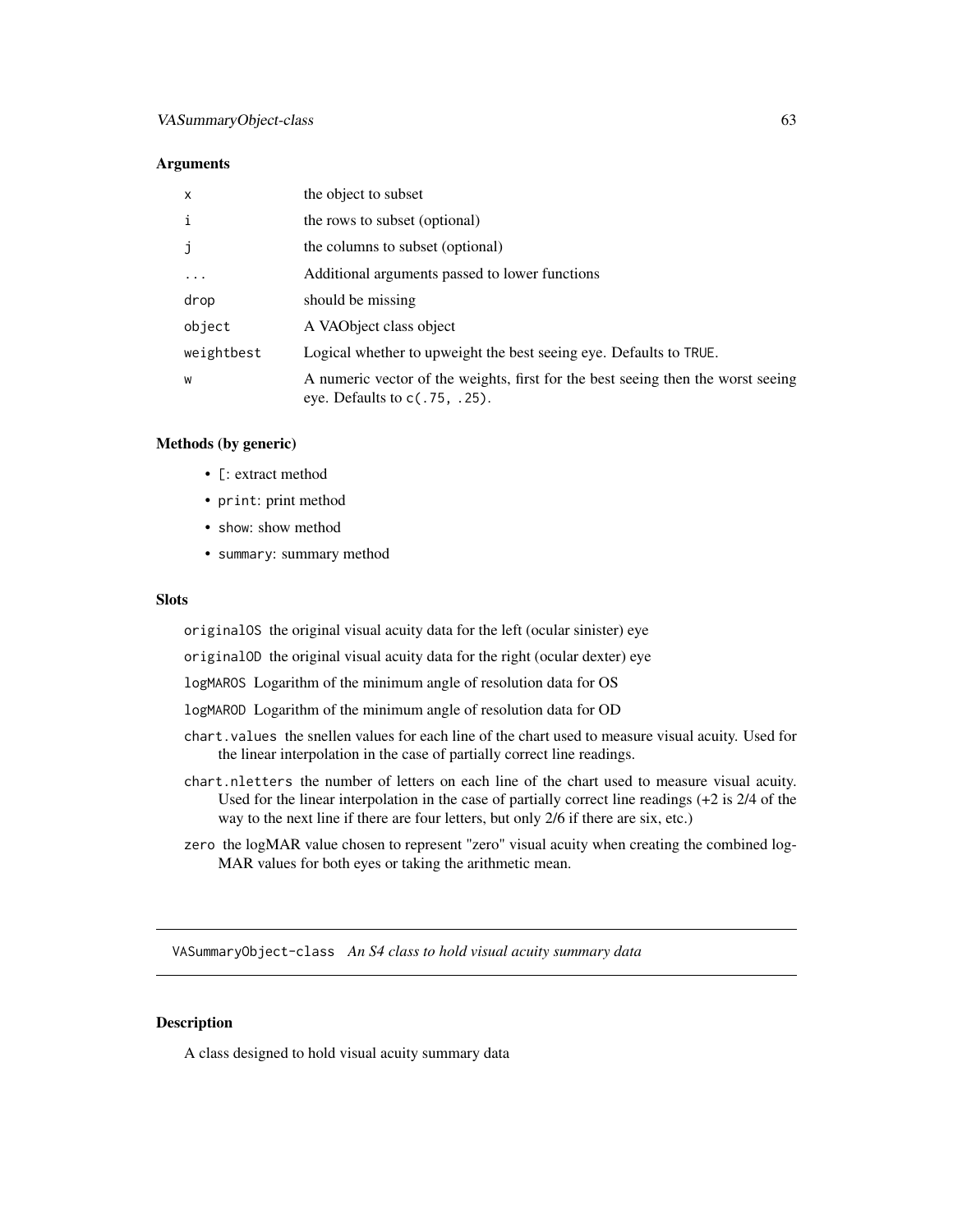### Arguments

| | |
|---|---|
| `x` | the object to subset |
| `i` | the rows to subset (optional) |
| `j` | the columns to subset (optional) |
| `...` | Additional arguments passed to lower functions |
| `drop` | should be missing |
| `object` | A VAObject class object |
| `weightbest` | Logical whether to upweight the best seeing eye. Defaults to `TRUE`. |
| `w` | A numeric vector of the weights, first for the best seeing then the worst seeing eye. Defaults to `c(.75, .25)`. |

### Methods (by generic)

- `[`: extract method
- `print`: print method
- `show`: show method
- `summary`: summary method

### Slots

`originalOS` the original visual acuity data for the left (ocular sinister) eye

`originalOD` the original visual acuity data for the right (ocular dexter) eye

`logMAROS` Logarithm of the minimum angle of resolution data for OS

`logMAROD` Logarithm of the minimum angle of resolution data for OD

`chart.values` the snellen values for each line of the chart used to measure visual acuity. Used for the linear interpolation in the case of partially correct line readings.

`chart.nletters` the number of letters on each line of the chart used to measure visual acuity. Used for the linear interpolation in the case of partially correct line readings (+2 is 2/4 of the way to the next line if there are four letters, but only 2/6 if there are six, etc.)

`zero` the logMAR value chosen to represent "zero" visual acuity when creating the combined logMAR values for both eyes or taking the arithmetic mean.

---

## `VASummaryObject-class` *An S4 class to hold visual acuity summary data*

---

### Description

A class designed to hold visual acuity summary data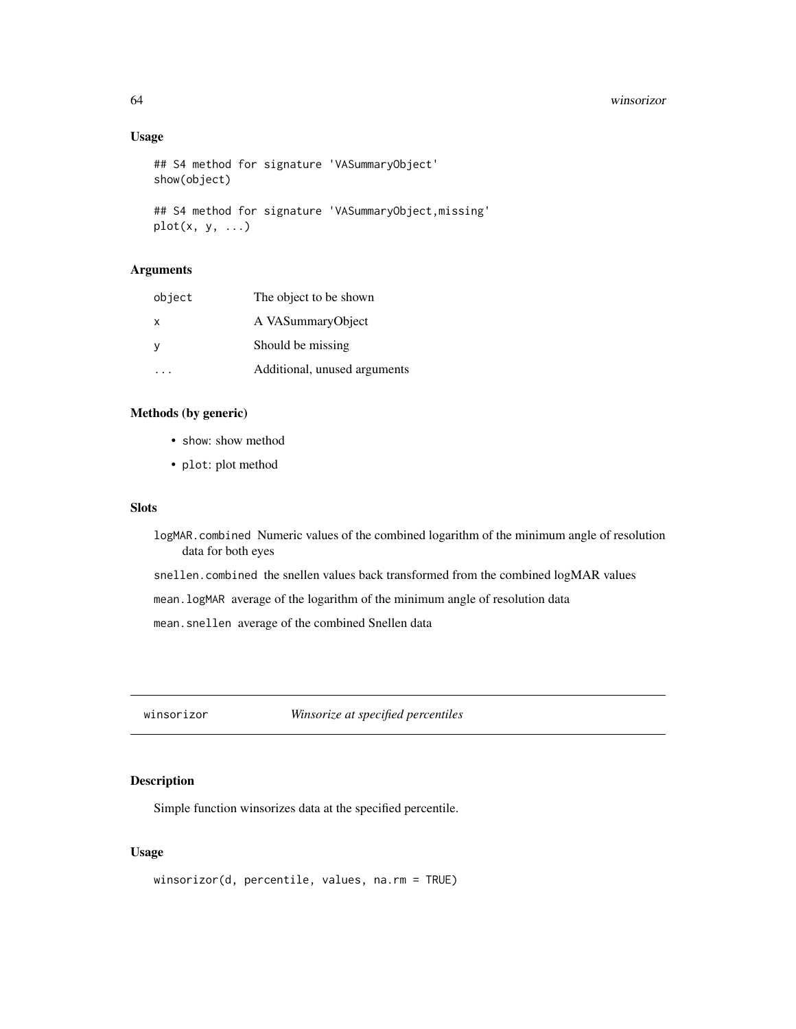### Usage

```
## S4 method for signature 'VASummaryObject'
show(object)

## S4 method for signature 'VASummaryObject,missing'
plot(x, y, ...)
```

### Arguments

| | |
|---|---|
| `object` | The object to be shown |
| `x` | A VASummaryObject |
| `y` | Should be missing |
| `...` | Additional, unused arguments |

### Methods (by generic)

- `show`: show method
- `plot`: plot method

### Slots

`logMAR.combined` Numeric values of the combined logarithm of the minimum angle of resolution data for both eyes

`snellen.combined` the snellen values back transformed from the combined logMAR values

`mean.logMAR` average of the logarithm of the minimum angle of resolution data

`mean.snellen` average of the combined Snellen data

---

## winsorizor — *Winsorize at specified percentiles*

### Description

Simple function winsorizes data at the specified percentile.

### Usage

```
winsorizor(d, percentile, values, na.rm = TRUE)
```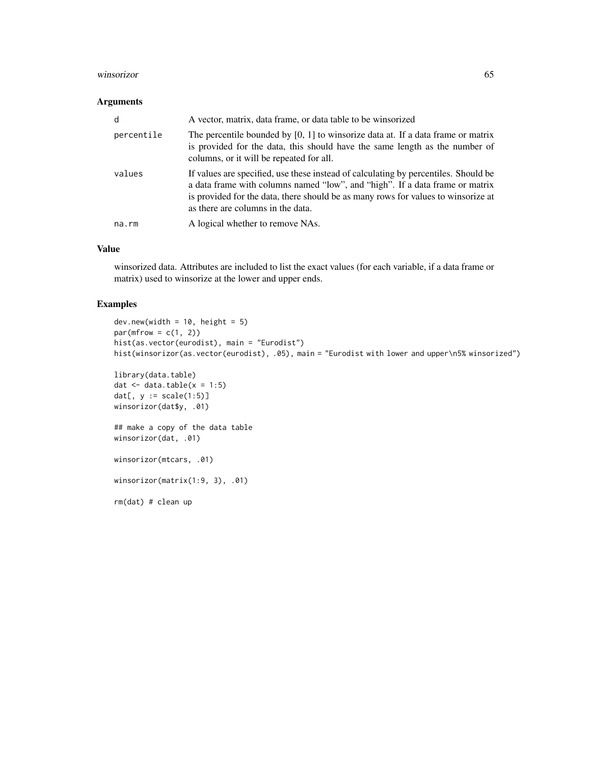### Arguments

| | |
|---|---|
| d | A vector, matrix, data frame, or data table to be winsorized |
| percentile | The percentile bounded by [0, 1] to winsorize data at. If a data frame or matrix is provided for the data, this should have the same length as the number of columns, or it will be repeated for all. |
| values | If values are specified, use these instead of calculating by percentiles. Should be a data frame with columns named "low", and "high". If a data frame or matrix is provided for the data, there should be as many rows for values to winsorize at as there are columns in the data. |
| na.rm | A logical whether to remove NAs. |

### Value

winsorized data. Attributes are included to list the exact values (for each variable, if a data frame or matrix) used to winsorize at the lower and upper ends.

### Examples

```
dev.new(width = 10, height = 5)
par(mfrow = c(1, 2))
hist(as.vector(eurodist), main = "Eurodist")
hist(winsorizor(as.vector(eurodist), .05), main = "Eurodist with lower and upper\n5% winsorized")

library(data.table)
dat <- data.table(x = 1:5)
dat[, y := scale(1:5)]
winsorizor(dat$y, .01)

## make a copy of the data table
winsorizor(dat, .01)

winsorizor(mtcars, .01)

winsorizor(matrix(1:9, 3), .01)

rm(dat) # clean up
```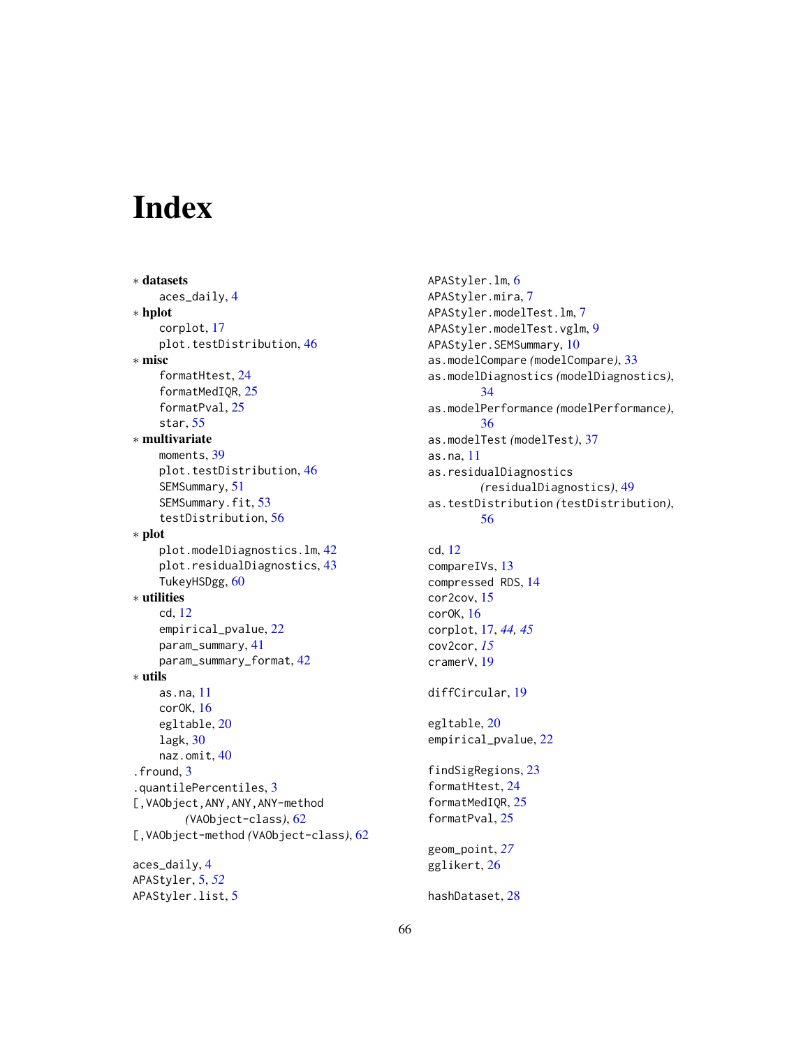# Index

∗ **datasets**
  aces_daily, 4
∗ **hplot**
  corplot, 17
  plot.testDistribution, 46
∗ **misc**
  formatHtest, 24
  formatMedIQR, 25
  formatPval, 25
  star, 55
∗ **multivariate**
  moments, 39
  plot.testDistribution, 46
  SEMSummary, 51
  SEMSummary.fit, 53
  testDistribution, 56
∗ **plot**
  plot.modelDiagnostics.lm, 42
  plot.residualDiagnostics, 43
  TukeyHSDgg, 60
∗ **utilities**
  cd, 12
  empirical_pvalue, 22
  param_summary, 41
  param_summary_format, 42
∗ **utils**
  as.na, 11
  corOK, 16
  egltable, 20
  lagk, 30
  naz.omit, 40

.found, 3
.quantilePercentiles, 3
[,VAObject,ANY,ANY,ANY-method *(VAObject-class)*, 62
[,VAObject-method *(VAObject-class)*, 62

aces_daily, 4
APAStyler, 5, *52*
APAStyler.list, 5
APAStyler.lm, 6
APAStyler.mira, 7
APAStyler.modelTest.lm, 7
APAStyler.modelTest.vglm, 9
APAStyler.SEMSummary, 10
as.modelCompare *(modelCompare)*, 33
as.modelDiagnostics *(modelDiagnostics)*, 34
as.modelPerformance *(modelPerformance)*, 36
as.modelTest *(modelTest)*, 37
as.na, 11
as.residualDiagnostics *(residualDiagnostics)*, 49
as.testDistribution *(testDistribution)*, 56

cd, 12
compareIVs, 13
compressed RDS, 14
cor2cov, 15
corOK, 16
corplot, 17, *44*, *45*
cov2cor, *15*
cramerV, 19

diffCircular, 19

egltable, 20
empirical_pvalue, 22

findSigRegions, 23
formatHtest, 24
formatMedIQR, 25
formatPval, 25

geom_point, *27*
gglikert, 26

hashDataset, 28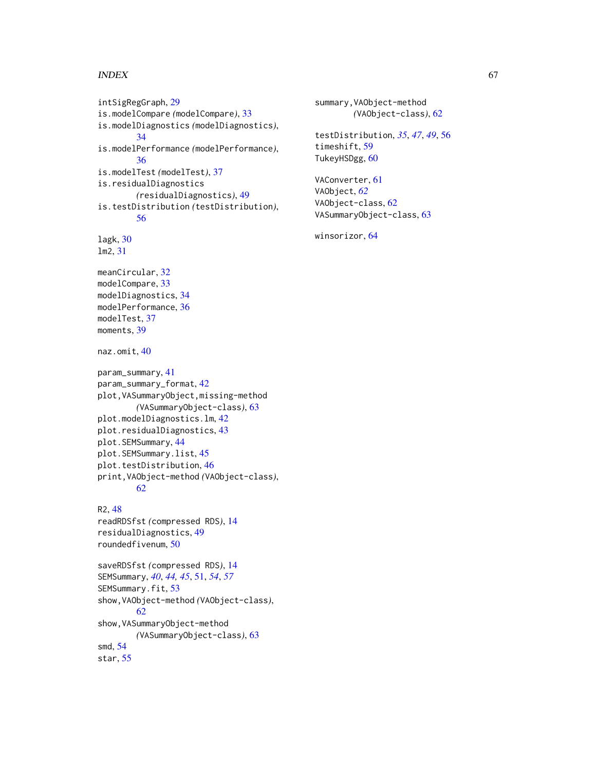intSigRegGraph, 29
is.modelCompare (modelCompare), 33
is.modelDiagnostics (modelDiagnostics), 34
is.modelPerformance (modelPerformance), 36
is.modelTest (modelTest), 37
is.residualDiagnostics (residualDiagnostics), 49
is.testDistribution (testDistribution), 56

lagk, 30
lm2, 31

meanCircular, 32
modelCompare, 33
modelDiagnostics, 34
modelPerformance, 36
modelTest, 37
moments, 39

naz.omit, 40

param_summary, 41
param_summary_format, 42
plot,VASummaryObject,missing-method (VASummaryObject-class), 63
plot.modelDiagnostics.lm, 42
plot.residualDiagnostics, 43
plot.SEMSummary, 44
plot.SEMSummary.list, 45
plot.testDistribution, 46
print,VAObject-method (VAObject-class), 62

R2, 48
readRDSfst (compressed RDS), 14
residualDiagnostics, 49
roundedfivenum, 50

saveRDSfst (compressed RDS), 14
SEMSummary, *40*, *44*, *45*, 51, *54*, *57*
SEMSummary.fit, 53
show,VAObject-method (VAObject-class), 62
show,VASummaryObject-method (VASummaryObject-class), 63
smd, 54
star, 55
summary,VAObject-method (VAObject-class), 62

testDistribution, *35*, *47*, *49*, 56
timeshift, 59
TukeyHSDgg, 60

VAConverter, 61
VAObject, *62*
VAObject-class, 62
VASummaryObject-class, 63

winsorizor, 64